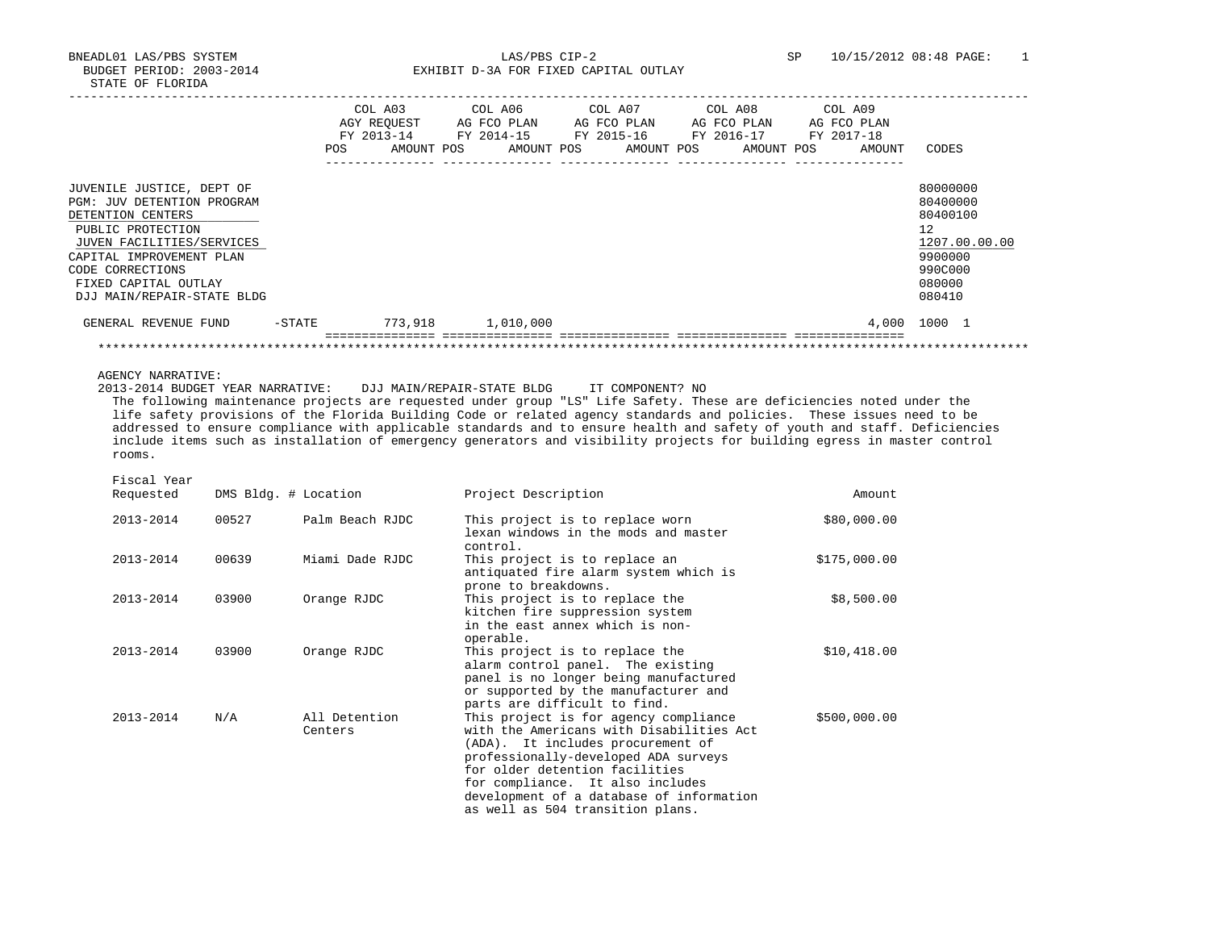BNEADL01 LAS/PBS SYSTEM
BUDGET PERIOD: 2003-2014
STATE OF FLORIDA

LAS/PBS CIP-2
EXHIBIT D-3A FOR FIXED CAPITAL OUTLAY

SP 10/15/2012 08:48

| | COL A03 AGY REQUEST FY 2013-14 POS AMOUNT | COL A06 AG FCO PLAN FY 2014-15 POS AMOUNT | COL A07 AG FCO PLAN FY 2015-16 POS AMOUNT | COL A08 AG FCO PLAN FY 2016-17 POS AMOUNT | COL A09 AG FCO PLAN FY 2017-18 POS AMOUNT | CODES |
|---|---|---|---|---|---|---|
| JUVENILE JUSTICE, DEPT OF | | | | | | 80000000 |
| PGM: JUV DETENTION PROGRAM | | | | | | 80400000 |
| DETENTION CENTERS | | | | | | 80400100 |
| PUBLIC PROTECTION | | | | | | 12 |
| JUVEN FACILITIES/SERVICES | | | | | | 1207.00.00.00 |
| CAPITAL IMPROVEMENT PLAN | | | | | | 9900000 |
| CODE CORRECTIONS | | | | | | 990C000 |
| FIXED CAPITAL OUTLAY | | | | | | 080000 |
| DJJ MAIN/REPAIR-STATE BLDG | | | | | | 080410 |
| GENERAL REVENUE FUND -STATE | 773,918 | 1,010,000 | | | 4,000 | 1000 1 |

AGENCY NARRATIVE:
2013-2014 BUDGET YEAR NARRATIVE: DJJ MAIN/REPAIR-STATE BLDG IT COMPONENT? NO

The following maintenance projects are requested under group "LS" Life Safety. These are deficiencies noted under the life safety provisions of the Florida Building Code or related agency standards and policies. These issues need to be addressed to ensure compliance with applicable standards and to ensure health and safety of youth and staff. Deficiencies include items such as installation of emergency generators and visibility projects for building egress in master control rooms.

| Fiscal Year Requested | DMS Bldg. # | Location | Project Description | Amount |
|---|---|---|---|---|
| 2013-2014 | 00527 | Palm Beach RJDC | This project is to replace worn lexan windows in the mods and master control. | $80,000.00 |
| 2013-2014 | 00639 | Miami Dade RJDC | This project is to replace an antiquated fire alarm system which is prone to breakdowns. | $175,000.00 |
| 2013-2014 | 03900 | Orange RJDC | This project is to replace the kitchen fire suppression system in the east annex which is non-operable. | $8,500.00 |
| 2013-2014 | 03900 | Orange RJDC | This project is to replace the alarm control panel. The existing panel is no longer being manufactured or supported by the manufacturer and parts are difficult to find. | $10,418.00 |
| 2013-2014 | N/A | All Detention Centers | This project is for agency compliance with the Americans with Disabilities Act (ADA). It includes procurement of professionally-developed ADA surveys for older detention facilities for compliance. It also includes development of a database of information as well as 504 transition plans. | $500,000.00 |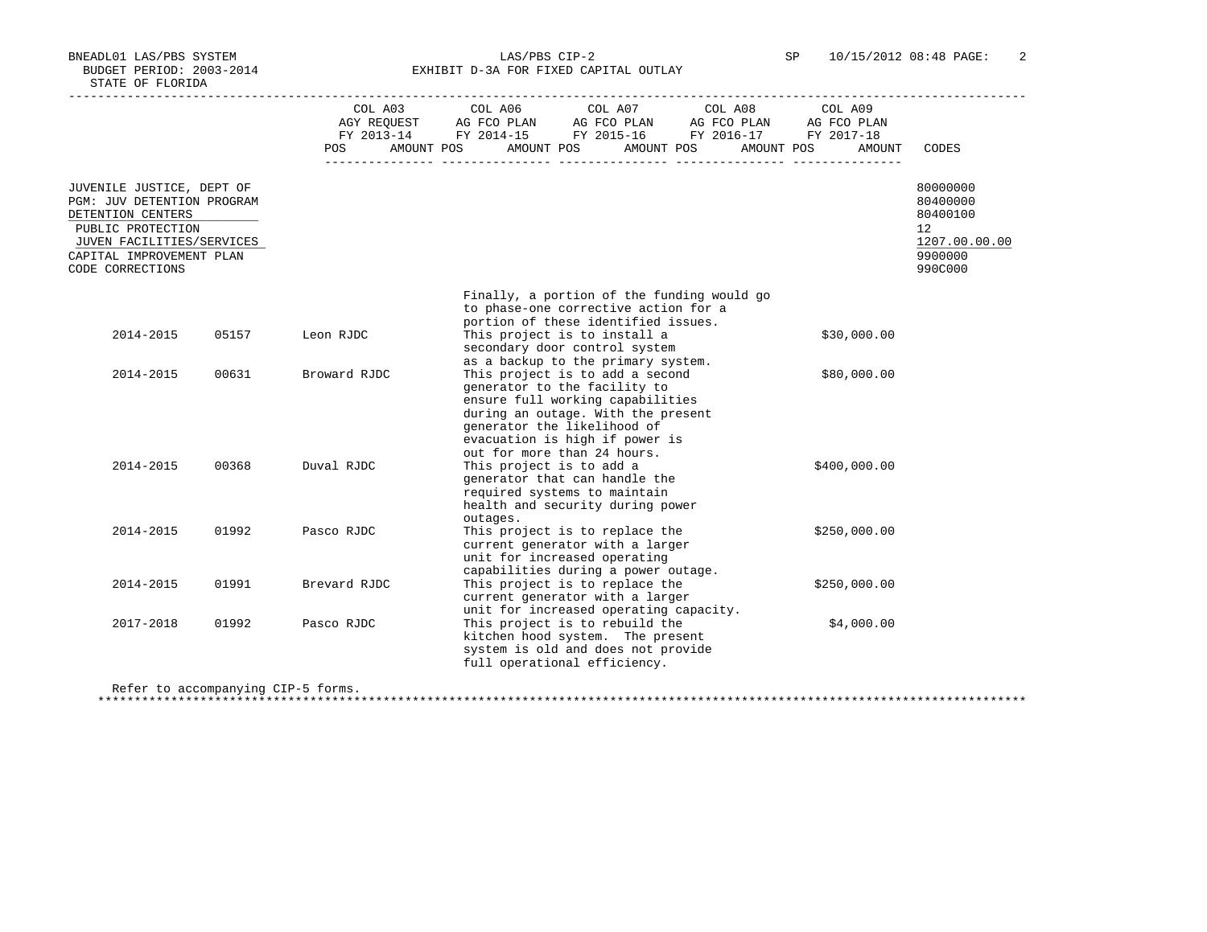BNEADL01 LAS/PBS SYSTEM
BUDGET PERIOD: 2003-2014
STATE OF FLORIDA

LAS/PBS CIP-2
EXHIBIT D-3A FOR FIXED CAPITAL OUTLAY

SP 10/15/2012 08:48

| | COL A03 AGY REQUEST FY 2013-14 POS AMOUNT | COL A06 AG FCO PLAN FY 2014-15 POS AMOUNT | COL A07 AG FCO PLAN FY 2015-16 POS AMOUNT | COL A08 AG FCO PLAN FY 2016-17 POS AMOUNT | COL A09 AG FCO PLAN FY 2017-18 POS AMOUNT | CODES |
|---|---|---|---|---|---|---|
| JUVENILE JUSTICE, DEPT OF | | | | | | 80000000 |
| PGM: JUV DETENTION PROGRAM | | | | | | 80400000 |
| DETENTION CENTERS | | | | | | 80400100 |
| PUBLIC PROTECTION | | | | | | 12 |
| JUVEN FACILITIES/SERVICES | | | | | | 1207.00.00.00 |
| CAPITAL IMPROVEMENT PLAN | | | | | | 9900000 |
| CODE CORRECTIONS | | | | | | 990C000 |

| Year | Code | Facility | Description | Amount |
|---|---|---|---|---|
| | | | Finally, a portion of the funding would go to phase-one corrective action for a portion of these identified issues. | |
| 2014-2015 | 05157 | Leon RJDC | This project is to install a secondary door control system as a backup to the primary system. | $30,000.00 |
| 2014-2015 | 00631 | Broward RJDC | This project is to add a second generator to the facility to ensure full working capabilities during an outage. With the present generator the likelihood of evacuation is high if power is out for more than 24 hours. | $80,000.00 |
| 2014-2015 | 00368 | Duval RJDC | This project is to add a generator that can handle the required systems to maintain health and security during power outages. | $400,000.00 |
| 2014-2015 | 01992 | Pasco RJDC | This project is to replace the current generator with a larger unit for increased operating capabilities during a power outage. | $250,000.00 |
| 2014-2015 | 01991 | Brevard RJDC | This project is to replace the current generator with a larger unit for increased operating capacity. | $250,000.00 |
| 2017-2018 | 01992 | Pasco RJDC | This project is to rebuild the kitchen hood system. The present system is old and does not provide full operational efficiency. | $4,000.00 |

Refer to accompanying CIP-5 forms.

*******************************************************************************************************************************************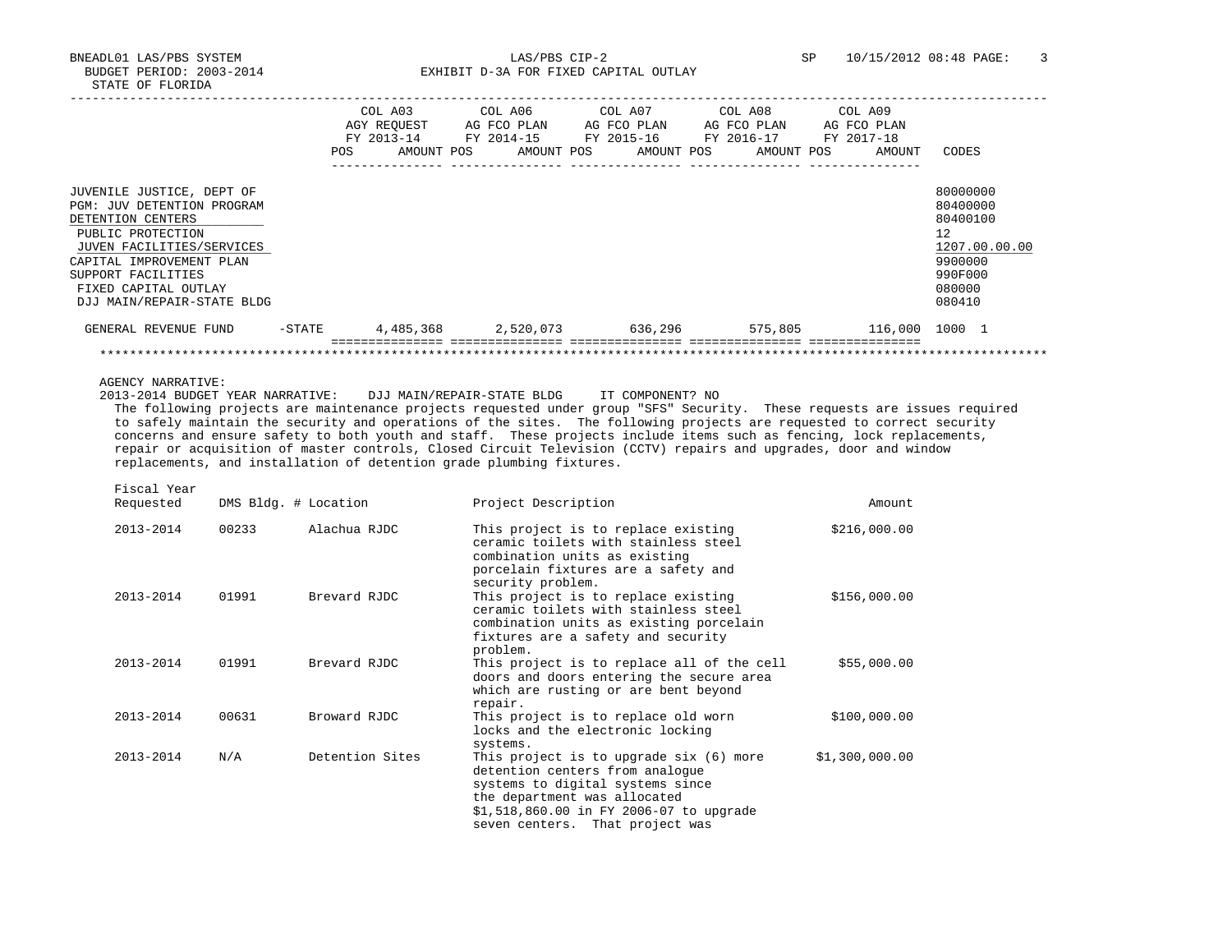BNEADL01 LAS/PBS SYSTEM
BUDGET PERIOD: 2003-2014
STATE OF FLORIDA

LAS/PBS CIP-2
EXHIBIT D-3A FOR FIXED CAPITAL OUTLAY

SP 10/15/2012 08:48

| | COL A03 AGY REQUEST FY 2013-14 POS AMOUNT | COL A06 AG FCO PLAN FY 2014-15 POS AMOUNT | COL A07 AG FCO PLAN FY 2015-16 POS AMOUNT | COL A08 AG FCO PLAN FY 2016-17 POS AMOUNT | COL A09 AG FCO PLAN FY 2017-18 POS AMOUNT | CODES |
|---|---|---|---|---|---|---|
| JUVENILE JUSTICE, DEPT OF | | | | | | 80000000 |
| PGM: JUV DETENTION PROGRAM | | | | | | 80400000 |
| DETENTION CENTERS | | | | | | 80400100 |
| PUBLIC PROTECTION | | | | | | 12 |
| JUVEN FACILITIES/SERVICES | | | | | | 1207.00.00.00 |
| CAPITAL IMPROVEMENT PLAN | | | | | | 9900000 |
| SUPPORT FACILITIES | | | | | | 990F000 |
| FIXED CAPITAL OUTLAY | | | | | | 080000 |
| DJJ MAIN/REPAIR-STATE BLDG | | | | | | 080410 |
| GENERAL REVENUE FUND -STATE | 4,485,368 | 2,520,073 | 636,296 | 575,805 | 116,000 | 1000 1 |

AGENCY NARRATIVE:

2013-2014 BUDGET YEAR NARRATIVE: DJJ MAIN/REPAIR-STATE BLDG IT COMPONENT? NO

The following projects are maintenance projects requested under group "SFS" Security. These requests are issues required to safely maintain the security and operations of the sites. The following projects are requested to correct security concerns and ensure safety to both youth and staff. These projects include items such as fencing, lock replacements, repair or acquisition of master controls, Closed Circuit Television (CCTV) repairs and upgrades, door and window replacements, and installation of detention grade plumbing fixtures.

| Fiscal Year Requested | DMS Bldg. # | Location | Project Description | Amount |
|---|---|---|---|---|
| 2013-2014 | 00233 | Alachua RJDC | This project is to replace existing ceramic toilets with stainless steel combination units as existing porcelain fixtures are a safety and security problem. | $216,000.00 |
| 2013-2014 | 01991 | Brevard RJDC | This project is to replace existing ceramic toilets with stainless steel combination units as existing porcelain fixtures are a safety and security problem. | $156,000.00 |
| 2013-2014 | 01991 | Brevard RJDC | This project is to replace all of the cell doors and doors entering the secure area which are rusting or are bent beyond repair. | $55,000.00 |
| 2013-2014 | 00631 | Broward RJDC | This project is to replace old worn locks and the electronic locking systems. | $100,000.00 |
| 2013-2014 | N/A | Detention Sites | This project is to upgrade six (6) more detention centers from analogue systems to digital systems since the department was allocated $1,518,860.00 in FY 2006-07 to upgrade seven centers. That project was | $1,300,000.00 |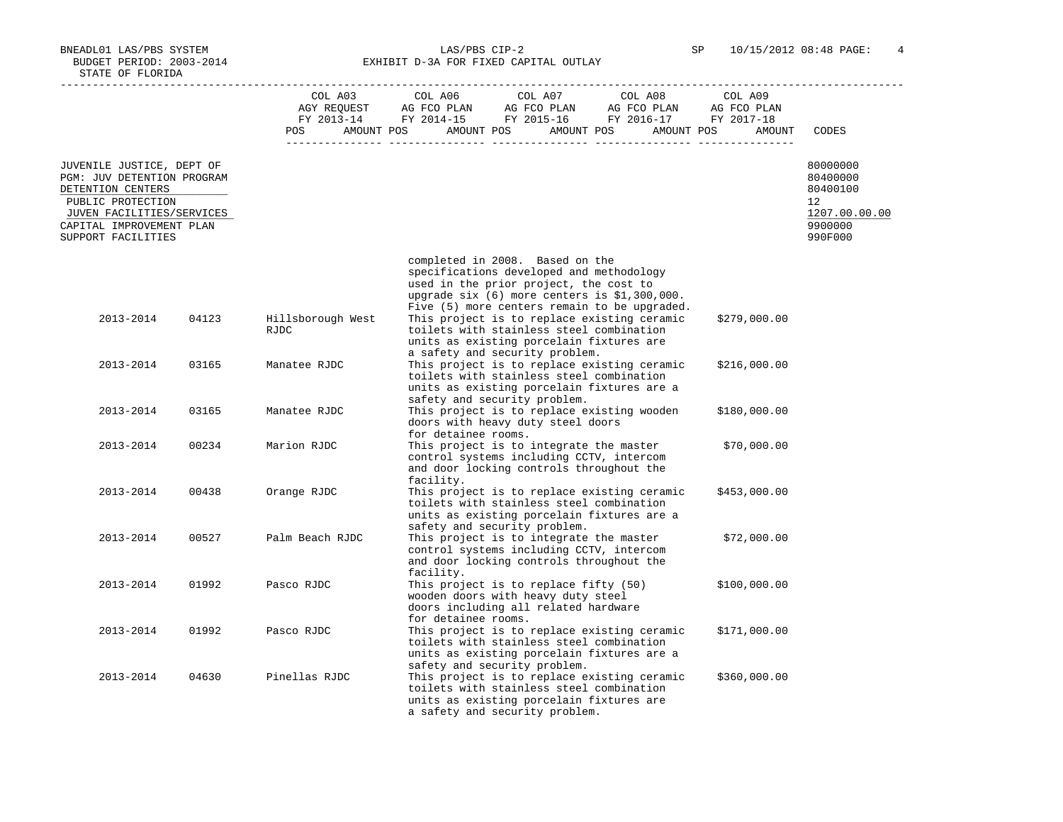BNEADL01 LAS/PBS SYSTEM — LAS/PBS CIP-2 — SP 10/15/2012 08:48

BUDGET PERIOD: 2003-2014 — EXHIBIT D-3A FOR FIXED CAPITAL OUTLAY

STATE OF FLORIDA

| | COL A03 AGY REQUEST FY 2013-14 POS AMOUNT | COL A06 AG FCO PLAN FY 2014-15 POS AMOUNT | COL A07 AG FCO PLAN FY 2015-16 POS AMOUNT | COL A08 AG FCO PLAN FY 2016-17 POS AMOUNT | COL A09 AG FCO PLAN FY 2017-18 POS AMOUNT | CODES |
|---|---|---|---|---|---|---|
| JUVENILE JUSTICE, DEPT OF | | | | | | 80000000 |
| PGM: JUV DETENTION PROGRAM | | | | | | 80400000 |
| DETENTION CENTERS | | | | | | 80400100 |
| PUBLIC PROTECTION | | | | | | 12 |
| JUVEN FACILITIES/SERVICES | | | | | | 1207.00.00.00 |
| CAPITAL IMPROVEMENT PLAN | | | | | | 9900000 |
| SUPPORT FACILITIES | | | | | | 990F000 |

completed in 2008. Based on the specifications developed and methodology used in the prior project, the cost to upgrade six (6) more centers is $1,300,000. Five (5) more centers remain to be upgraded.

| Year | Code | Facility | Description | Amount |
|---|---|---|---|---|
| 2013-2014 | 04123 | Hillsborough West RJDC | This project is to replace existing ceramic toilets with stainless steel combination units as existing porcelain fixtures are a safety and security problem. | $279,000.00 |
| 2013-2014 | 03165 | Manatee RJDC | This project is to replace existing ceramic toilets with stainless steel combination units as existing porcelain fixtures are a safety and security problem. | $216,000.00 |
| 2013-2014 | 03165 | Manatee RJDC | This project is to replace existing wooden doors with heavy duty steel doors for detainee rooms. | $180,000.00 |
| 2013-2014 | 00234 | Marion RJDC | This project is to integrate the master control systems including CCTV, intercom and door locking controls throughout the facility. | $70,000.00 |
| 2013-2014 | 00438 | Orange RJDC | This project is to replace existing ceramic toilets with stainless steel combination units as existing porcelain fixtures are a safety and security problem. | $453,000.00 |
| 2013-2014 | 00527 | Palm Beach RJDC | This project is to integrate the master control systems including CCTV, intercom and door locking controls throughout the facility. | $72,000.00 |
| 2013-2014 | 01992 | Pasco RJDC | This project is to replace fifty (50) wooden doors with heavy duty steel doors including all related hardware for detainee rooms. | $100,000.00 |
| 2013-2014 | 01992 | Pasco RJDC | This project is to replace existing ceramic toilets with stainless steel combination units as existing porcelain fixtures are a safety and security problem. | $171,000.00 |
| 2013-2014 | 04630 | Pinellas RJDC | This project is to replace existing ceramic toilets with stainless steel combination units as existing porcelain fixtures are a safety and security problem. | $360,000.00 |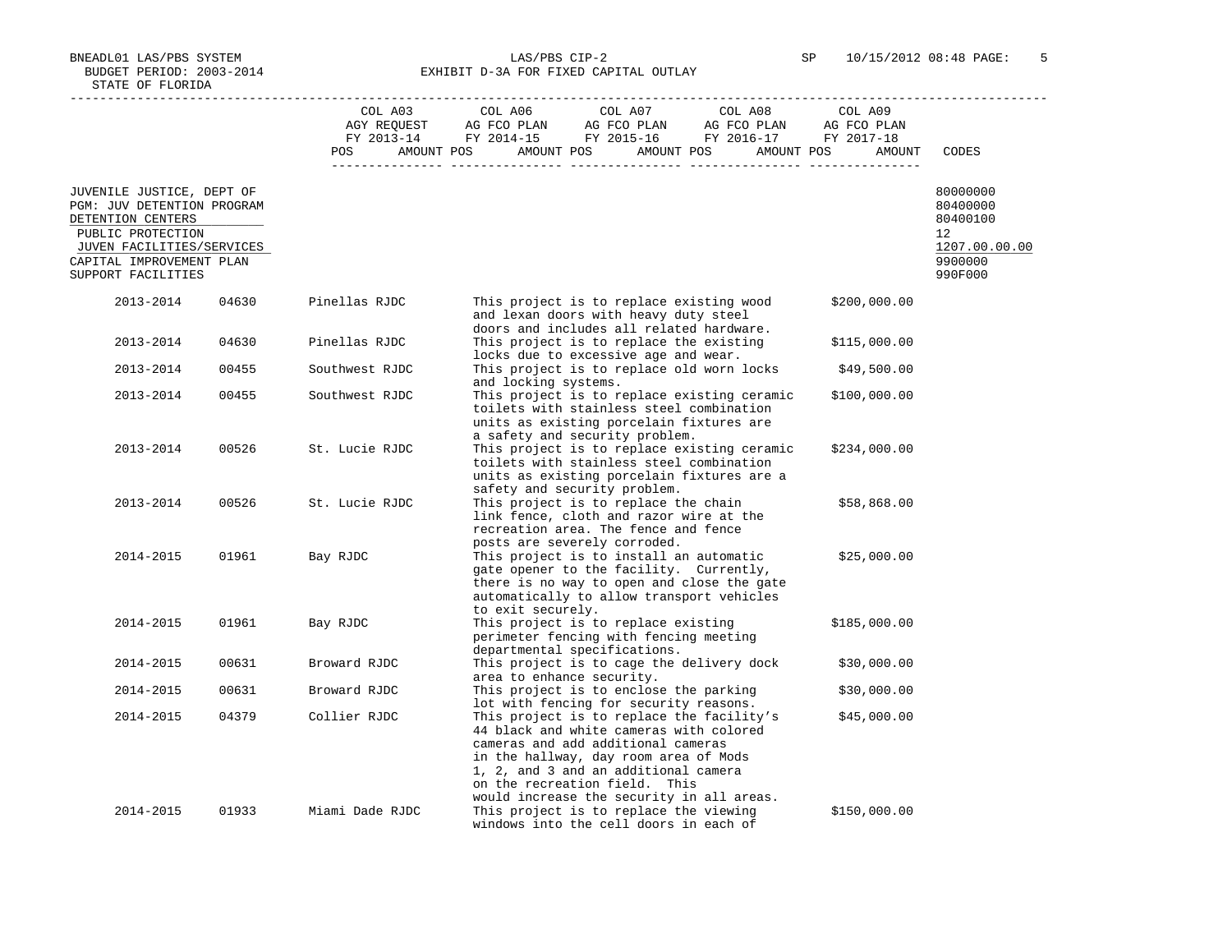BNEADL01 LAS/PBS SYSTEM
BUDGET PERIOD: 2003-2014
STATE OF FLORIDA

LAS/PBS CIP-2
EXHIBIT D-3A FOR FIXED CAPITAL OUTLAY

SP 10/15/2012 08:48

| | COL A03 AGY REQUEST FY 2013-14 POS AMOUNT | COL A06 AG FCO PLAN FY 2014-15 POS AMOUNT | COL A07 AG FCO PLAN FY 2015-16 POS AMOUNT | COL A08 AG FCO PLAN FY 2016-17 POS AMOUNT | COL A09 AG FCO PLAN FY 2017-18 POS AMOUNT | CODES |
|---|---|---|---|---|---|---|
| JUVENILE JUSTICE, DEPT OF | | | | | | 80000000 |
| PGM: JUV DETENTION PROGRAM | | | | | | 80400000 |
| DETENTION CENTERS | | | | | | 80400100 |
| PUBLIC PROTECTION | | | | | | 12 |
| JUVEN FACILITIES/SERVICES | | | | | | 1207.00.00.00 |
| CAPITAL IMPROVEMENT PLAN | | | | | | 9900000 |
| SUPPORT FACILITIES | | | | | | 990F000 |

| Year | Code | Facility | Description | Amount |
|---|---|---|---|---|
| 2013-2014 | 04630 | Pinellas RJDC | This project is to replace existing wood and lexan doors with heavy duty steel doors and includes all related hardware. | $200,000.00 |
| 2013-2014 | 04630 | Pinellas RJDC | This project is to replace the existing locks due to excessive age and wear. | $115,000.00 |
| 2013-2014 | 00455 | Southwest RJDC | This project is to replace old worn locks and locking systems. | $49,500.00 |
| 2013-2014 | 00455 | Southwest RJDC | This project is to replace existing ceramic toilets with stainless steel combination units as existing porcelain fixtures are a safety and security problem. | $100,000.00 |
| 2013-2014 | 00526 | St. Lucie RJDC | This project is to replace existing ceramic toilets with stainless steel combination units as existing porcelain fixtures are a safety and security problem. | $234,000.00 |
| 2013-2014 | 00526 | St. Lucie RJDC | This project is to replace the chain link fence, cloth and razor wire at the recreation area. The fence and fence posts are severely corroded. | $58,868.00 |
| 2014-2015 | 01961 | Bay RJDC | This project is to install an automatic gate opener to the facility. Currently, there is no way to open and close the gate automatically to allow transport vehicles to exit securely. | $25,000.00 |
| 2014-2015 | 01961 | Bay RJDC | This project is to replace existing perimeter fencing with fencing meeting departmental specifications. | $185,000.00 |
| 2014-2015 | 00631 | Broward RJDC | This project is to cage the delivery dock area to enhance security. | $30,000.00 |
| 2014-2015 | 00631 | Broward RJDC | This project is to enclose the parking lot with fencing for security reasons. | $30,000.00 |
| 2014-2015 | 04379 | Collier RJDC | This project is to replace the facility's 44 black and white cameras with colored cameras and add additional cameras in the hallway, day room area of Mods 1, 2, and 3 and an additional camera on the recreation field. This would increase the security in all areas. | $45,000.00 |
| 2014-2015 | 01933 | Miami Dade RJDC | This project is to replace the viewing windows into the cell doors in each of | $150,000.00 |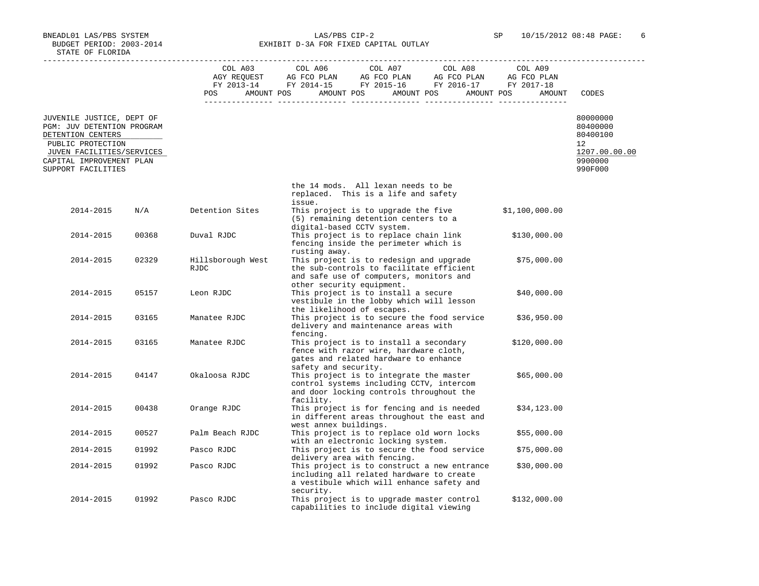BNEADL01 LAS/PBS SYSTEM — LAS/PBS CIP-2 — SP 10/15/2012 08:48

BUDGET PERIOD: 2003-2014

STATE OF FLORIDA

EXHIBIT D-3A FOR FIXED CAPITAL OUTLAY

| | COL A03 AGY REQUEST FY 2013-14 | COL A06 AG FCO PLAN FY 2014-15 | COL A07 AG FCO PLAN FY 2015-16 | COL A08 AG FCO PLAN FY 2016-17 | COL A09 AG FCO PLAN FY 2017-18 | |
|---|---|---|---|---|---|---|
| | POS AMOUNT | POS AMOUNT | POS AMOUNT | POS AMOUNT | POS AMOUNT | CODES |

| | CODES |
|---|---|
| JUVENILE JUSTICE, DEPT OF | 80000000 |
| PGM: JUV DETENTION PROGRAM | 80400000 |
| DETENTION CENTERS | 80400100 |
| PUBLIC PROTECTION | 12 |
| JUVEN FACILITIES/SERVICES | 1207.00.00.00 |
| CAPITAL IMPROVEMENT PLAN | 9900000 |
| SUPPORT FACILITIES | 990F000 |

| Year | Facility No. | Facility | Description | Amount |
|---|---|---|---|---|
| | | | the 14 mods. All lexan needs to be replaced. This is a life and safety issue. | |
| 2014-2015 | N/A | Detention Sites | This project is to upgrade the five (5) remaining detention centers to a digital-based CCTV system. | $1,100,000.00 |
| 2014-2015 | 00368 | Duval RJDC | This project is to replace chain link fencing inside the perimeter which is rusting away. | $130,000.00 |
| 2014-2015 | 02329 | Hillsborough West RJDC | This project is to redesign and upgrade the sub-controls to facilitate efficient and safe use of computers, monitors and other security equipment. | $75,000.00 |
| 2014-2015 | 05157 | Leon RJDC | This project is to install a secure vestibule in the lobby which will lesson the likelihood of escapes. | $40,000.00 |
| 2014-2015 | 03165 | Manatee RJDC | This project is to secure the food service delivery and maintenance areas with fencing. | $36,950.00 |
| 2014-2015 | 03165 | Manatee RJDC | This project is to install a secondary fence with razor wire, hardware cloth, gates and related hardware to enhance safety and security. | $120,000.00 |
| 2014-2015 | 04147 | Okaloosa RJDC | This project is to integrate the master control systems including CCTV, intercom and door locking controls throughout the facility. | $65,000.00 |
| 2014-2015 | 00438 | Orange RJDC | This project is for fencing and is needed in different areas throughout the east and west annex buildings. | $34,123.00 |
| 2014-2015 | 00527 | Palm Beach RJDC | This project is to replace old worn locks with an electronic locking system. | $55,000.00 |
| 2014-2015 | 01992 | Pasco RJDC | This project is to secure the food service delivery area with fencing. | $75,000.00 |
| 2014-2015 | 01992 | Pasco RJDC | This project is to construct a new entrance including all related hardware to create a vestibule which will enhance safety and security. | $30,000.00 |
| 2014-2015 | 01992 | Pasco RJDC | This project is to upgrade master control capabilities to include digital viewing | $132,000.00 |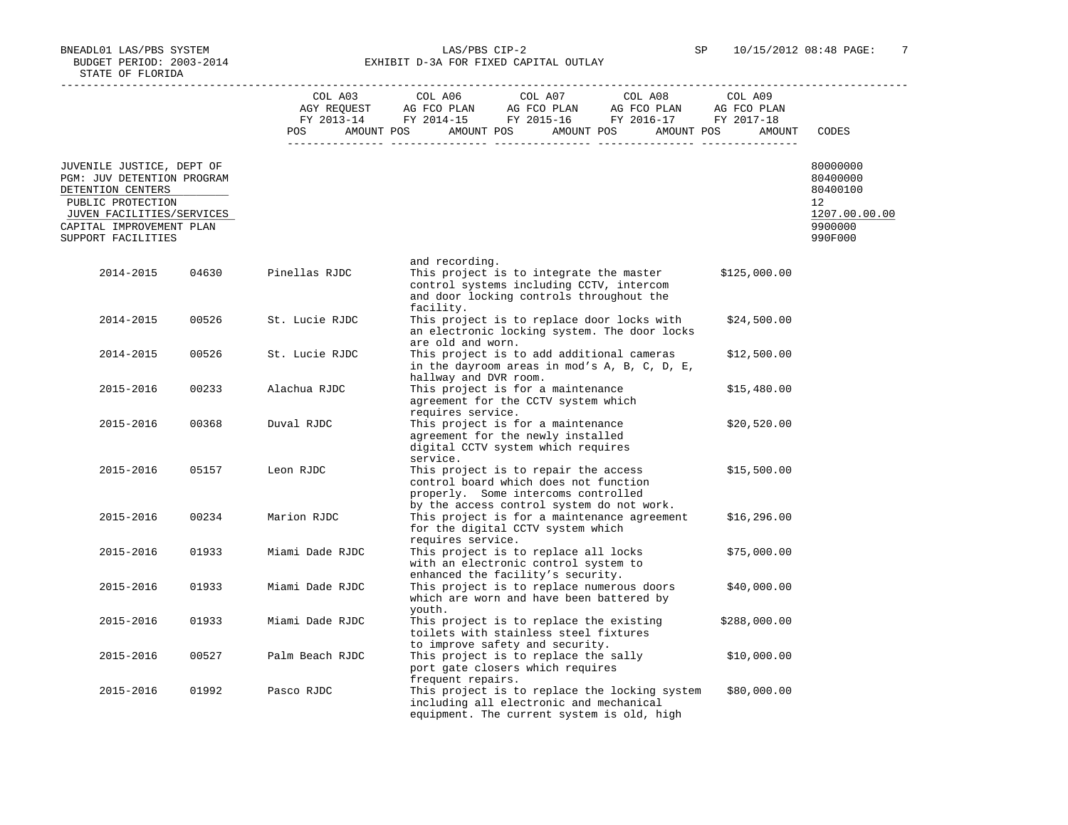| | COL A03 AGY REQUEST FY 2013-14 | COL A06 AG FCO PLAN FY 2014-15 | COL A07 AG FCO PLAN FY 2015-16 | COL A08 AG FCO PLAN FY 2016-17 | COL A09 AG FCO PLAN FY 2017-18 | |
|---|---|---|---|---|---|---|
| | POS AMOUNT | POS AMOUNT | POS AMOUNT | POS AMOUNT | POS AMOUNT | CODES |

JUVENILE JUSTICE, DEPT OF — 80000000
PGM: JUV DETENTION PROGRAM — 80400000
DETENTION CENTERS — 80400100
PUBLIC PROTECTION — 12
JUVEN FACILITIES/SERVICES — 1207.00.00.00
CAPITAL IMPROVEMENT PLAN — 9900000
SUPPORT FACILITIES — 990F000

| Year | Code | Facility | Description | Amount |
|---|---|---|---|---|
| | | | and recording. | |
| 2014-2015 | 04630 | Pinellas RJDC | This project is to integrate the master control systems including CCTV, intercom and door locking controls throughout the facility. | $125,000.00 |
| 2014-2015 | 00526 | St. Lucie RJDC | This project is to replace door locks with an electronic locking system. The door locks are old and worn. | $24,500.00 |
| 2014-2015 | 00526 | St. Lucie RJDC | This project is to add additional cameras in the dayroom areas in mod's A, B, C, D, E, hallway and DVR room. | $12,500.00 |
| 2015-2016 | 00233 | Alachua RJDC | This project is for a maintenance agreement for the CCTV system which requires service. | $15,480.00 |
| 2015-2016 | 00368 | Duval RJDC | This project is for a maintenance agreement for the newly installed digital CCTV system which requires service. | $20,520.00 |
| 2015-2016 | 05157 | Leon RJDC | This project is to repair the access control board which does not function properly. Some intercoms controlled by the access control system do not work. | $15,500.00 |
| 2015-2016 | 00234 | Marion RJDC | This project is for a maintenance agreement for the digital CCTV system which requires service. | $16,296.00 |
| 2015-2016 | 01933 | Miami Dade RJDC | This project is to replace all locks with an electronic control system to enhanced the facility's security. | $75,000.00 |
| 2015-2016 | 01933 | Miami Dade RJDC | This project is to replace numerous doors which are worn and have been battered by youth. | $40,000.00 |
| 2015-2016 | 01933 | Miami Dade RJDC | This project is to replace the existing toilets with stainless steel fixtures to improve safety and security. | $288,000.00 |
| 2015-2016 | 00527 | Palm Beach RJDC | This project is to replace the sally port gate closers which requires frequent repairs. | $10,000.00 |
| 2015-2016 | 01992 | Pasco RJDC | This project is to replace the locking system including all electronic and mechanical equipment. The current system is old, high | $80,000.00 |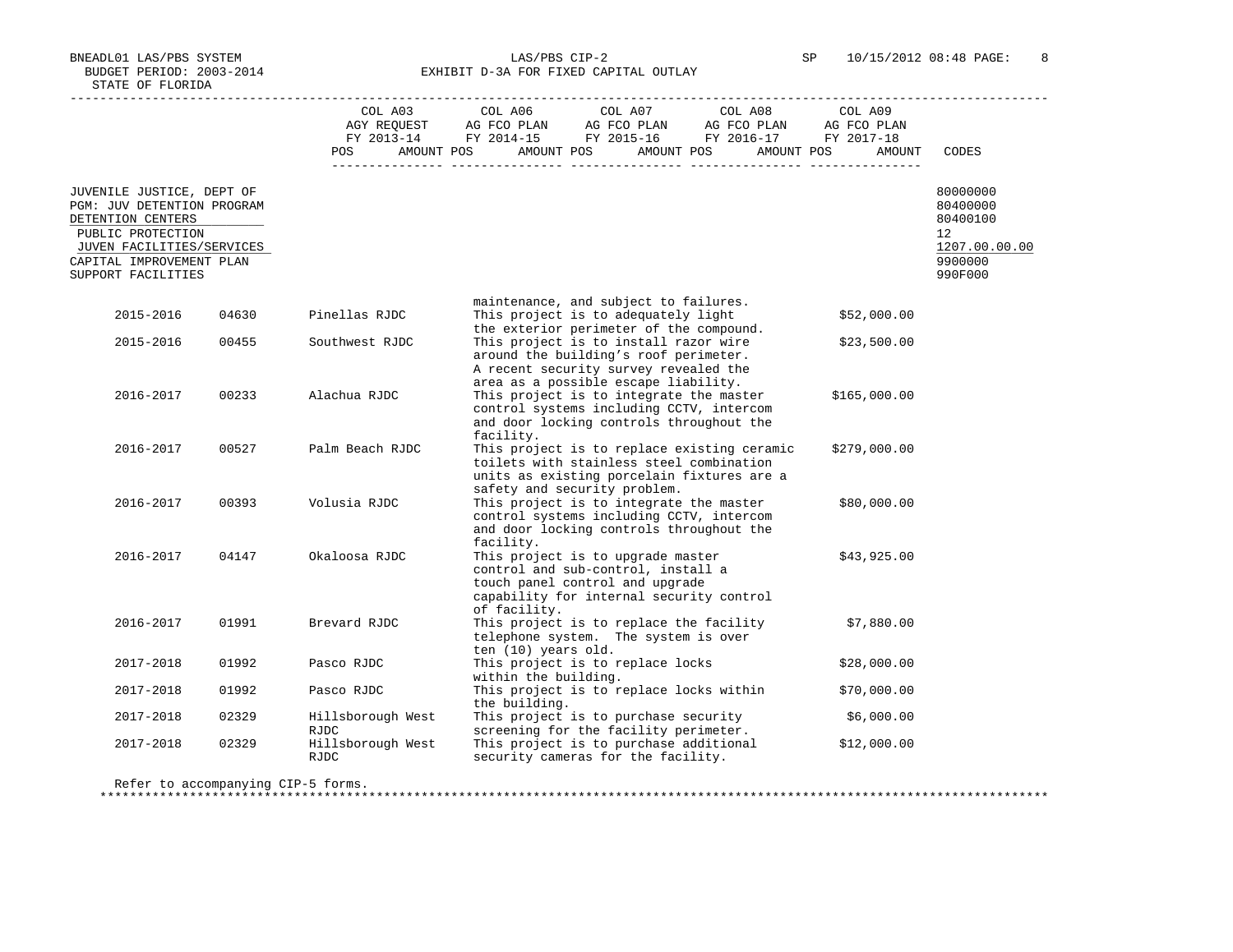BNEADL01 LAS/PBS SYSTEM
BUDGET PERIOD: 2003-2014
STATE OF FLORIDA

LAS/PBS CIP-2
EXHIBIT D-3A FOR FIXED CAPITAL OUTLAY

SP 10/15/2012 08:48

| | COL A03 AGY REQUEST FY 2013-14 POS AMOUNT | COL A06 AG FCO PLAN FY 2014-15 POS AMOUNT | COL A07 AG FCO PLAN FY 2015-16 POS AMOUNT | COL A08 AG FCO PLAN FY 2016-17 POS AMOUNT | COL A09 AG FCO PLAN FY 2017-18 POS AMOUNT | CODES |
|---|---|---|---|---|---|---|

| | CODES |
|---|---|
| JUVENILE JUSTICE, DEPT OF | 80000000 |
| PGM: JUV DETENTION PROGRAM | 80400000 |
| DETENTION CENTERS | 80400100 |
| PUBLIC PROTECTION | 12 |
| JUVEN FACILITIES/SERVICES | 1207.00.00.00 |
| CAPITAL IMPROVEMENT PLAN | 9900000 |
| SUPPORT FACILITIES | 990F000 |

| Fiscal Year | Code | Facility | Description | Amount |
|---|---|---|---|---|
| | | | maintenance, and subject to failures. | |
| 2015-2016 | 04630 | Pinellas RJDC | This project is to adequately light the exterior perimeter of the compound. | $52,000.00 |
| 2015-2016 | 00455 | Southwest RJDC | This project is to install razor wire around the building's roof perimeter. A recent security survey revealed the area as a possible escape liability. | $23,500.00 |
| 2016-2017 | 00233 | Alachua RJDC | This project is to integrate the master control systems including CCTV, intercom and door locking controls throughout the facility. | $165,000.00 |
| 2016-2017 | 00527 | Palm Beach RJDC | This project is to replace existing ceramic toilets with stainless steel combination units as existing porcelain fixtures are a safety and security problem. | $279,000.00 |
| 2016-2017 | 00393 | Volusia RJDC | This project is to integrate the master control systems including CCTV, intercom and door locking controls throughout the facility. | $80,000.00 |
| 2016-2017 | 04147 | Okaloosa RJDC | This project is to upgrade master control and sub-control, install a touch panel control and upgrade capability for internal security control of facility. | $43,925.00 |
| 2016-2017 | 01991 | Brevard RJDC | This project is to replace the facility telephone system. The system is over ten (10) years old. | $7,880.00 |
| 2017-2018 | 01992 | Pasco RJDC | This project is to replace locks within the building. | $28,000.00 |
| 2017-2018 | 01992 | Pasco RJDC | This project is to replace locks within the building. | $70,000.00 |
| 2017-2018 | 02329 | Hillsborough West RJDC | This project is to purchase security screening for the facility perimeter. | $6,000.00 |
| 2017-2018 | 02329 | Hillsborough West RJDC | This project is to purchase additional security cameras for the facility. | $12,000.00 |

Refer to accompanying CIP-5 forms.

************************************************************************************************************************************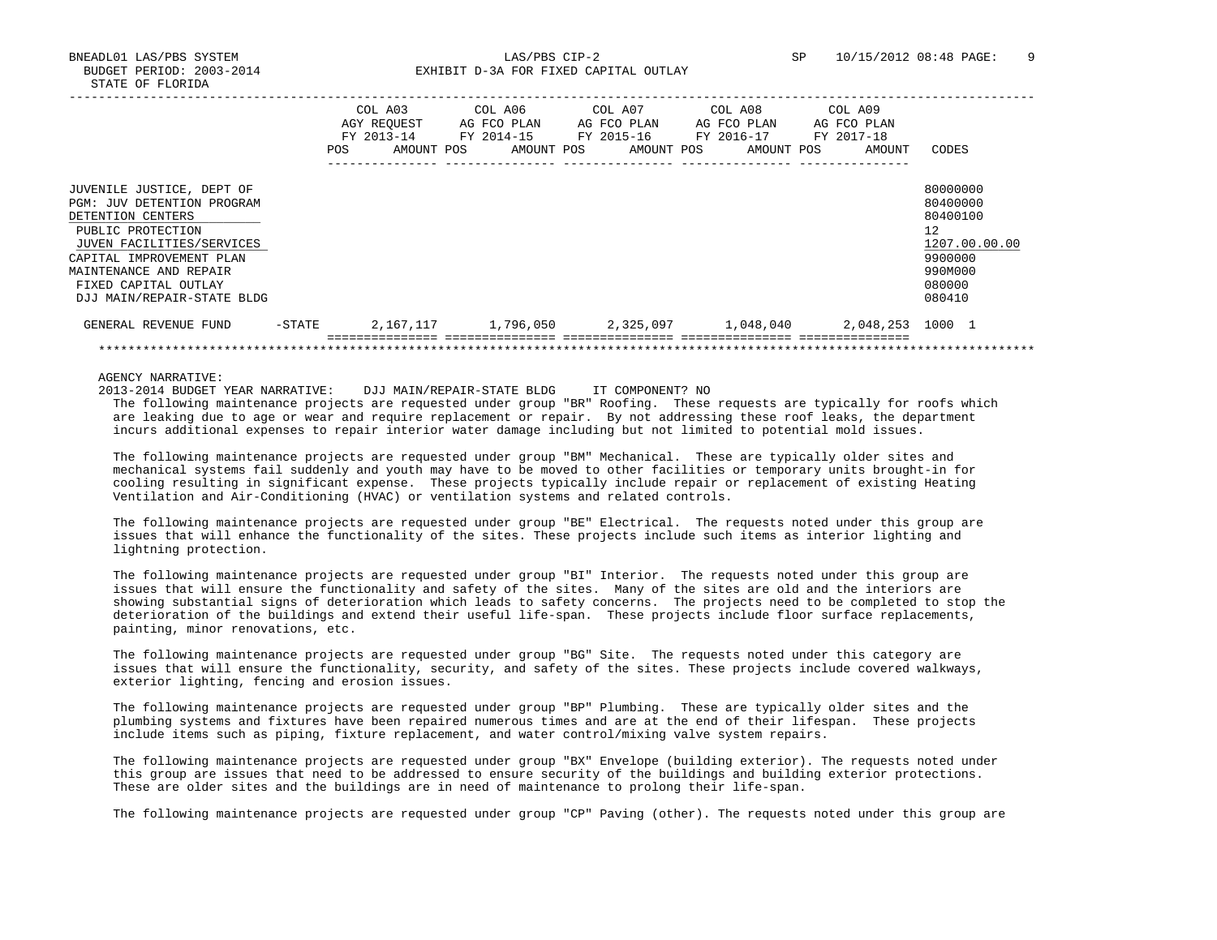BNEADL01 LAS/PBS SYSTEM LAS/PBS CIP-2 SP 10/15/2012 08:48

BUDGET PERIOD: 2003-2014 EXHIBIT D-3A FOR FIXED CAPITAL OUTLAY

STATE OF FLORIDA

| | COL A03 AGY REQUEST FY 2013-14 POS AMOUNT | COL A06 AG FCO PLAN FY 2014-15 POS AMOUNT | COL A07 AG FCO PLAN FY 2015-16 POS AMOUNT | COL A08 AG FCO PLAN FY 2016-17 POS AMOUNT | COL A09 AG FCO PLAN FY 2017-18 POS AMOUNT | CODES |
|---|---|---|---|---|---|---|
| JUVENILE JUSTICE, DEPT OF | | | | | | 80000000 |
| PGM: JUV DETENTION PROGRAM | | | | | | 80400000 |
| DETENTION CENTERS | | | | | | 80400100 |
| PUBLIC PROTECTION | | | | | | 12 |
| JUVEN FACILITIES/SERVICES | | | | | | 1207.00.00.00 |
| CAPITAL IMPROVEMENT PLAN | | | | | | 9900000 |
| MAINTENANCE AND REPAIR | | | | | | 990M000 |
| FIXED CAPITAL OUTLAY | | | | | | 080000 |
| DJJ MAIN/REPAIR-STATE BLDG | | | | | | 080410 |
| GENERAL REVENUE FUND -STATE | 2,167,117 | 1,796,050 | 2,325,097 | 1,048,040 | 2,048,253 | 1000 1 |

AGENCY NARRATIVE:

2013-2014 BUDGET YEAR NARRATIVE: DJJ MAIN/REPAIR-STATE BLDG IT COMPONENT? NO

The following maintenance projects are requested under group "BR" Roofing. These requests are typically for roofs which are leaking due to age or wear and require replacement or repair. By not addressing these roof leaks, the department incurs additional expenses to repair interior water damage including but not limited to potential mold issues.

The following maintenance projects are requested under group "BM" Mechanical. These are typically older sites and mechanical systems fail suddenly and youth may have to be moved to other facilities or temporary units brought-in for cooling resulting in significant expense. These projects typically include repair or replacement of existing Heating Ventilation and Air-Conditioning (HVAC) or ventilation systems and related controls.

The following maintenance projects are requested under group "BE" Electrical. The requests noted under this group are issues that will enhance the functionality of the sites. These projects include such items as interior lighting and lightning protection.

The following maintenance projects are requested under group "BI" Interior. The requests noted under this group are issues that will ensure the functionality and safety of the sites. Many of the sites are old and the interiors are showing substantial signs of deterioration which leads to safety concerns. The projects need to be completed to stop the deterioration of the buildings and extend their useful life-span. These projects include floor surface replacements, painting, minor renovations, etc.

The following maintenance projects are requested under group "BG" Site. The requests noted under this category are issues that will ensure the functionality, security, and safety of the sites. These projects include covered walkways, exterior lighting, fencing and erosion issues.

The following maintenance projects are requested under group "BP" Plumbing. These are typically older sites and the plumbing systems and fixtures have been repaired numerous times and are at the end of their lifespan. These projects include items such as piping, fixture replacement, and water control/mixing valve system repairs.

The following maintenance projects are requested under group "BX" Envelope (building exterior). The requests noted under this group are issues that need to be addressed to ensure security of the buildings and building exterior protections. These are older sites and the buildings are in need of maintenance to prolong their life-span.

The following maintenance projects are requested under group "CP" Paving (other). The requests noted under this group are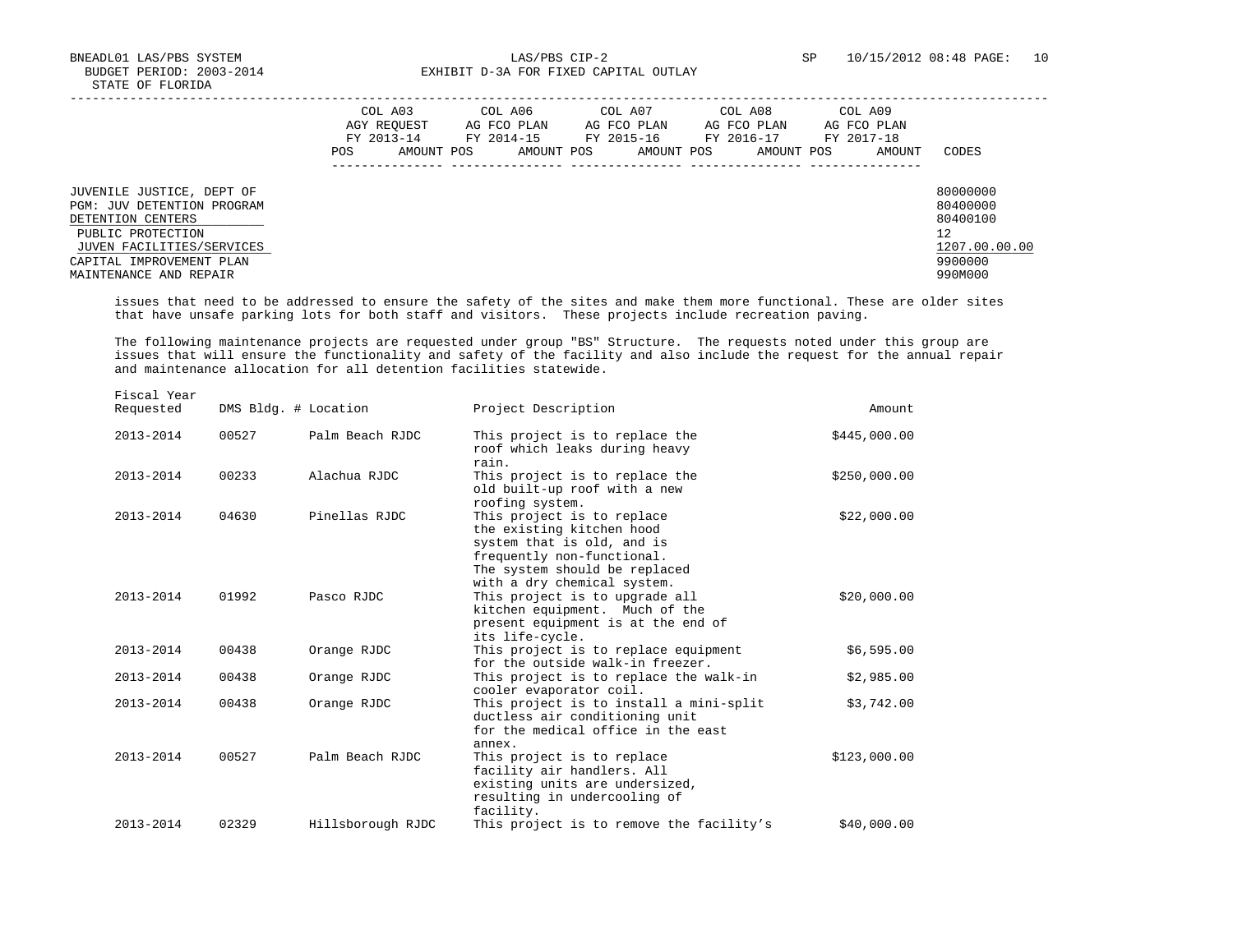| | COL A03 AGY REQUEST FY 2013-14 POS AMOUNT | COL A06 AG FCO PLAN FY 2014-15 POS AMOUNT | COL A07 AG FCO PLAN FY 2015-16 POS AMOUNT | COL A08 AG FCO PLAN FY 2016-17 POS AMOUNT | COL A09 AG FCO PLAN FY 2017-18 POS AMOUNT | CODES |
|---|---|---|---|---|---|---|
| JUVENILE JUSTICE, DEPT OF | | | | | | 80000000 |
| PGM: JUV DETENTION PROGRAM | | | | | | 80400000 |
| DETENTION CENTERS | | | | | | 80400100 |
| PUBLIC PROTECTION | | | | | | 12 |
| JUVEN FACILITIES/SERVICES | | | | | | 1207.00.00.00 |
| CAPITAL IMPROVEMENT PLAN | | | | | | 9900000 |
| MAINTENANCE AND REPAIR | | | | | | 990M000 |

issues that need to be addressed to ensure the safety of the sites and make them more functional. These are older sites that have unsafe parking lots for both staff and visitors. These projects include recreation paving.

The following maintenance projects are requested under group "BS" Structure. The requests noted under this group are issues that will ensure the functionality and safety of the facility and also include the request for the annual repair and maintenance allocation for all detention facilities statewide.

| Fiscal Year Requested | DMS Bldg. # | Location | Project Description | Amount |
|---|---|---|---|---|
| 2013-2014 | 00527 | Palm Beach RJDC | This project is to replace the roof which leaks during heavy rain. | $445,000.00 |
| 2013-2014 | 00233 | Alachua RJDC | This project is to replace the old built-up roof with a new roofing system. | $250,000.00 |
| 2013-2014 | 04630 | Pinellas RJDC | This project is to replace the existing kitchen hood system that is old, and is frequently non-functional. The system should be replaced with a dry chemical system. | $22,000.00 |
| 2013-2014 | 01992 | Pasco RJDC | This project is to upgrade all kitchen equipment. Much of the present equipment is at the end of its life-cycle. | $20,000.00 |
| 2013-2014 | 00438 | Orange RJDC | This project is to replace equipment for the outside walk-in freezer. | $6,595.00 |
| 2013-2014 | 00438 | Orange RJDC | This project is to replace the walk-in cooler evaporator coil. | $2,985.00 |
| 2013-2014 | 00438 | Orange RJDC | This project is to install a mini-split ductless air conditioning unit for the medical office in the east annex. | $3,742.00 |
| 2013-2014 | 00527 | Palm Beach RJDC | This project is to replace facility air handlers. All existing units are undersized, resulting in undercooling of facility. | $123,000.00 |
| 2013-2014 | 02329 | Hillsborough RJDC | This project is to remove the facility's | $40,000.00 |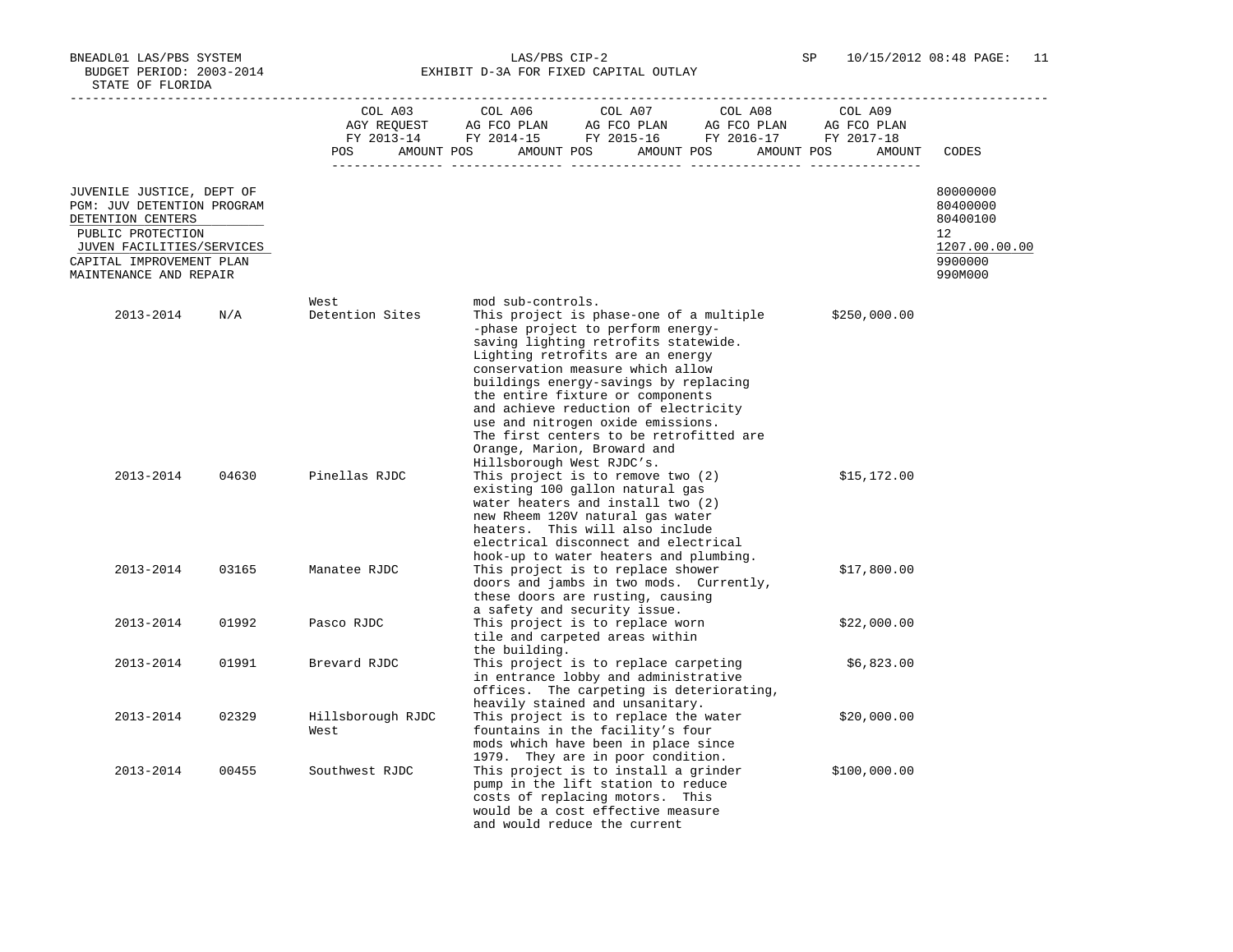BNEADL01 LAS/PBS SYSTEM
BUDGET PERIOD: 2003-2014
STATE OF FLORIDA

LAS/PBS CIP-2
EXHIBIT D-3A FOR FIXED CAPITAL OUTLAY

| | COL A03 AGY REQUEST FY 2013-14 POS AMOUNT | COL A06 AG FCO PLAN FY 2014-15 POS AMOUNT | COL A07 AG FCO PLAN FY 2015-16 POS AMOUNT | COL A08 AG FCO PLAN FY 2016-17 POS AMOUNT | COL A09 AG FCO PLAN FY 2017-18 POS AMOUNT | CODES |
|---|---|---|---|---|---|---|
| JUVENILE JUSTICE, DEPT OF | | | | | | 80000000 |
| PGM: JUV DETENTION PROGRAM | | | | | | 80400000 |
| DETENTION CENTERS | | | | | | 80400100 |
| PUBLIC PROTECTION | | | | | | 12 |
| JUVEN FACILITIES/SERVICES | | | | | | 1207.00.00.00 |
| CAPITAL IMPROVEMENT PLAN | | | | | | 9900000 |
| MAINTENANCE AND REPAIR | | | | | | 990M000 |

| Year | Facility No. | Facility | Description | Amount |
|---|---|---|---|---|
| | | West | mod sub-controls. | |
| 2013-2014 | N/A | Detention Sites | This project is phase-one of a multiple -phase project to perform energy-saving lighting retrofits statewide. Lighting retrofits are an energy conservation measure which allow buildings energy-savings by replacing the entire fixture or components and achieve reduction of electricity use and nitrogen oxide emissions. The first centers to be retrofitted are Orange, Marion, Broward and Hillsborough West RJDC's. | $250,000.00 |
| 2013-2014 | 04630 | Pinellas RJDC | This project is to remove two (2) existing 100 gallon natural gas water heaters and install two (2) new Rheem 120V natural gas water heaters. This will also include electrical disconnect and electrical hook-up to water heaters and plumbing. | $15,172.00 |
| 2013-2014 | 03165 | Manatee RJDC | This project is to replace shower doors and jambs in two mods. Currently, these doors are rusting, causing a safety and security issue. | $17,800.00 |
| 2013-2014 | 01992 | Pasco RJDC | This project is to replace worn tile and carpeted areas within the building. | $22,000.00 |
| 2013-2014 | 01991 | Brevard RJDC | This project is to replace carpeting in entrance lobby and administrative offices. The carpeting is deteriorating, heavily stained and unsanitary. | $6,823.00 |
| 2013-2014 | 02329 | Hillsborough RJDC West | This project is to replace the water fountains in the facility's four mods which have been in place since 1979. They are in poor condition. | $20,000.00 |
| 2013-2014 | 00455 | Southwest RJDC | This project is to install a grinder pump in the lift station to reduce costs of replacing motors. This would be a cost effective measure and would reduce the current | $100,000.00 |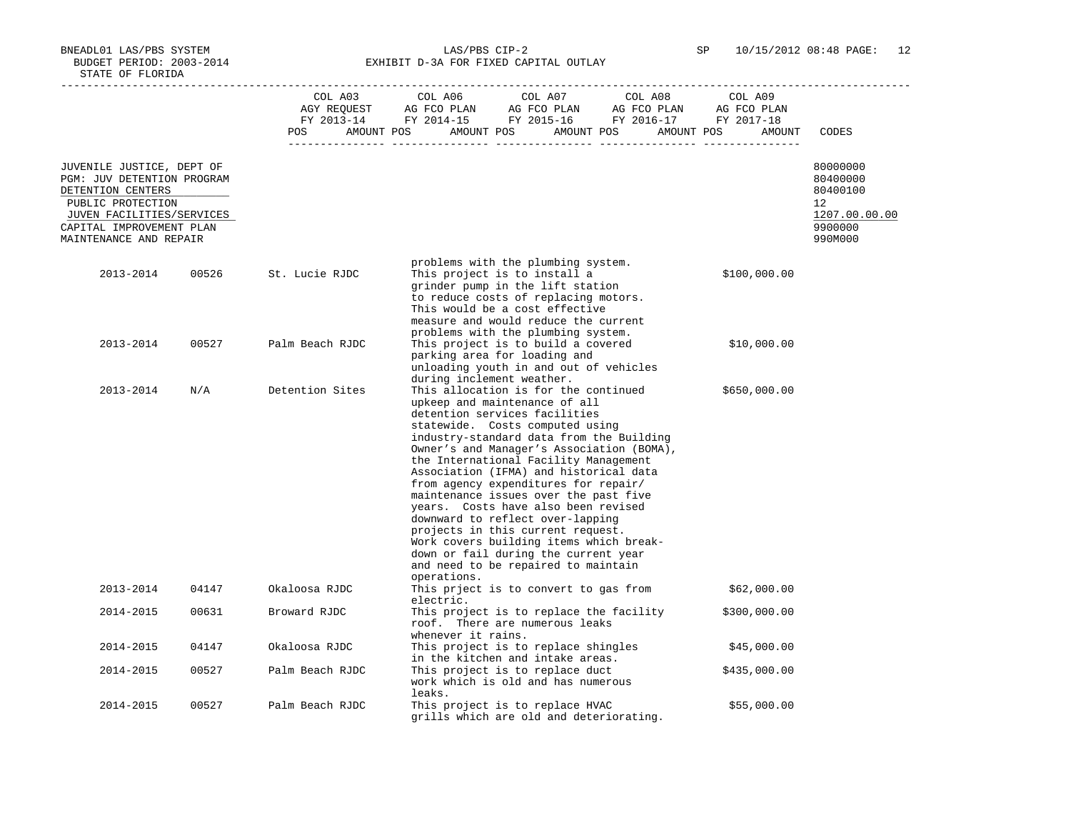BNEADL01 LAS/PBS SYSTEM
BUDGET PERIOD: 2003-2014
STATE OF FLORIDA

LAS/PBS CIP-2
EXHIBIT D-3A FOR FIXED CAPITAL OUTLAY

SP 10/15/2012 08:48 PAGE: 12

| | COL A03 AGY REQUEST FY 2013-14 POS AMOUNT | COL A06 AG FCO PLAN FY 2014-15 POS AMOUNT | COL A07 AG FCO PLAN FY 2015-16 POS AMOUNT | COL A08 AG FCO PLAN FY 2016-17 POS AMOUNT | COL A09 AG FCO PLAN FY 2017-18 POS AMOUNT | CODES |
|---|---|---|---|---|---|---|
| JUVENILE JUSTICE, DEPT OF | | | | | | 80000000 |
| PGM: JUV DETENTION PROGRAM | | | | | | 80400000 |
| DETENTION CENTERS | | | | | | 80400100 |
| PUBLIC PROTECTION | | | | | | 12 |
| JUVEN FACILITIES/SERVICES | | | | | | 1207.00.00.00 |
| CAPITAL IMPROVEMENT PLAN | | | | | | 9900000 |
| MAINTENANCE AND REPAIR | | | | | | 990M000 |

| Year | Facility No. | Facility | Description | Amount |
|---|---|---|---|---|
| | | | problems with the plumbing system. | |
| 2013-2014 | 00526 | St. Lucie RJDC | This project is to install a grinder pump in the lift station to reduce costs of replacing motors. This would be a cost effective measure and would reduce the current problems with the plumbing system. | $100,000.00 |
| 2013-2014 | 00527 | Palm Beach RJDC | This project is to build a covered parking area for loading and unloading youth in and out of vehicles during inclement weather. | $10,000.00 |
| 2013-2014 | N/A | Detention Sites | This allocation is for the continued upkeep and maintenance of all detention services facilities statewide. Costs computed using industry-standard data from the Building Owner's and Manager's Association (BOMA), the International Facility Management Association (IFMA) and historical data from agency expenditures for repair/ maintenance issues over the past five years. Costs have also been revised downward to reflect over-lapping projects in this current request. Work covers building items which break-down or fail during the current year and need to be repaired to maintain operations. | $650,000.00 |
| 2013-2014 | 04147 | Okaloosa RJDC | This prject is to convert to gas from electric. | $62,000.00 |
| 2014-2015 | 00631 | Broward RJDC | This project is to replace the facility roof. There are numerous leaks whenever it rains. | $300,000.00 |
| 2014-2015 | 04147 | Okaloosa RJDC | This project is to replace shingles in the kitchen and intake areas. | $45,000.00 |
| 2014-2015 | 00527 | Palm Beach RJDC | This project is to replace duct work which is old and has numerous leaks. | $435,000.00 |
| 2014-2015 | 00527 | Palm Beach RJDC | This project is to replace HVAC grills which are old and deteriorating. | $55,000.00 |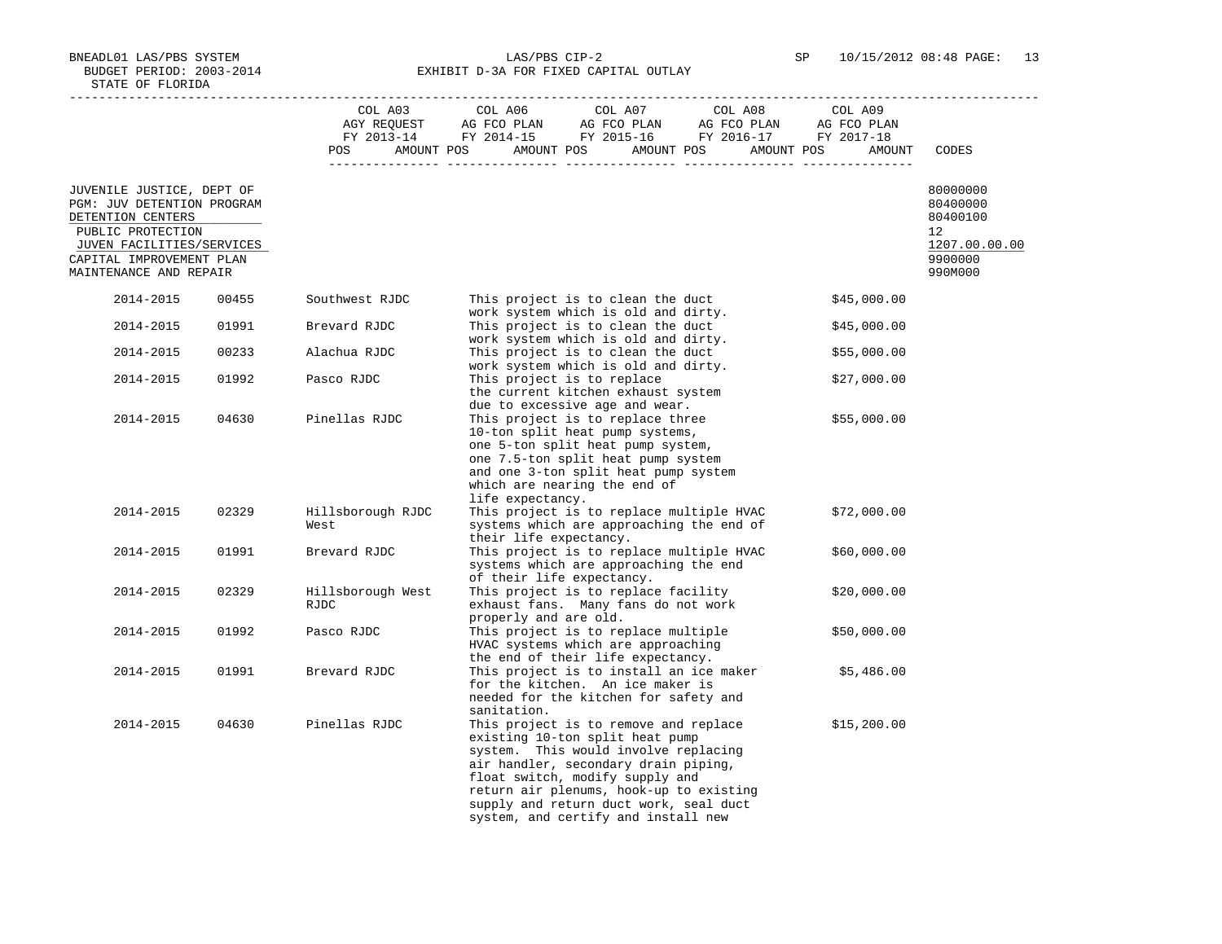BNEADL01 LAS/PBS SYSTEM  
BUDGET PERIOD: 2003-2014  
STATE OF FLORIDA

LAS/PBS CIP-2  
EXHIBIT D-3A FOR FIXED CAPITAL OUTLAY

| | COL A03 AGY REQUEST FY 2013-14 POS AMOUNT | COL A06 AG FCO PLAN FY 2014-15 POS AMOUNT | COL A07 AG FCO PLAN FY 2015-16 POS AMOUNT | COL A08 AG FCO PLAN FY 2016-17 POS AMOUNT | COL A09 AG FCO PLAN FY 2017-18 POS AMOUNT | CODES |
|---|---|---|---|---|---|---|
| JUVENILE JUSTICE, DEPT OF | | | | | | 80000000 |
| PGM: JUV DETENTION PROGRAM | | | | | | 80400000 |
| DETENTION CENTERS | | | | | | 80400100 |
| PUBLIC PROTECTION | | | | | | 12 |
| JUVEN FACILITIES/SERVICES | | | | | | 1207.00.00.00 |
| CAPITAL IMPROVEMENT PLAN | | | | | | 9900000 |
| MAINTENANCE AND REPAIR | | | | | | 990M000 |

| Year | Facility No. | Facility | Description | Amount |
|---|---|---|---|---|
| 2014-2015 | 00455 | Southwest RJDC | This project is to clean the duct work system which is old and dirty. | $45,000.00 |
| 2014-2015 | 01991 | Brevard RJDC | This project is to clean the duct work system which is old and dirty. | $45,000.00 |
| 2014-2015 | 00233 | Alachua RJDC | This project is to clean the duct work system which is old and dirty. | $55,000.00 |
| 2014-2015 | 01992 | Pasco RJDC | This project is to replace the current kitchen exhaust system due to excessive age and wear. | $27,000.00 |
| 2014-2015 | 04630 | Pinellas RJDC | This project is to replace three 10-ton split heat pump systems, one 5-ton split heat pump system, one 7.5-ton split heat pump system and one 3-ton split heat pump system which are nearing the end of life expectancy. | $55,000.00 |
| 2014-2015 | 02329 | Hillsborough RJDC West | This project is to replace multiple HVAC systems which are approaching the end of their life expectancy. | $72,000.00 |
| 2014-2015 | 01991 | Brevard RJDC | This project is to replace multiple HVAC systems which are approaching the end of their life expectancy. | $60,000.00 |
| 2014-2015 | 02329 | Hillsborough West RJDC | This project is to replace facility exhaust fans. Many fans do not work properly and are old. | $20,000.00 |
| 2014-2015 | 01992 | Pasco RJDC | This project is to replace multiple HVAC systems which are approaching the end of their life expectancy. | $50,000.00 |
| 2014-2015 | 01991 | Brevard RJDC | This project is to install an ice maker for the kitchen. An ice maker is needed for the kitchen for safety and sanitation. | $5,486.00 |
| 2014-2015 | 04630 | Pinellas RJDC | This project is to remove and replace existing 10-ton split heat pump system. This would involve replacing air handler, secondary drain piping, float switch, modify supply and return air plenums, hook-up to existing supply and return duct work, seal duct system, and certify and install new | $15,200.00 |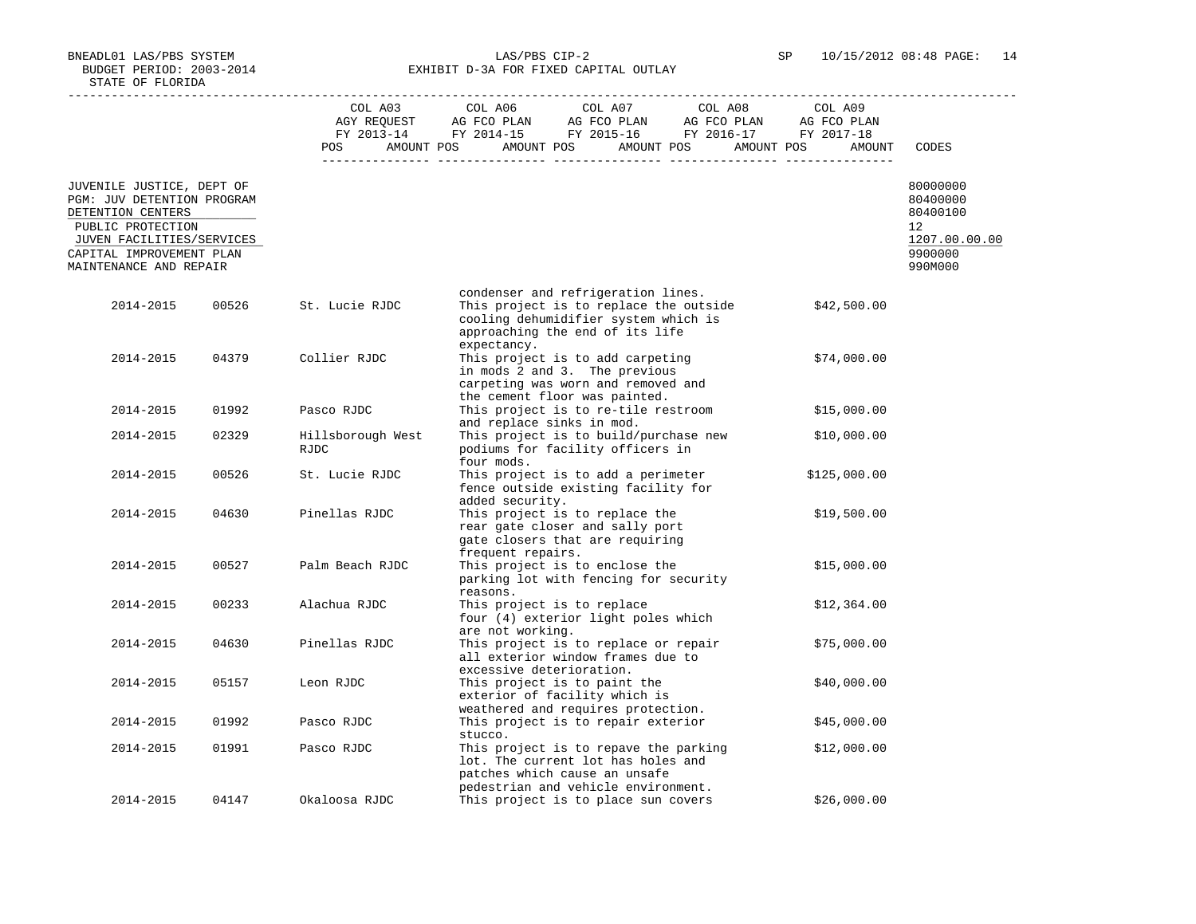BNEADL01 LAS/PBS SYSTEM
BUDGET PERIOD: 2003-2014
STATE OF FLORIDA

LAS/PBS CIP-2
EXHIBIT D-3A FOR FIXED CAPITAL OUTLAY

SP 10/15/2012 08:48 PAGE: 14

| | COL A03 AGY REQUEST FY 2013-14 POS AMOUNT | COL A06 AG FCO PLAN FY 2014-15 POS AMOUNT | COL A07 AG FCO PLAN FY 2015-16 POS AMOUNT | COL A08 AG FCO PLAN FY 2016-17 POS AMOUNT | COL A09 AG FCO PLAN FY 2017-18 POS AMOUNT | CODES |
|---|---|---|---|---|---|---|
| JUVENILE JUSTICE, DEPT OF | | | | | | 80000000 |
| PGM: JUV DETENTION PROGRAM | | | | | | 80400000 |
| DETENTION CENTERS | | | | | | 80400100 |
| PUBLIC PROTECTION | | | | | | 12 |
| JUVEN FACILITIES/SERVICES | | | | | | 1207.00.00.00 |
| CAPITAL IMPROVEMENT PLAN | | | | | | 9900000 |
| MAINTENANCE AND REPAIR | | | | | | 990M000 |

| Year | ID | Facility | Description | Amount |
|---|---|---|---|---|
| | | | condenser and refrigeration lines. | |
| 2014-2015 | 00526 | St. Lucie RJDC | This project is to replace the outside cooling dehumidifier system which is approaching the end of its life expectancy. | $42,500.00 |
| 2014-2015 | 04379 | Collier RJDC | This project is to add carpeting in mods 2 and 3. The previous carpeting was worn and removed and the cement floor was painted. | $74,000.00 |
| 2014-2015 | 01992 | Pasco RJDC | This project is to re-tile restroom and replace sinks in mod. | $15,000.00 |
| 2014-2015 | 02329 | Hillsborough West RJDC | This project is to build/purchase new podiums for facility officers in four mods. | $10,000.00 |
| 2014-2015 | 00526 | St. Lucie RJDC | This project is to add a perimeter fence outside existing facility for added security. | $125,000.00 |
| 2014-2015 | 04630 | Pinellas RJDC | This project is to replace the rear gate closer and sally port gate closers that are requiring frequent repairs. | $19,500.00 |
| 2014-2015 | 00527 | Palm Beach RJDC | This project is to enclose the parking lot with fencing for security reasons. | $15,000.00 |
| 2014-2015 | 00233 | Alachua RJDC | This project is to replace four (4) exterior light poles which are not working. | $12,364.00 |
| 2014-2015 | 04630 | Pinellas RJDC | This project is to replace or repair all exterior window frames due to excessive deterioration. | $75,000.00 |
| 2014-2015 | 05157 | Leon RJDC | This project is to paint the exterior of facility which is weathered and requires protection. | $40,000.00 |
| 2014-2015 | 01992 | Pasco RJDC | This project is to repair exterior stucco. | $45,000.00 |
| 2014-2015 | 01991 | Pasco RJDC | This project is to repave the parking lot. The current lot has holes and patches which cause an unsafe pedestrian and vehicle environment. | $12,000.00 |
| 2014-2015 | 04147 | Okaloosa RJDC | This project is to place sun covers | $26,000.00 |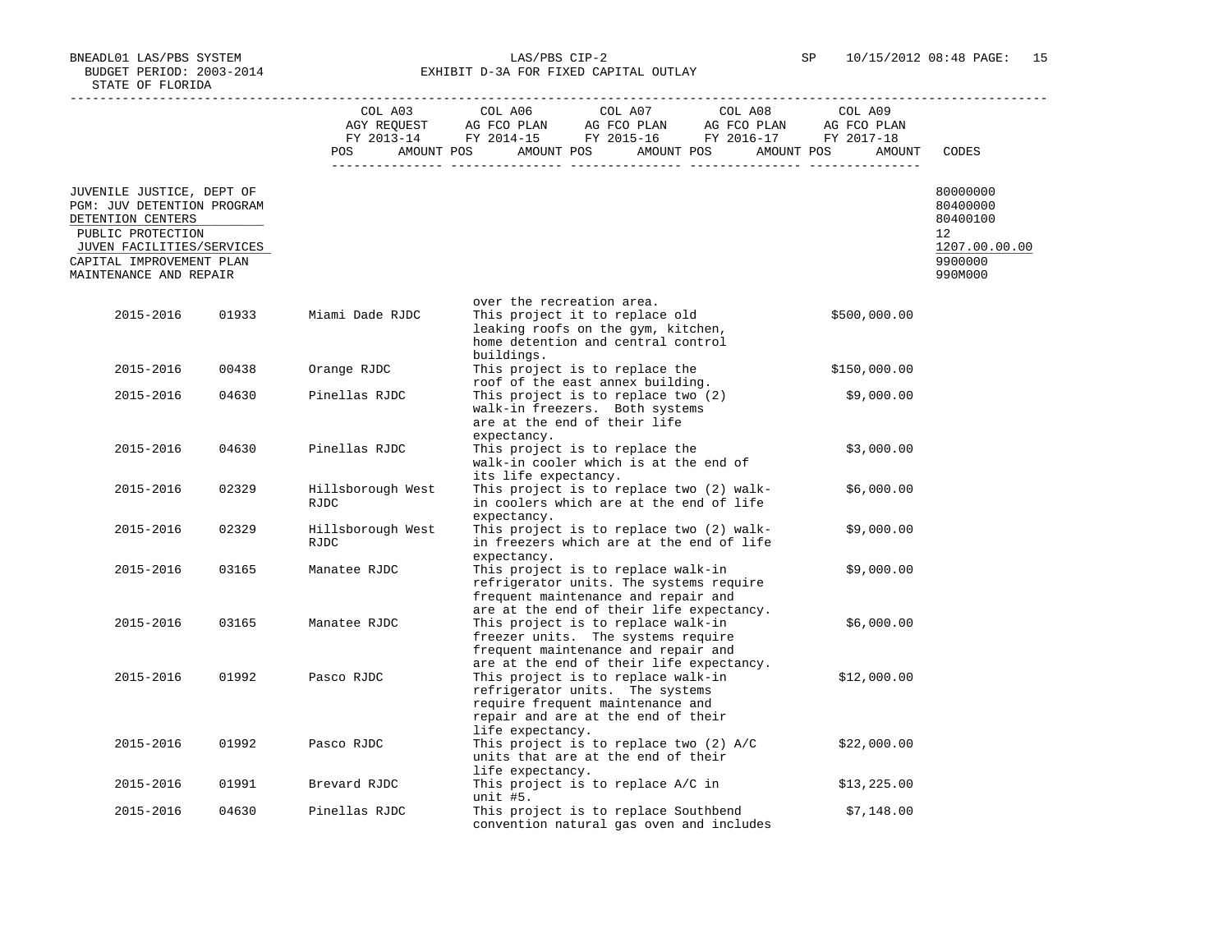BNEADL01 LAS/PBS SYSTEM | LAS/PBS CIP-2 | SP 10/15/2012 08:48
BUDGET PERIOD: 2003-2014
STATE OF FLORIDA

EXHIBIT D-3A FOR FIXED CAPITAL OUTLAY

| | COL A03 AGY REQUEST FY 2013-14 POS AMOUNT | COL A06 AG FCO PLAN FY 2014-15 POS AMOUNT | COL A07 AG FCO PLAN FY 2015-16 POS AMOUNT | COL A08 AG FCO PLAN FY 2016-17 POS AMOUNT | COL A09 AG FCO PLAN FY 2017-18 POS AMOUNT | CODES |
|---|---|---|---|---|---|---|
| JUVENILE JUSTICE, DEPT OF | | | | | | 80000000 |
| PGM: JUV DETENTION PROGRAM | | | | | | 80400000 |
| DETENTION CENTERS | | | | | | 80400100 |
| PUBLIC PROTECTION | | | | | | 12 |
| JUVEN FACILITIES/SERVICES | | | | | | 1207.00.00.00 |
| CAPITAL IMPROVEMENT PLAN | | | | | | 9900000 |
| MAINTENANCE AND REPAIR | | | | | | 990M000 |

| Year | Code | Facility | Description | Amount |
|---|---|---|---|---|
| | | | over the recreation area. | |
| 2015-2016 | 01933 | Miami Dade RJDC | This project it to replace old leaking roofs on the gym, kitchen, home detention and central control buildings. | $500,000.00 |
| 2015-2016 | 00438 | Orange RJDC | This project is to replace the roof of the east annex building. | $150,000.00 |
| 2015-2016 | 04630 | Pinellas RJDC | This project is to replace two (2) walk-in freezers. Both systems are at the end of their life expectancy. | $9,000.00 |
| 2015-2016 | 04630 | Pinellas RJDC | This project is to replace the walk-in cooler which is at the end of its life expectancy. | $3,000.00 |
| 2015-2016 | 02329 | Hillsborough West RJDC | This project is to replace two (2) walk-in coolers which are at the end of life expectancy. | $6,000.00 |
| 2015-2016 | 02329 | Hillsborough West RJDC | This project is to replace two (2) walk-in freezers which are at the end of life expectancy. | $9,000.00 |
| 2015-2016 | 03165 | Manatee RJDC | This project is to replace walk-in refrigerator units. The systems require frequent maintenance and repair and are at the end of their life expectancy. | $9,000.00 |
| 2015-2016 | 03165 | Manatee RJDC | This project is to replace walk-in freezer units. The systems require frequent maintenance and repair and are at the end of their life expectancy. | $6,000.00 |
| 2015-2016 | 01992 | Pasco RJDC | This project is to replace walk-in refrigerator units. The systems require frequent maintenance and repair and are at the end of their life expectancy. | $12,000.00 |
| 2015-2016 | 01992 | Pasco RJDC | This project is to replace two (2) A/C units that are at the end of their life expectancy. | $22,000.00 |
| 2015-2016 | 01991 | Brevard RJDC | This project is to replace A/C in unit #5. | $13,225.00 |
| 2015-2016 | 04630 | Pinellas RJDC | This project is to replace Southbend convention natural gas oven and includes | $7,148.00 |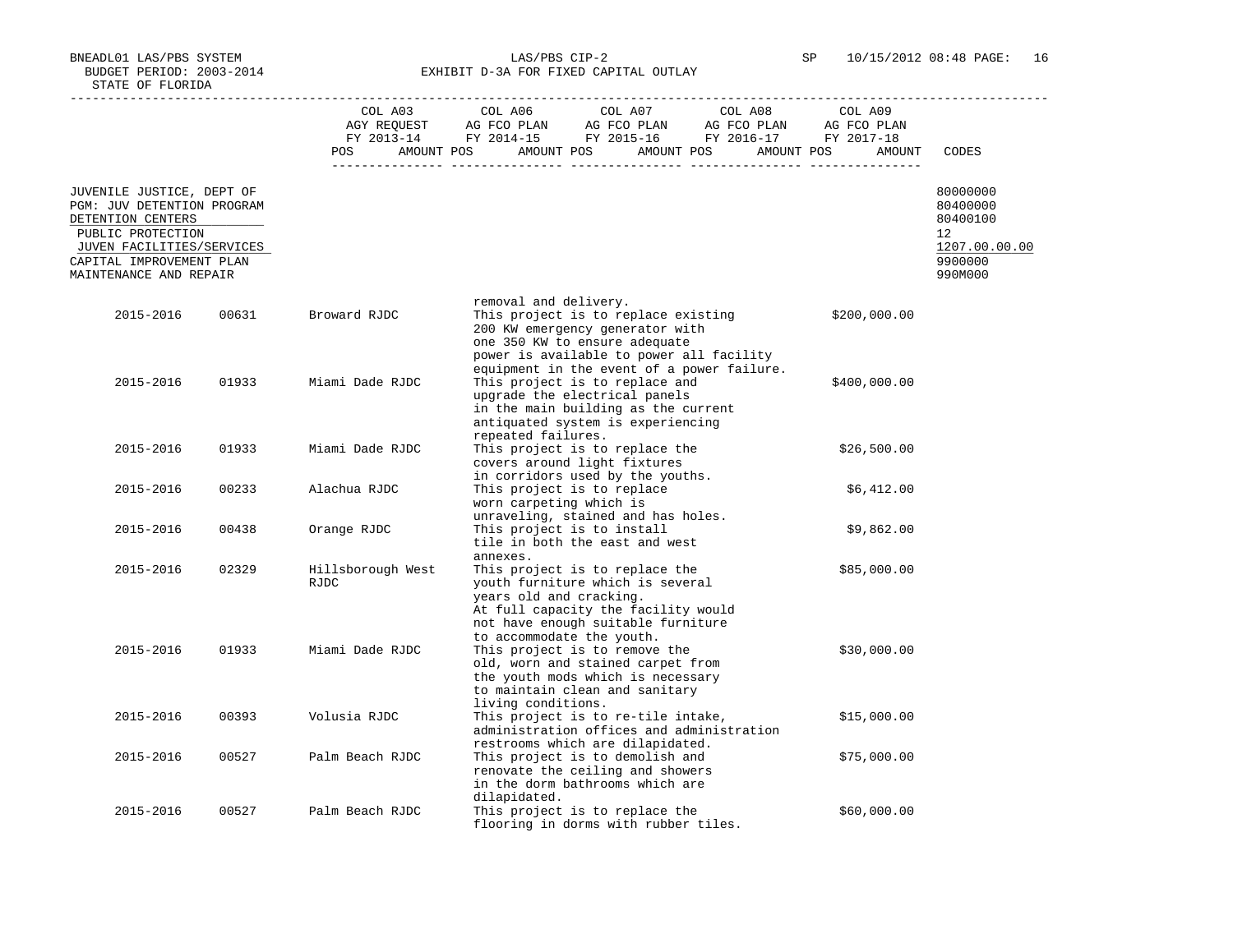BNEADL01 LAS/PBS SYSTEM
BUDGET PERIOD: 2003-2014
STATE OF FLORIDA

LAS/PBS CIP-2
EXHIBIT D-3A FOR FIXED CAPITAL OUTLAY

SP 10/15/2012 08:48

| | COL A03 AGY REQUEST FY 2013-14 POS AMOUNT | COL A06 AG FCO PLAN FY 2014-15 POS AMOUNT | COL A07 AG FCO PLAN FY 2015-16 POS AMOUNT | COL A08 AG FCO PLAN FY 2016-17 POS AMOUNT | COL A09 AG FCO PLAN FY 2017-18 POS AMOUNT | CODES |
|---|---|---|---|---|---|---|
| JUVENILE JUSTICE, DEPT OF | | | | | | 80000000 |
| PGM: JUV DETENTION PROGRAM | | | | | | 80400000 |
| DETENTION CENTERS | | | | | | 80400100 |
| PUBLIC PROTECTION | | | | | | 12 |
| JUVEN FACILITIES/SERVICES | | | | | | 1207.00.00.00 |
| CAPITAL IMPROVEMENT PLAN | | | | | | 9900000 |
| MAINTENANCE AND REPAIR | | | | | | 990M000 |

| Year | Code | Facility | Description | Amount |
|---|---|---|---|---|
| | | | removal and delivery. | |
| 2015-2016 | 00631 | Broward RJDC | This project is to replace existing 200 KW emergency generator with one 350 KW to ensure adequate power is available to power all facility equipment in the event of a power failure. | $200,000.00 |
| 2015-2016 | 01933 | Miami Dade RJDC | This project is to replace and upgrade the electrical panels in the main building as the current antiquated system is experiencing repeated failures. | $400,000.00 |
| 2015-2016 | 01933 | Miami Dade RJDC | This project is to replace the covers around light fixtures in corridors used by the youths. | $26,500.00 |
| 2015-2016 | 00233 | Alachua RJDC | This project is to replace worn carpeting which is unraveling, stained and has holes. | $6,412.00 |
| 2015-2016 | 00438 | Orange RJDC | This project is to install tile in both the east and west annexes. | $9,862.00 |
| 2015-2016 | 02329 | Hillsborough West RJDC | This project is to replace the youth furniture which is several years old and cracking. At full capacity the facility would not have enough suitable furniture to accommodate the youth. | $85,000.00 |
| 2015-2016 | 01933 | Miami Dade RJDC | This project is to remove the old, worn and stained carpet from the youth mods which is necessary to maintain clean and sanitary living conditions. | $30,000.00 |
| 2015-2016 | 00393 | Volusia RJDC | This project is to re-tile intake, administration offices and administration restrooms which are dilapidated. | $15,000.00 |
| 2015-2016 | 00527 | Palm Beach RJDC | This project is to demolish and renovate the ceiling and showers in the dorm bathrooms which are dilapidated. | $75,000.00 |
| 2015-2016 | 00527 | Palm Beach RJDC | This project is to replace the flooring in dorms with rubber tiles. | $60,000.00 |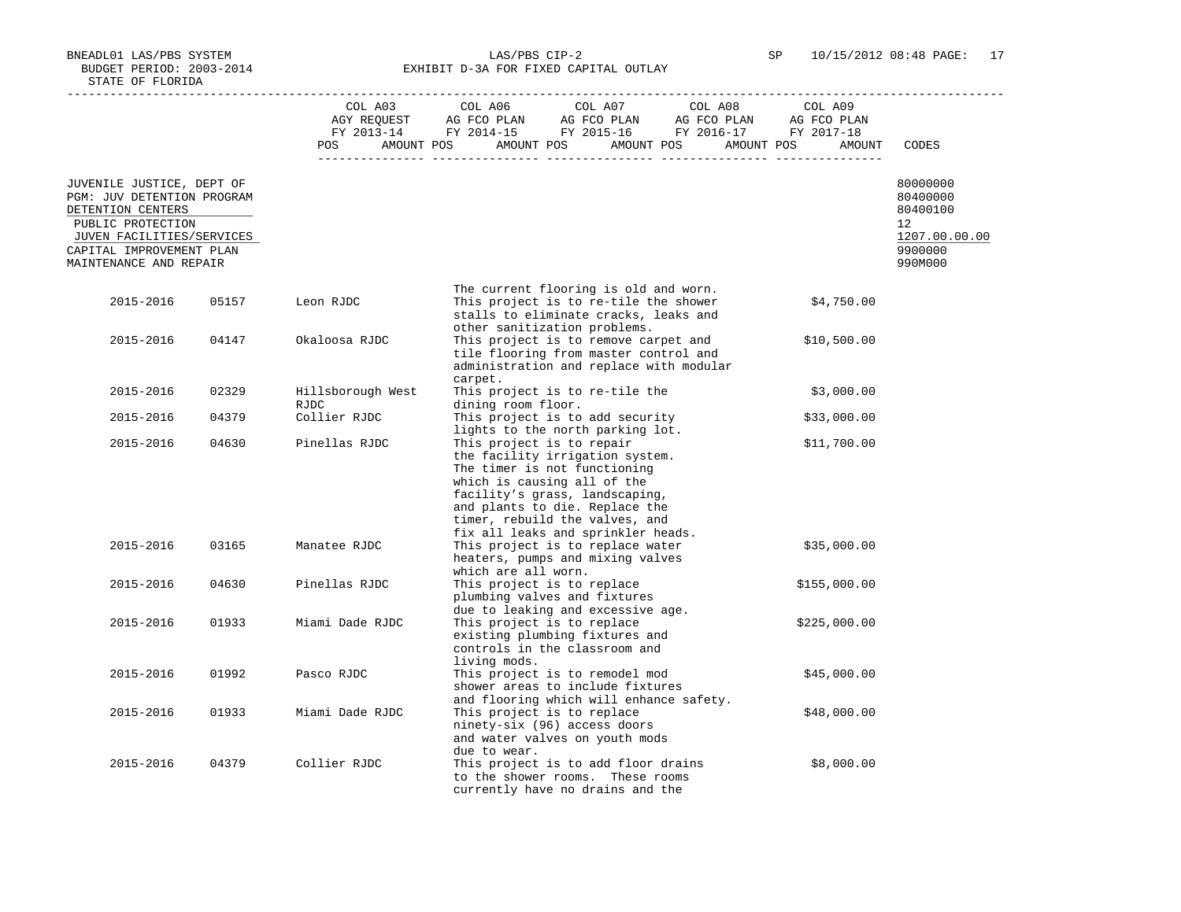STATE OF FLORIDA

EXHIBIT D-3A FOR FIXED CAPITAL OUTLAY

| | COL A03 AGY REQUEST FY 2013-14 | COL A06 AG FCO PLAN FY 2014-15 | COL A07 AG FCO PLAN FY 2015-16 | COL A08 AG FCO PLAN FY 2016-17 | COL A09 AG FCO PLAN FY 2017-18 | |
|---|---|---|---|---|---|---|
| | POS AMOUNT | POS AMOUNT | POS AMOUNT | POS AMOUNT | POS AMOUNT | CODES |

| | CODES |
|---|---|
| JUVENILE JUSTICE, DEPT OF | 80000000 |
| PGM: JUV DETENTION PROGRAM | 80400000 |
| DETENTION CENTERS | 80400100 |
| PUBLIC PROTECTION | 12 |
| JUVEN FACILITIES/SERVICES | 1207.00.00.00 |
| CAPITAL IMPROVEMENT PLAN | 9900000 |
| MAINTENANCE AND REPAIR | 990M000 |

| Year | Facility No. | Facility | Description | Amount |
|---|---|---|---|---|
| | | | The current flooring is old and worn. | |
| 2015-2016 | 05157 | Leon RJDC | This project is to re-tile the shower stalls to eliminate cracks, leaks and other sanitization problems. | $4,750.00 |
| 2015-2016 | 04147 | Okaloosa RJDC | This project is to remove carpet and tile flooring from master control and administration and replace with modular carpet. | $10,500.00 |
| 2015-2016 | 02329 | Hillsborough West RJDC | This project is to re-tile the dining room floor. | $3,000.00 |
| 2015-2016 | 04379 | Collier RJDC | This project is to add security lights to the north parking lot. | $33,000.00 |
| 2015-2016 | 04630 | Pinellas RJDC | This project is to repair the facility irrigation system. The timer is not functioning which is causing all of the facility's grass, landscaping, and plants to die. Replace the timer, rebuild the valves, and fix all leaks and sprinkler heads. | $11,700.00 |
| 2015-2016 | 03165 | Manatee RJDC | This project is to replace water heaters, pumps and mixing valves which are all worn. | $35,000.00 |
| 2015-2016 | 04630 | Pinellas RJDC | This project is to replace plumbing valves and fixtures due to leaking and excessive age. | $155,000.00 |
| 2015-2016 | 01933 | Miami Dade RJDC | This project is to replace existing plumbing fixtures and controls in the classroom and living mods. | $225,000.00 |
| 2015-2016 | 01992 | Pasco RJDC | This project is to remodel mod shower areas to include fixtures and flooring which will enhance safety. | $45,000.00 |
| 2015-2016 | 01933 | Miami Dade RJDC | This project is to replace ninety-six (96) access doors and water valves on youth mods due to wear. | $48,000.00 |
| 2015-2016 | 04379 | Collier RJDC | This project is to add floor drains to the shower rooms. These rooms currently have no drains and the | $8,000.00 |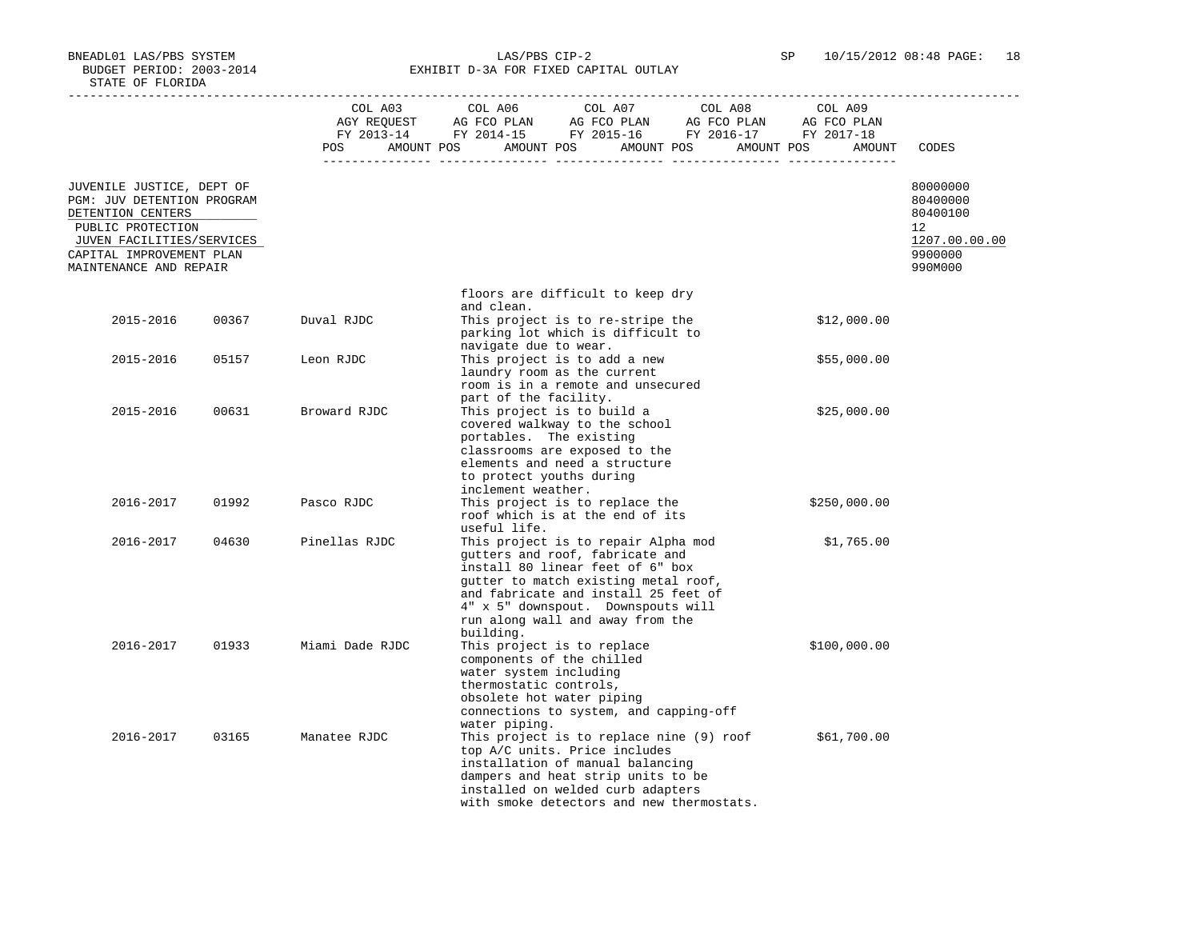BNEADL01 LAS/PBS SYSTEM
BUDGET PERIOD: 2003-2014
STATE OF FLORIDA

LAS/PBS CIP-2
EXHIBIT D-3A FOR FIXED CAPITAL OUTLAY

SP 10/15/2012 08:48

| | COL A03 AGY REQUEST FY 2013-14 | COL A06 AG FCO PLAN FY 2014-15 | COL A07 AG FCO PLAN FY 2015-16 | COL A08 AG FCO PLAN FY 2016-17 | COL A09 AG FCO PLAN FY 2017-18 | |
|---|---|---|---|---|---|---|
| | POS AMOUNT | POS AMOUNT | POS AMOUNT | POS AMOUNT | POS AMOUNT | CODES |

JUVENILE JUSTICE, DEPT OF — 80000000
PGM: JUV DETENTION PROGRAM — 80400000
DETENTION CENTERS — 80400100
PUBLIC PROTECTION — 12
JUVEN FACILITIES/SERVICES — 1207.00.00.00
CAPITAL IMPROVEMENT PLAN — 9900000
MAINTENANCE AND REPAIR — 990M000

| Year | Code | Facility | Description | Amount |
|---|---|---|---|---|
| | | | floors are difficult to keep dry and clean. | |
| 2015-2016 | 00367 | Duval RJDC | This project is to re-stripe the parking lot which is difficult to navigate due to wear. | $12,000.00 |
| 2015-2016 | 05157 | Leon RJDC | This project is to add a new laundry room as the current room is in a remote and unsecured part of the facility. | $55,000.00 |
| 2015-2016 | 00631 | Broward RJDC | This project is to build a covered walkway to the school portables. The existing classrooms are exposed to the elements and need a structure to protect youths during inclement weather. | $25,000.00 |
| 2016-2017 | 01992 | Pasco RJDC | This project is to replace the roof which is at the end of its useful life. | $250,000.00 |
| 2016-2017 | 04630 | Pinellas RJDC | This project is to repair Alpha mod gutters and roof, fabricate and install 80 linear feet of 6" box gutter to match existing metal roof, and fabricate and install 25 feet of 4" x 5" downspout. Downspouts will run along wall and away from the building. | $1,765.00 |
| 2016-2017 | 01933 | Miami Dade RJDC | This project is to replace components of the chilled water system including thermostatic controls, obsolete hot water piping connections to system, and capping-off water piping. | $100,000.00 |
| 2016-2017 | 03165 | Manatee RJDC | This project is to replace nine (9) roof top A/C units. Price includes installation of manual balancing dampers and heat strip units to be installed on welded curb adapters with smoke detectors and new thermostats. | $61,700.00 |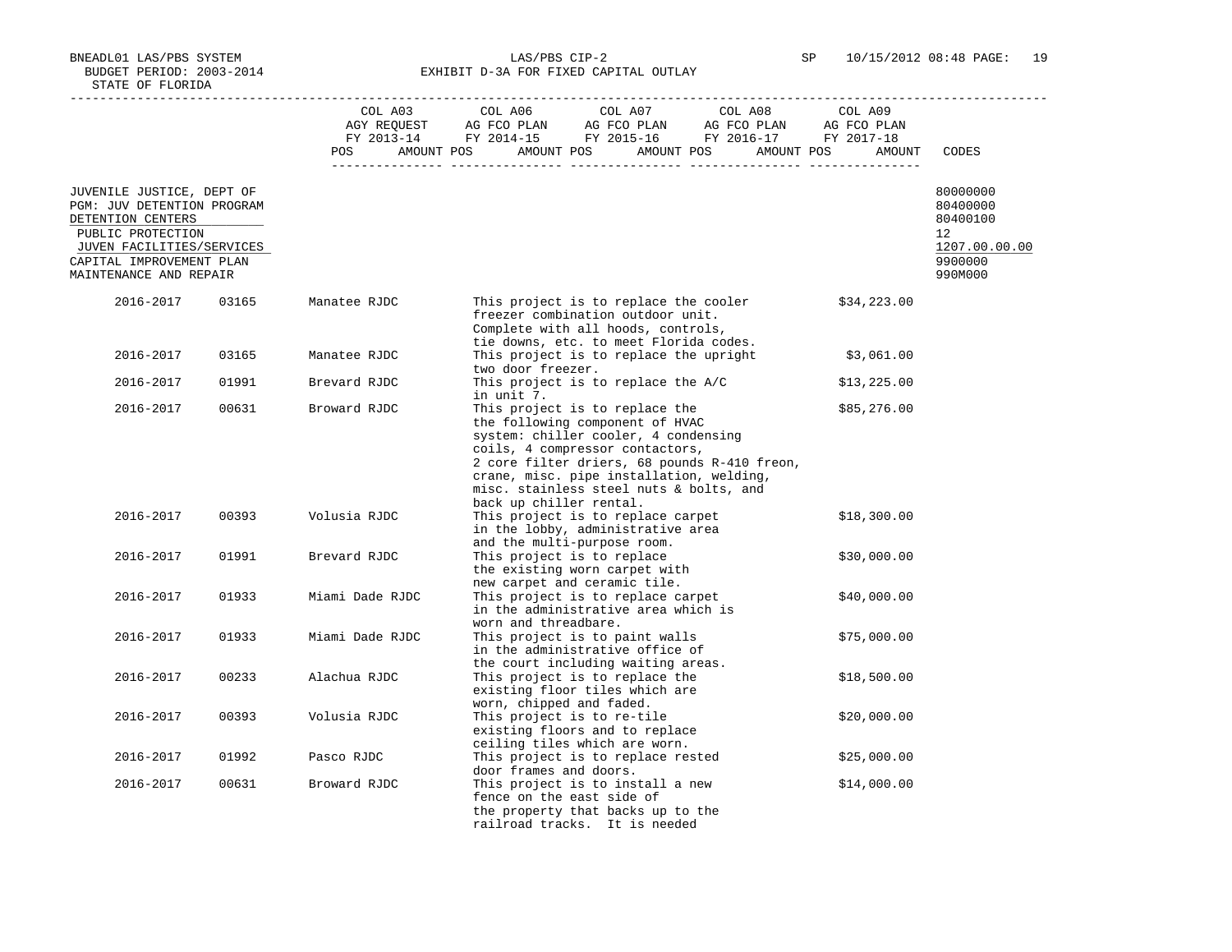BNEADL01 LAS/PBS SYSTEM
BUDGET PERIOD: 2003-2014
STATE OF FLORIDA

LAS/PBS CIP-2
EXHIBIT D-3A FOR FIXED CAPITAL OUTLAY

| | COL A03 AGY REQUEST FY 2013-14 POS AMOUNT | COL A06 AG FCO PLAN FY 2014-15 POS AMOUNT | COL A07 AG FCO PLAN FY 2015-16 POS AMOUNT | COL A08 AG FCO PLAN FY 2016-17 POS AMOUNT | COL A09 AG FCO PLAN FY 2017-18 POS AMOUNT | CODES |
|---|---|---|---|---|---|---|
| JUVENILE JUSTICE, DEPT OF | | | | | | 80000000 |
| PGM: JUV DETENTION PROGRAM | | | | | | 80400000 |
| DETENTION CENTERS | | | | | | 80400100 |
| PUBLIC PROTECTION | | | | | | 12 |
| JUVEN FACILITIES/SERVICES | | | | | | 1207.00.00.00 |
| CAPITAL IMPROVEMENT PLAN | | | | | | 9900000 |
| MAINTENANCE AND REPAIR | | | | | | 990M000 |

| Year | Facility No. | Facility | Description | Amount |
|---|---|---|---|---|
| 2016-2017 | 03165 | Manatee RJDC | This project is to replace the cooler freezer combination outdoor unit. Complete with all hoods, controls, tie downs, etc. to meet Florida codes. | $34,223.00 |
| 2016-2017 | 03165 | Manatee RJDC | This project is to replace the upright two door freezer. | $3,061.00 |
| 2016-2017 | 01991 | Brevard RJDC | This project is to replace the A/C in unit 7. | $13,225.00 |
| 2016-2017 | 00631 | Broward RJDC | This project is to replace the the following component of HVAC system: chiller cooler, 4 condensing coils, 4 compressor contactors, 2 core filter driers, 68 pounds R-410 freon, crane, misc. pipe installation, welding, misc. stainless steel nuts & bolts, and back up chiller rental. | $85,276.00 |
| 2016-2017 | 00393 | Volusia RJDC | This project is to replace carpet in the lobby, administrative area and the multi-purpose room. | $18,300.00 |
| 2016-2017 | 01991 | Brevard RJDC | This project is to replace the existing worn carpet with new carpet and ceramic tile. | $30,000.00 |
| 2016-2017 | 01933 | Miami Dade RJDC | This project is to replace carpet in the administrative area which is worn and threadbare. | $40,000.00 |
| 2016-2017 | 01933 | Miami Dade RJDC | This project is to paint walls in the administrative office of the court including waiting areas. | $75,000.00 |
| 2016-2017 | 00233 | Alachua RJDC | This project is to replace the existing floor tiles which are worn, chipped and faded. | $18,500.00 |
| 2016-2017 | 00393 | Volusia RJDC | This project is to re-tile existing floors and to replace ceiling tiles which are worn. | $20,000.00 |
| 2016-2017 | 01992 | Pasco RJDC | This project is to replace rested door frames and doors. | $25,000.00 |
| 2016-2017 | 00631 | Broward RJDC | This project is to install a new fence on the east side of the property that backs up to the railroad tracks. It is needed | $14,000.00 |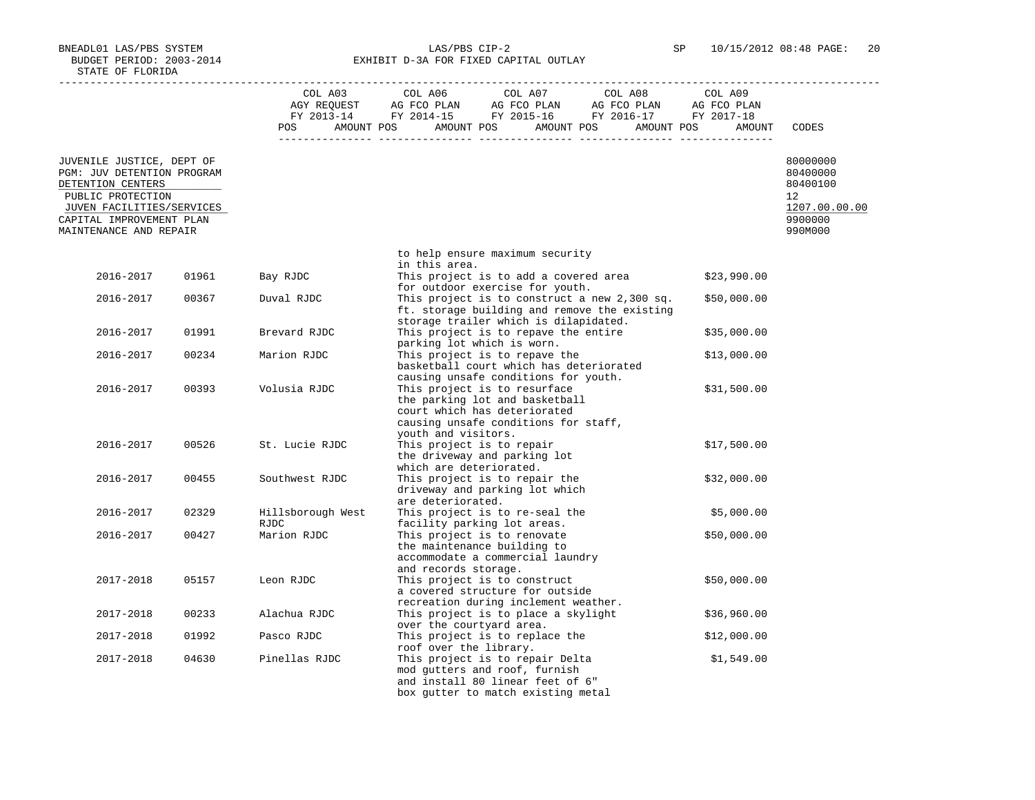BNEADL01 LAS/PBS SYSTEM
BUDGET PERIOD: 2003-2014
STATE OF FLORIDA

LAS/PBS CIP-2
EXHIBIT D-3A FOR FIXED CAPITAL OUTLAY

SP 10/15/2012 08:48

| | COL A03 AGY REQUEST FY 2013-14 POS AMOUNT | COL A06 AG FCO PLAN FY 2014-15 POS AMOUNT | COL A07 AG FCO PLAN FY 2015-16 POS AMOUNT | COL A08 AG FCO PLAN FY 2016-17 POS AMOUNT | COL A09 AG FCO PLAN FY 2017-18 POS AMOUNT | CODES |
|---|---|---|---|---|---|---|
| JUVENILE JUSTICE, DEPT OF | | | | | | 80000000 |
| PGM: JUV DETENTION PROGRAM | | | | | | 80400000 |
| DETENTION CENTERS | | | | | | 80400100 |
| PUBLIC PROTECTION | | | | | | 12 |
| JUVEN FACILITIES/SERVICES | | | | | | 1207.00.00.00 |
| CAPITAL IMPROVEMENT PLAN | | | | | | 9900000 |
| MAINTENANCE AND REPAIR | | | | | | 990M000 |

| Year | Code | Facility | Description | Amount |
|---|---|---|---|---|
| | | | to help ensure maximum security in this area. | |
| 2016-2017 | 01961 | Bay RJDC | This project is to add a covered area for outdoor exercise for youth. | $23,990.00 |
| 2016-2017 | 00367 | Duval RJDC | This project is to construct a new 2,300 sq. ft. storage building and remove the existing storage trailer which is dilapidated. | $50,000.00 |
| 2016-2017 | 01991 | Brevard RJDC | This project is to repave the entire parking lot which is worn. | $35,000.00 |
| 2016-2017 | 00234 | Marion RJDC | This project is to repave the basketball court which has deteriorated causing unsafe conditions for youth. | $13,000.00 |
| 2016-2017 | 00393 | Volusia RJDC | This project is to resurface the parking lot and basketball court which has deteriorated causing unsafe conditions for staff, youth and visitors. | $31,500.00 |
| 2016-2017 | 00526 | St. Lucie RJDC | This project is to repair the driveway and parking lot which are deteriorated. | $17,500.00 |
| 2016-2017 | 00455 | Southwest RJDC | This project is to repair the driveway and parking lot which are deteriorated. | $32,000.00 |
| 2016-2017 | 02329 | Hillsborough West RJDC | This project is to re-seal the facility parking lot areas. | $5,000.00 |
| 2016-2017 | 00427 | Marion RJDC | This project is to renovate the maintenance building to accommodate a commercial laundry and records storage. | $50,000.00 |
| 2017-2018 | 05157 | Leon RJDC | This project is to construct a covered structure for outside recreation during inclement weather. | $50,000.00 |
| 2017-2018 | 00233 | Alachua RJDC | This project is to place a skylight over the courtyard area. | $36,960.00 |
| 2017-2018 | 01992 | Pasco RJDC | This project is to replace the roof over the library. | $12,000.00 |
| 2017-2018 | 04630 | Pinellas RJDC | This project is to repair Delta mod gutters and roof, furnish and install 80 linear feet of 6" box gutter to match existing metal | $1,549.00 |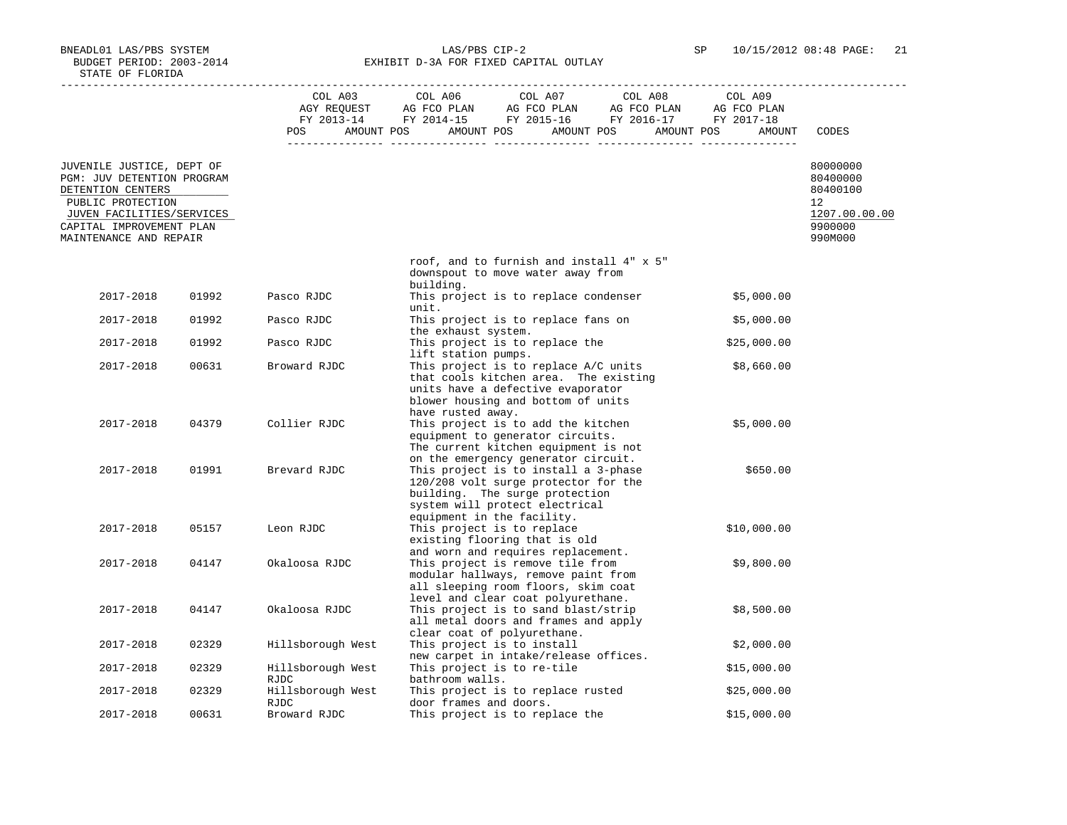BNEADL01 LAS/PBS SYSTEM
BUDGET PERIOD: 2003-2014
STATE OF FLORIDA

LAS/PBS CIP-2
EXHIBIT D-3A FOR FIXED CAPITAL OUTLAY

SP 10/15/2012 08:48

| | COL A03 AGY REQUEST FY 2013-14 POS AMOUNT | COL A06 AG FCO PLAN FY 2014-15 POS AMOUNT | COL A07 AG FCO PLAN FY 2015-16 POS AMOUNT | COL A08 AG FCO PLAN FY 2016-17 POS AMOUNT | COL A09 AG FCO PLAN FY 2017-18 POS AMOUNT | CODES |
|---|---|---|---|---|---|---|
| JUVENILE JUSTICE, DEPT OF | | | | | | 80000000 |
| PGM: JUV DETENTION PROGRAM | | | | | | 80400000 |
| DETENTION CENTERS | | | | | | 80400100 |
| PUBLIC PROTECTION | | | | | | 12 |
| JUVEN FACILITIES/SERVICES | | | | | | 1207.00.00.00 |
| CAPITAL IMPROVEMENT PLAN | | | | | | 9900000 |
| MAINTENANCE AND REPAIR | | | | | | 990M000 |

| Year | Code | Facility | Description | Amount |
|---|---|---|---|---|
| | | | roof, and to furnish and install 4" x 5" downspout to move water away from building. | |
| 2017-2018 | 01992 | Pasco RJDC | This project is to replace condenser unit. | $5,000.00 |
| 2017-2018 | 01992 | Pasco RJDC | This project is to replace fans on the exhaust system. | $5,000.00 |
| 2017-2018 | 01992 | Pasco RJDC | This project is to replace the lift station pumps. | $25,000.00 |
| 2017-2018 | 00631 | Broward RJDC | This project is to replace A/C units that cools kitchen area. The existing units have a defective evaporator blower housing and bottom of units have rusted away. | $8,660.00 |
| 2017-2018 | 04379 | Collier RJDC | This project is to add the kitchen equipment to generator circuits. The current kitchen equipment is not on the emergency generator circuit. | $5,000.00 |
| 2017-2018 | 01991 | Brevard RJDC | This project is to install a 3-phase 120/208 volt surge protector for the building. The surge protection system will protect electrical equipment in the facility. | $650.00 |
| 2017-2018 | 05157 | Leon RJDC | This project is to replace existing flooring that is old and worn and requires replacement. | $10,000.00 |
| 2017-2018 | 04147 | Okaloosa RJDC | This project is remove tile from modular hallways, remove paint from all sleeping room floors, skim coat level and clear coat polyurethane. | $9,800.00 |
| 2017-2018 | 04147 | Okaloosa RJDC | This project is to sand blast/strip all metal doors and frames and apply clear coat of polyurethane. | $8,500.00 |
| 2017-2018 | 02329 | Hillsborough West | This project is to install new carpet in intake/release offices. | $2,000.00 |
| 2017-2018 | 02329 | Hillsborough West RJDC | This project is to re-tile bathroom walls. | $15,000.00 |
| 2017-2018 | 02329 | Hillsborough West RJDC | This project is to replace rusted door frames and doors. | $25,000.00 |
| 2017-2018 | 00631 | Broward RJDC | This project is to replace the | $15,000.00 |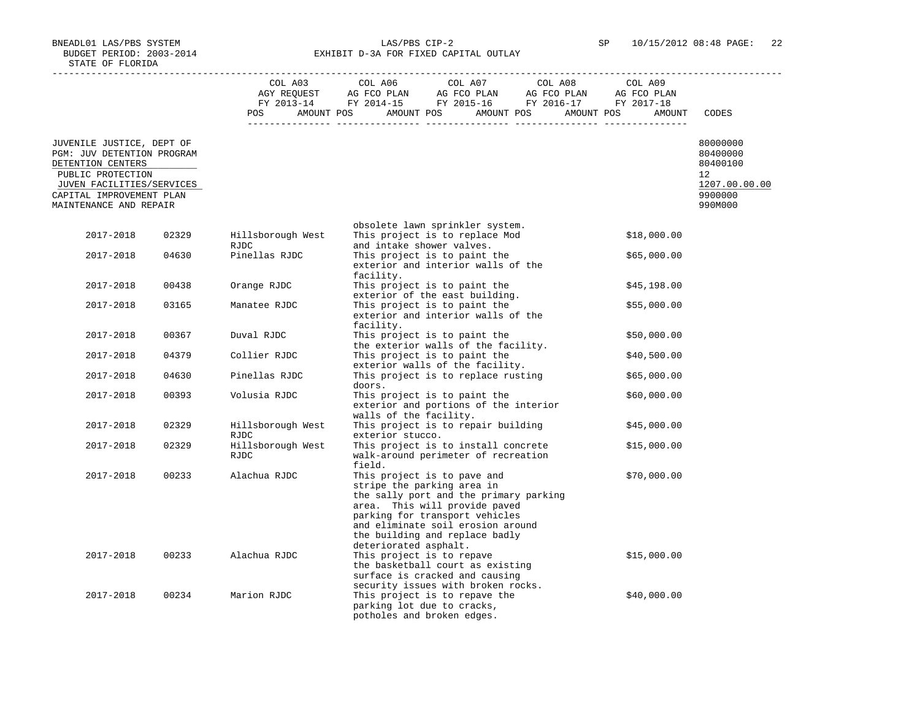BNEADL01 LAS/PBS SYSTEM
BUDGET PERIOD: 2003-2014
STATE OF FLORIDA

LAS/PBS CIP-2
EXHIBIT D-3A FOR FIXED CAPITAL OUTLAY

SP 10/15/2012 08:48

| | COL A03 AGY REQUEST FY 2013-14 POS AMOUNT | COL A06 AG FCO PLAN FY 2014-15 POS AMOUNT | COL A07 AG FCO PLAN FY 2015-16 POS AMOUNT | COL A08 AG FCO PLAN FY 2016-17 POS AMOUNT | COL A09 AG FCO PLAN FY 2017-18 POS AMOUNT | CODES |
|---|---|---|---|---|---|---|
| JUVENILE JUSTICE, DEPT OF | | | | | | 80000000 |
| PGM: JUV DETENTION PROGRAM | | | | | | 80400000 |
| DETENTION CENTERS | | | | | | 80400100 |
| PUBLIC PROTECTION | | | | | | 12 |
| JUVEN FACILITIES/SERVICES | | | | | | 1207.00.00.00 |
| CAPITAL IMPROVEMENT PLAN | | | | | | 9900000 |
| MAINTENANCE AND REPAIR | | | | | | 990M000 |

| Year | Code | Facility | Description | Amount |
|---|---|---|---|---|
| | | | obsolete lawn sprinkler system. | |
| 2017-2018 | 02329 | Hillsborough West RJDC | This project is to replace Mod and intake shower valves. | $18,000.00 |
| 2017-2018 | 04630 | Pinellas RJDC | This project is to paint the exterior and interior walls of the facility. | $65,000.00 |
| 2017-2018 | 00438 | Orange RJDC | This project is to paint the exterior of the east building. | $45,198.00 |
| 2017-2018 | 03165 | Manatee RJDC | This project is to paint the exterior and interior walls of the facility. | $55,000.00 |
| 2017-2018 | 00367 | Duval RJDC | This project is to paint the the exterior walls of the facility. | $50,000.00 |
| 2017-2018 | 04379 | Collier RJDC | This project is to paint the exterior walls of the facility. | $40,500.00 |
| 2017-2018 | 04630 | Pinellas RJDC | This project is to replace rusting doors. | $65,000.00 |
| 2017-2018 | 00393 | Volusia RJDC | This project is to paint the exterior and portions of the interior walls of the facility. | $60,000.00 |
| 2017-2018 | 02329 | Hillsborough West RJDC | This project is to repair building exterior stucco. | $45,000.00 |
| 2017-2018 | 02329 | Hillsborough West RJDC | This project is to install concrete walk-around perimeter of recreation field. | $15,000.00 |
| 2017-2018 | 00233 | Alachua RJDC | This project is to pave and stripe the parking area in the sally port and the primary parking area. This will provide paved parking for transport vehicles and eliminate soil erosion around the building and replace badly deteriorated asphalt. | $70,000.00 |
| 2017-2018 | 00233 | Alachua RJDC | This project is to repave the basketball court as existing surface is cracked and causing security issues with broken rocks. | $15,000.00 |
| 2017-2018 | 00234 | Marion RJDC | This project is to repave the parking lot due to cracks, potholes and broken edges. | $40,000.00 |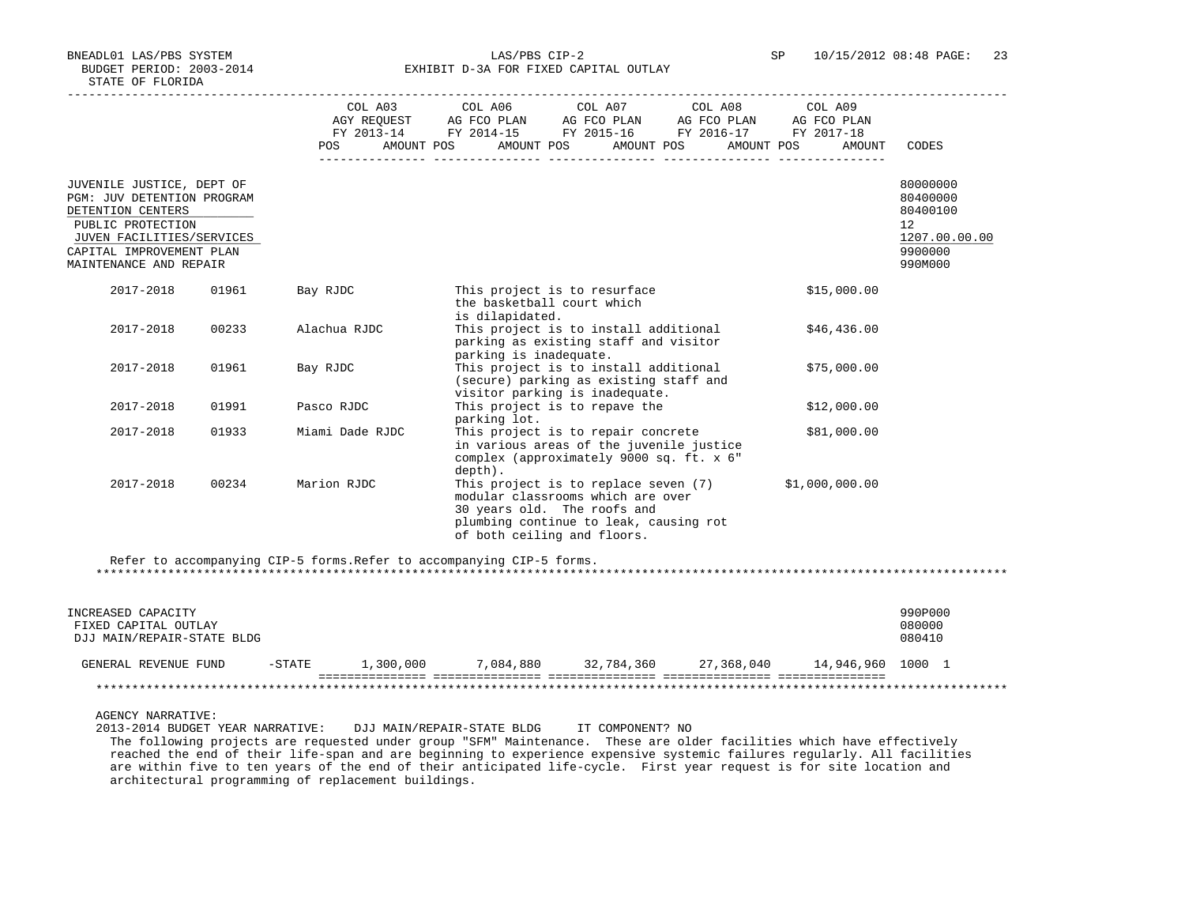BNEADL01 LAS/PBS SYSTEM — LAS/PBS CIP-2 — SP 10/15/2012 08:48

BUDGET PERIOD: 2003-2014 — EXHIBIT D-3A FOR FIXED CAPITAL OUTLAY

STATE OF FLORIDA

| | COL A03 AGY REQUEST FY 2013-14 POS AMOUNT | COL A06 AG FCO PLAN FY 2014-15 POS AMOUNT | COL A07 AG FCO PLAN FY 2015-16 POS AMOUNT | COL A08 AG FCO PLAN FY 2016-17 POS AMOUNT | COL A09 AG FCO PLAN FY 2017-18 POS AMOUNT | CODES |
|---|---|---|---|---|---|---|
| JUVENILE JUSTICE, DEPT OF | | | | | | 80000000 |
| PGM: JUV DETENTION PROGRAM | | | | | | 80400000 |
| DETENTION CENTERS | | | | | | 80400100 |
| PUBLIC PROTECTION | | | | | | 12 |
| JUVEN FACILITIES/SERVICES | | | | | | 1207.00.00.00 |
| CAPITAL IMPROVEMENT PLAN | | | | | | 9900000 |
| MAINTENANCE AND REPAIR | | | | | | 990M000 |

| Year | Code | Facility | Description | Amount |
|---|---|---|---|---|
| 2017-2018 | 01961 | Bay RJDC | This project is to resurface the basketball court which is dilapidated. | $15,000.00 |
| 2017-2018 | 00233 | Alachua RJDC | This project is to install additional parking as existing staff and visitor parking is inadequate. | $46,436.00 |
| 2017-2018 | 01961 | Bay RJDC | This project is to install additional (secure) parking as existing staff and visitor parking is inadequate. | $75,000.00 |
| 2017-2018 | 01991 | Pasco RJDC | This project is to repave the parking lot. | $12,000.00 |
| 2017-2018 | 01933 | Miami Dade RJDC | This project is to repair concrete in various areas of the juvenile justice complex (approximately 9000 sq. ft. x 6" depth). | $81,000.00 |
| 2017-2018 | 00234 | Marion RJDC | This project is to replace seven (7) modular classrooms which are over 30 years old. The roofs and plumbing continue to leak, causing rot of both ceiling and floors. | $1,000,000.00 |

Refer to accompanying CIP-5 forms.Refer to accompanying CIP-5 forms.

| | | COL A03 FY 2013-14 | COL A06 FY 2014-15 | COL A07 FY 2015-16 | COL A08 FY 2016-17 | COL A09 FY 2017-18 | CODES |
|---|---|---|---|---|---|---|---|
| INCREASED CAPACITY | | | | | | | 990P000 |
| FIXED CAPITAL OUTLAY | | | | | | | 080000 |
| DJJ MAIN/REPAIR-STATE BLDG | | | | | | | 080410 |
| GENERAL REVENUE FUND | -STATE | 1,300,000 | 7,084,880 | 32,784,360 | 27,368,040 | 14,946,960 | 1000 1 |

AGENCY NARRATIVE:

2013-2014 BUDGET YEAR NARRATIVE: DJJ MAIN/REPAIR-STATE BLDG IT COMPONENT? NO

The following projects are requested under group "SFM" Maintenance. These are older facilities which have effectively reached the end of their life-span and are beginning to experience expensive systemic failures regularly. All facilities are within five to ten years of the end of their anticipated life-cycle. First year request is for site location and architectural programming of replacement buildings.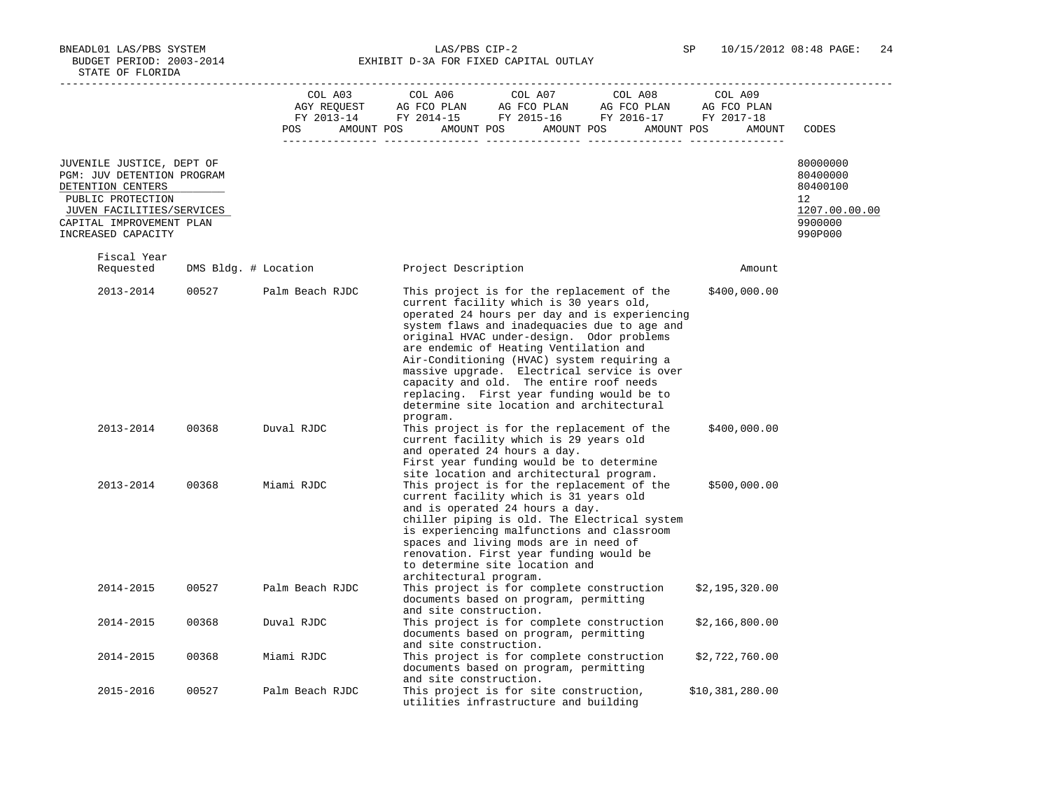BNEADL01 LAS/PBS SYSTEM
BUDGET PERIOD: 2003-2014
STATE OF FLORIDA

LAS/PBS CIP-2
EXHIBIT D-3A FOR FIXED CAPITAL OUTLAY

SP 10/15/2012 08:48

| | COL A03 AGY REQUEST FY 2013-14 | | COL A06 AG FCO PLAN FY 2014-15 | | COL A07 AG FCO PLAN FY 2015-16 | | COL A08 AG FCO PLAN FY 2016-17 | | COL A09 AG FCO PLAN FY 2017-18 | | |
|---|---|---|---|---|---|---|---|---|---|---|---|
| | POS | AMOUNT | POS | AMOUNT | POS | AMOUNT | POS | AMOUNT | POS | AMOUNT | CODES |
| JUVENILE JUSTICE, DEPT OF | | | | | | | | | | | 80000000 |
| PGM: JUV DETENTION PROGRAM | | | | | | | | | | | 80400000 |
| DETENTION CENTERS | | | | | | | | | | | 80400100 |
| PUBLIC PROTECTION | | | | | | | | | | | 12 |
| JUVEN FACILITIES/SERVICES | | | | | | | | | | | 1207.00.00.00 |
| CAPITAL IMPROVEMENT PLAN | | | | | | | | | | | 9900000 |
| INCREASED CAPACITY | | | | | | | | | | | 990P000 |

| Fiscal Year Requested | DMS Bldg. # | Location | Project Description | Amount |
|---|---|---|---|---|
| 2013-2014 | 00527 | Palm Beach RJDC | This project is for the replacement of the current facility which is 30 years old, operated 24 hours per day and is experiencing system flaws and inadequacies due to age and original HVAC under-design. Odor problems are endemic of Heating Ventilation and Air-Conditioning (HVAC) system requiring a massive upgrade. Electrical service is over capacity and old. The entire roof needs replacing. First year funding would be to determine site location and architectural program. | $400,000.00 |
| 2013-2014 | 00368 | Duval RJDC | This project is for the replacement of the current facility which is 29 years old and operated 24 hours a day. First year funding would be to determine site location and architectural program. | $400,000.00 |
| 2013-2014 | 00368 | Miami RJDC | This project is for the replacement of the current facility which is 31 years old and is operated 24 hours a day. chiller piping is old. The Electrical system is experiencing malfunctions and classroom spaces and living mods are in need of renovation. First year funding would be to determine site location and architectural program. | $500,000.00 |
| 2014-2015 | 00527 | Palm Beach RJDC | This project is for complete construction documents based on program, permitting and site construction. | $2,195,320.00 |
| 2014-2015 | 00368 | Duval RJDC | This project is for complete construction documents based on program, permitting and site construction. | $2,166,800.00 |
| 2014-2015 | 00368 | Miami RJDC | This project is for complete construction documents based on program, permitting and site construction. | $2,722,760.00 |
| 2015-2016 | 00527 | Palm Beach RJDC | This project is for site construction, utilities infrastructure and building | $10,381,280.00 |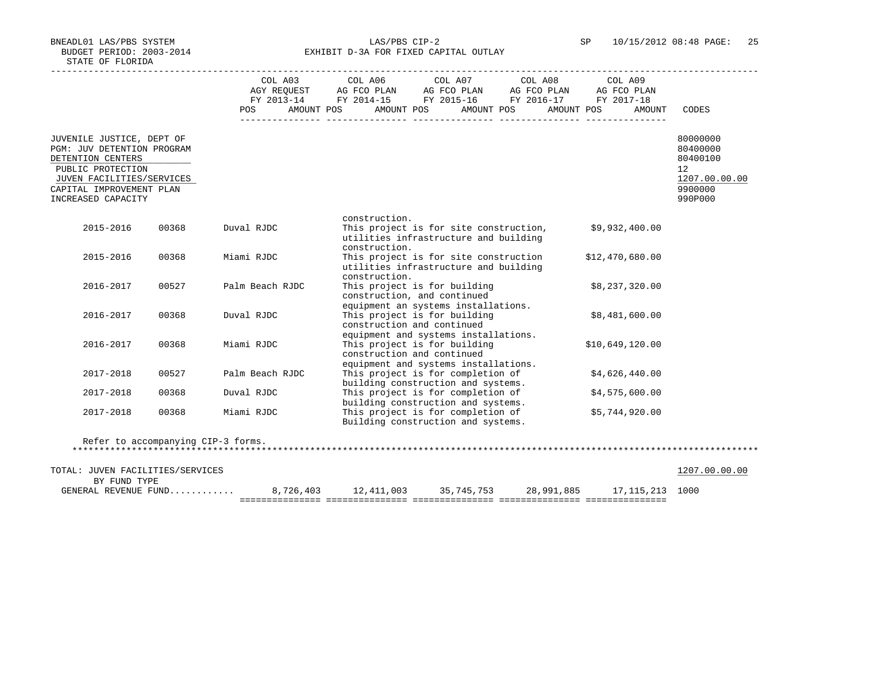BNEADL01 LAS/PBS SYSTEM
BUDGET PERIOD: 2003-2014
STATE OF FLORIDA

LAS/PBS CIP-2
EXHIBIT D-3A FOR FIXED CAPITAL OUTLAY

SP 10/15/2012 08:48

| | COL A03 AGY REQUEST FY 2013-14 POS AMOUNT | COL A06 AG FCO PLAN FY 2014-15 POS AMOUNT | COL A07 AG FCO PLAN FY 2015-16 POS AMOUNT | COL A08 AG FCO PLAN FY 2016-17 POS AMOUNT | COL A09 AG FCO PLAN FY 2017-18 POS AMOUNT | CODES |
|---|---|---|---|---|---|---|
| JUVENILE JUSTICE, DEPT OF | | | | | | 80000000 |
| PGM: JUV DETENTION PROGRAM | | | | | | 80400000 |
| DETENTION CENTERS | | | | | | 80400100 |
| PUBLIC PROTECTION | | | | | | 12 |
| JUVEN FACILITIES/SERVICES | | | | | | 1207.00.00.00 |
| CAPITAL IMPROVEMENT PLAN | | | | | | 9900000 |
| INCREASED CAPACITY | | | | | | 990P000 |

| Year | Code | Facility | Description | Amount |
|---|---|---|---|---|
| | | | construction. | |
| 2015-2016 | 00368 | Duval RJDC | This project is for site construction, utilities infrastructure and building construction. | $9,932,400.00 |
| 2015-2016 | 00368 | Miami RJDC | This project is for site construction utilities infrastructure and building construction. | $12,470,680.00 |
| 2016-2017 | 00527 | Palm Beach RJDC | This project is for building construction, and continued equipment an systems installations. | $8,237,320.00 |
| 2016-2017 | 00368 | Duval RJDC | This project is for building construction and continued equipment and systems installations. | $8,481,600.00 |
| 2016-2017 | 00368 | Miami RJDC | This project is for building construction and continued equipment and systems installations. | $10,649,120.00 |
| 2017-2018 | 00527 | Palm Beach RJDC | This project is for completion of building construction and systems. | $4,626,440.00 |
| 2017-2018 | 00368 | Duval RJDC | This project is for completion of building construction and systems. | $4,575,600.00 |
| 2017-2018 | 00368 | Miami RJDC | This project is for completion of Building construction and systems. | $5,744,920.00 |

Refer to accompanying CIP-3 forms.

| | COL A03 | COL A06 | COL A07 | COL A08 | COL A09 | CODES |
|---|---|---|---|---|---|---|
| TOTAL: JUVEN FACILITIES/SERVICES | | | | | | 1207.00.00.00 |
| BY FUND TYPE | | | | | | |
| GENERAL REVENUE FUND........... | 8,726,403 | 12,411,003 | 35,745,753 | 28,991,885 | 17,115,213 | 1000 |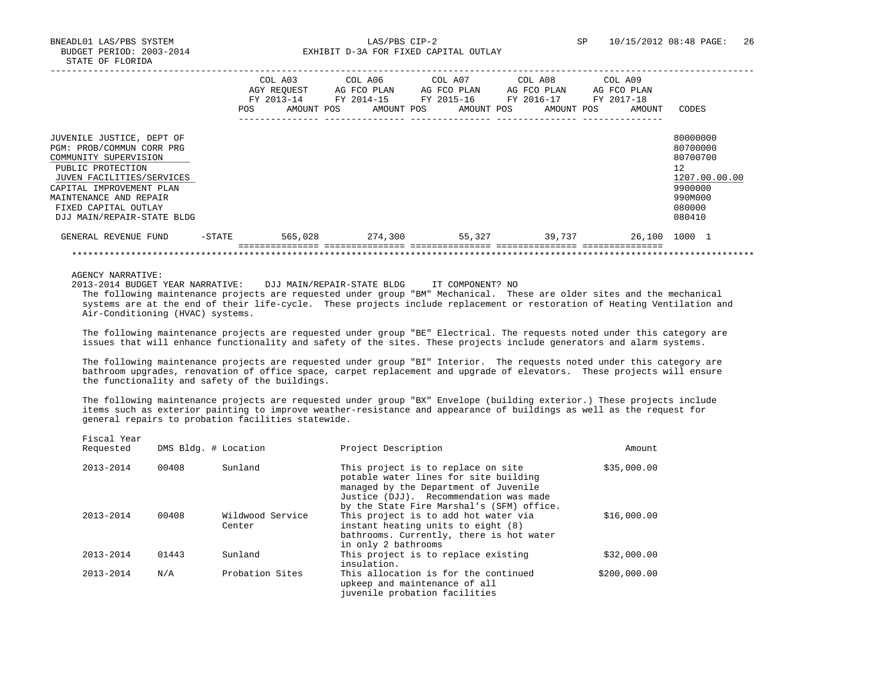BNEADL01 LAS/PBS SYSTEM
BUDGET PERIOD: 2003-2014
STATE OF FLORIDA

LAS/PBS CIP-2
EXHIBIT D-3A FOR FIXED CAPITAL OUTLAY

SP 10/15/2012 08:48

| | COL A03 AGY REQUEST FY 2013-14 POS AMOUNT | COL A06 AG FCO PLAN FY 2014-15 POS AMOUNT | COL A07 AG FCO PLAN FY 2015-16 POS AMOUNT | COL A08 AG FCO PLAN FY 2016-17 POS AMOUNT | COL A09 AG FCO PLAN FY 2017-18 POS AMOUNT | CODES |
|---|---|---|---|---|---|---|
| JUVENILE JUSTICE, DEPT OF | | | | | | 80000000 |
| PGM: PROB/COMMUN CORR PRG | | | | | | 80700000 |
| COMMUNITY SUPERVISION | | | | | | 80700700 |
| PUBLIC PROTECTION | | | | | | 12 |
| JUVEN FACILITIES/SERVICES | | | | | | 1207.00.00.00 |
| CAPITAL IMPROVEMENT PLAN | | | | | | 9900000 |
| MAINTENANCE AND REPAIR | | | | | | 990M000 |
| FIXED CAPITAL OUTLAY | | | | | | 080000 |
| DJJ MAIN/REPAIR-STATE BLDG | | | | | | 080410 |
| GENERAL REVENUE FUND -STATE | 565,028 | 274,300 | 55,327 | 39,737 | 26,100 | 1000 1 |

AGENCY NARRATIVE:
2013-2014 BUDGET YEAR NARRATIVE: DJJ MAIN/REPAIR-STATE BLDG IT COMPONENT? NO

The following maintenance projects are requested under group "BM" Mechanical. These are older sites and the mechanical systems are at the end of their life-cycle. These projects include replacement or restoration of Heating Ventilation and Air-Conditioning (HVAC) systems.

The following maintenance projects are requested under group "BE" Electrical. The requests noted under this category are issues that will enhance functionality and safety of the sites. These projects include generators and alarm systems.

The following maintenance projects are requested under group "BI" Interior. The requests noted under this category are bathroom upgrades, renovation of office space, carpet replacement and upgrade of elevators. These projects will ensure the functionality and safety of the buildings.

The following maintenance projects are requested under group "BX" Envelope (building exterior.) These projects include items such as exterior painting to improve weather-resistance and appearance of buildings as well as the request for general repairs to probation facilities statewide.

| Fiscal Year Requested | DMS Bldg. # | Location | Project Description | Amount |
|---|---|---|---|---|
| 2013-2014 | 00408 | Sunland | This project is to replace on site potable water lines for site building managed by the Department of Juvenile Justice (DJJ). Recommendation was made by the State Fire Marshal's (SFM) office. | $35,000.00 |
| 2013-2014 | 00408 | Wildwood Service Center | This project is to add hot water via instant heating units to eight (8) bathrooms. Currently, there is hot water in only 2 bathrooms | $16,000.00 |
| 2013-2014 | 01443 | Sunland | This project is to replace existing insulation. | $32,000.00 |
| 2013-2014 | N/A | Probation Sites | This allocation is for the continued upkeep and maintenance of all juvenile probation facilities | $200,000.00 |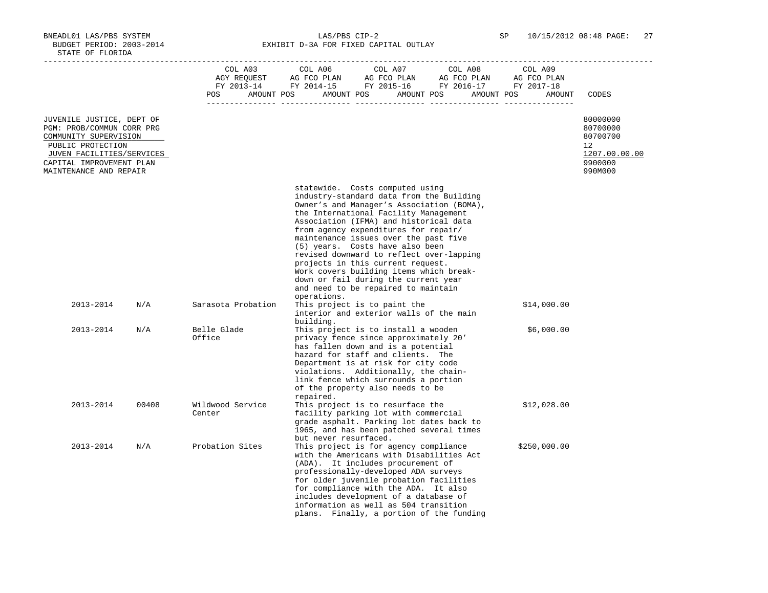BNEADL01 LAS/PBS SYSTEM
BUDGET PERIOD: 2003-2014
STATE OF FLORIDA

LAS/PBS CIP-2
EXHIBIT D-3A FOR FIXED CAPITAL OUTLAY

SP 10/15/2012 08:48

| | COL A03 AGY REQUEST FY 2013-14 POS AMOUNT | COL A06 AG FCO PLAN FY 2014-15 POS AMOUNT | COL A07 AG FCO PLAN FY 2015-16 POS AMOUNT | COL A08 AG FCO PLAN FY 2016-17 POS AMOUNT | COL A09 AG FCO PLAN FY 2017-18 POS AMOUNT | CODES |
|---|---|---|---|---|---|---|
| JUVENILE JUSTICE, DEPT OF | | | | | | 80000000 |
| PGM: PROB/COMMUN CORR PRG | | | | | | 80700000 |
| COMMUNITY SUPERVISION | | | | | | 80700700 |
| PUBLIC PROTECTION | | | | | | 12 |
| JUVEN FACILITIES/SERVICES | | | | | | 1207.00.00.00 |
| CAPITAL IMPROVEMENT PLAN | | | | | | 9900000 |
| MAINTENANCE AND REPAIR | | | | | | 990M000 |

| Fiscal Year | Facility No. | Location | Description | Amount |
|---|---|---|---|---|
| | | | statewide. Costs computed using industry-standard data from the Building Owner's and Manager's Association (BOMA), the International Facility Management Association (IFMA) and historical data from agency expenditures for repair/ maintenance issues over the past five (5) years. Costs have also been revised downward to reflect over-lapping projects in this current request. Work covers building items which break-down or fail during the current year and need to be repaired to maintain operations. | |
| 2013-2014 | N/A | Sarasota Probation | This project is to paint the interior and exterior walls of the main building. | $14,000.00 |
| 2013-2014 | N/A | Belle Glade Office | This project is to install a wooden privacy fence since approximately 20' has fallen down and is a potential hazard for staff and clients. The Department is at risk for city code violations. Additionally, the chain-link fence which surrounds a portion of the property also needs to be repaired. | $6,000.00 |
| 2013-2014 | 00408 | Wildwood Service Center | This project is to resurface the facility parking lot with commercial grade asphalt. Parking lot dates back to 1965, and has been patched several times but never resurfaced. | $12,028.00 |
| 2013-2014 | N/A | Probation Sites | This project is for agency compliance with the Americans with Disabilities Act (ADA). It includes procurement of professionally-developed ADA surveys for older juvenile probation facilities for compliance with the ADA. It also includes development of a database of information as well as 504 transition plans. Finally, a portion of the funding | $250,000.00 |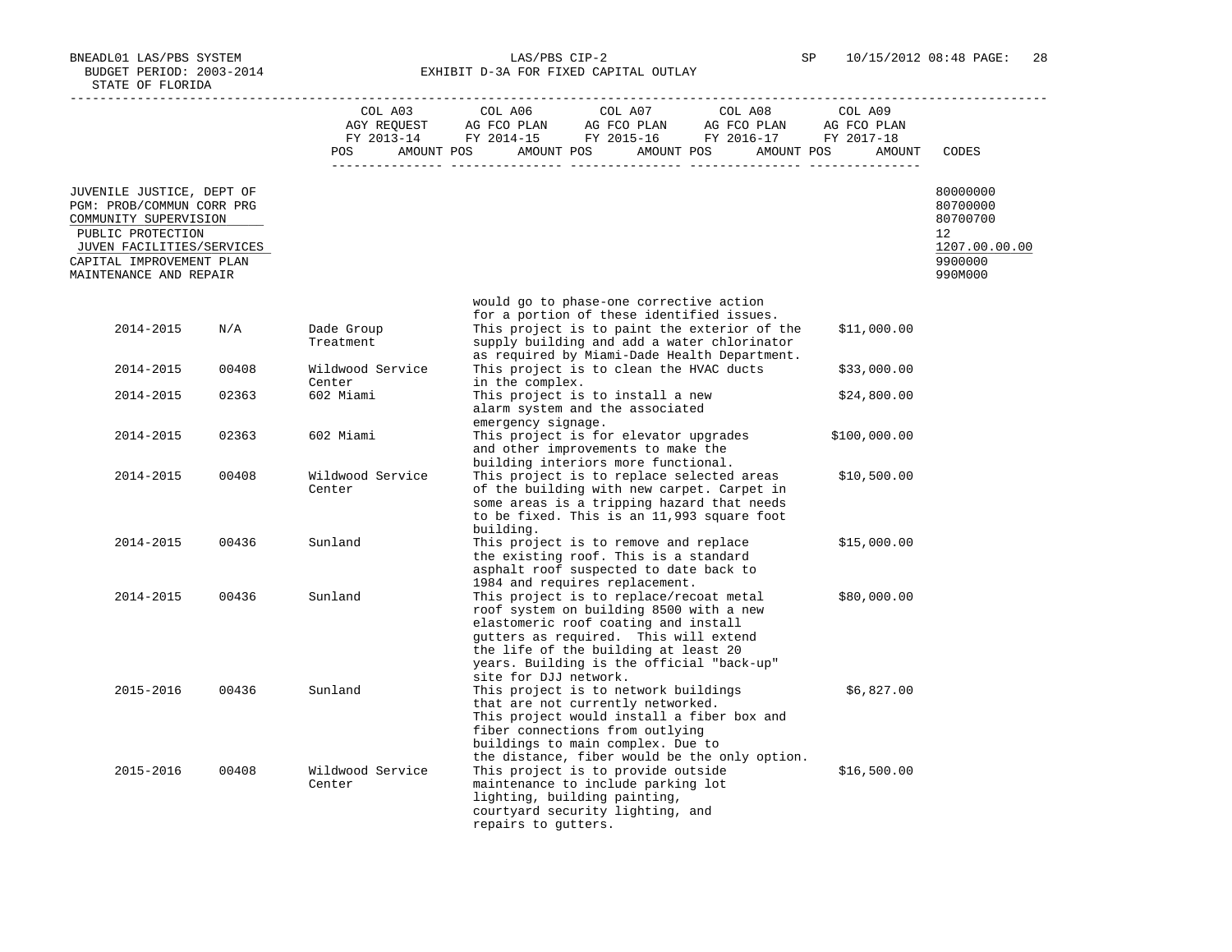| | | | | | | | | | | |
|---|---|---|---|---|---|---|---|---|---|---|
| | COL A03 AGY REQUEST FY 2013-14 | | COL A06 AG FCO PLAN FY 2014-15 | | COL A07 AG FCO PLAN FY 2015-16 | | COL A08 AG FCO PLAN FY 2016-17 | | COL A09 AG FCO PLAN FY 2017-18 | |
| | POS | AMOUNT | POS | AMOUNT | POS | AMOUNT | POS | AMOUNT | POS | AMOUNT | CODES |

JUVENILE JUSTICE, DEPT OF — 80000000
PGM: PROB/COMMUN CORR PRG — 80700000
COMMUNITY SUPERVISION — 80700700
PUBLIC PROTECTION — 12
JUVEN FACILITIES/SERVICES — 1207.00.00.00
CAPITAL IMPROVEMENT PLAN — 9900000
MAINTENANCE AND REPAIR — 990M000

| Year | Facility No. | Facility | Description | Amount |
|---|---|---|---|---|
| | | | would go to phase-one corrective action for a portion of these identified issues. | |
| 2014-2015 | N/A | Dade Group Treatment | This project is to paint the exterior of the supply building and add a water chlorinator as required by Miami-Dade Health Department. | $11,000.00 |
| 2014-2015 | 00408 | Wildwood Service Center | This project is to clean the HVAC ducts in the complex. | $33,000.00 |
| 2014-2015 | 02363 | 602 Miami | This project is to install a new alarm system and the associated emergency signage. | $24,800.00 |
| 2014-2015 | 02363 | 602 Miami | This project is for elevator upgrades and other improvements to make the building interiors more functional. | $100,000.00 |
| 2014-2015 | 00408 | Wildwood Service Center | This project is to replace selected areas of the building with new carpet. Carpet in some areas is a tripping hazard that needs to be fixed. This is an 11,993 square foot building. | $10,500.00 |
| 2014-2015 | 00436 | Sunland | This project is to remove and replace the existing roof. This is a standard asphalt roof suspected to date back to 1984 and requires replacement. | $15,000.00 |
| 2014-2015 | 00436 | Sunland | This project is to replace/recoat metal roof system on building 8500 with a new elastomeric roof coating and install gutters as required. This will extend the life of the building at least 20 years. Building is the official "back-up" site for DJJ network. | $80,000.00 |
| 2015-2016 | 00436 | Sunland | This project is to network buildings that are not currently networked. This project would install a fiber box and fiber connections from outlying buildings to main complex. Due to the distance, fiber would be the only option. | $6,827.00 |
| 2015-2016 | 00408 | Wildwood Service Center | This project is to provide outside maintenance to include parking lot lighting, building painting, courtyard security lighting, and repairs to gutters. | $16,500.00 |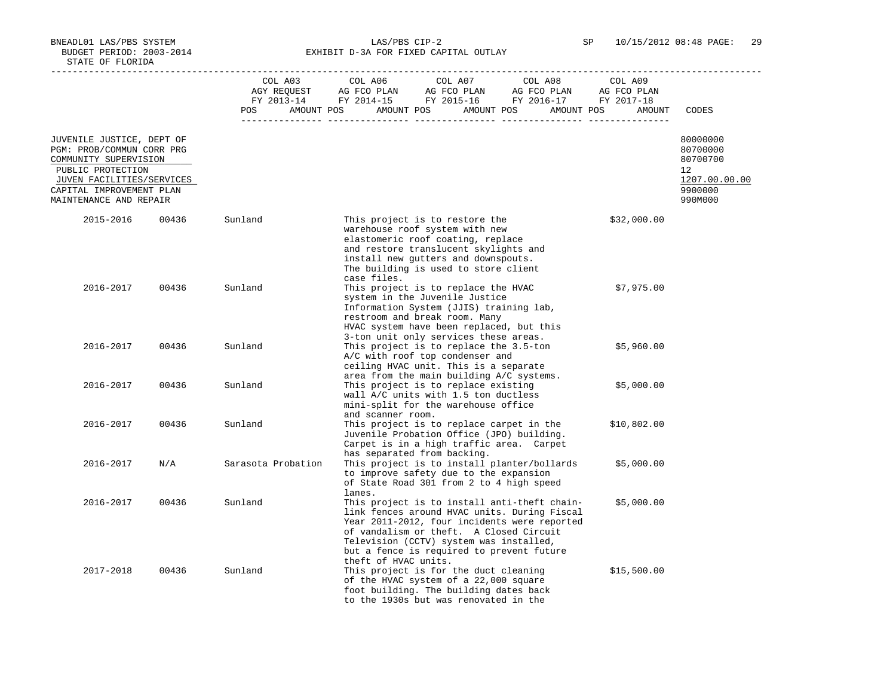BNEADL01 LAS/PBS SYSTEM LAS/PBS CIP-2 SP 10/15/2012 08:48 PAGE: 29
BUDGET PERIOD: 2003-2014 EXHIBIT D-3A FOR FIXED CAPITAL OUTLAY
STATE OF FLORIDA

| | COL A03 AGY REQUEST FY 2013-14 POS AMOUNT | COL A06 AG FCO PLAN FY 2014-15 POS AMOUNT | COL A07 AG FCO PLAN FY 2015-16 POS AMOUNT | COL A08 AG FCO PLAN FY 2016-17 POS AMOUNT | COL A09 AG FCO PLAN FY 2017-18 POS AMOUNT | CODES |
|---|---|---|---|---|---|---|
| JUVENILE JUSTICE, DEPT OF | | | | | | 80000000 |
| PGM: PROB/COMMUN CORR PRG | | | | | | 80700000 |
| COMMUNITY SUPERVISION | | | | | | 80700700 |
| PUBLIC PROTECTION | | | | | | 12 |
| JUVEN FACILITIES/SERVICES | | | | | | 1207.00.00.00 |
| CAPITAL IMPROVEMENT PLAN | | | | | | 9900000 |
| MAINTENANCE AND REPAIR | | | | | | 990M000 |

| Fiscal Year | Facility | Location | Description | Amount |
|---|---|---|---|---|
| 2015-2016 | 00436 | Sunland | This project is to restore the warehouse roof system with new elastomeric roof coating, replace and restore translucent skylights and install new gutters and downspouts. The building is used to store client case files. | $32,000.00 |
| 2016-2017 | 00436 | Sunland | This project is to replace the HVAC system in the Juvenile Justice Information System (JJIS) training lab, restroom and break room. Many HVAC system have been replaced, but this 3-ton unit only services these areas. | $7,975.00 |
| 2016-2017 | 00436 | Sunland | This project is to replace the 3.5-ton A/C with roof top condenser and ceiling HVAC unit. This is a separate area from the main building A/C systems. | $5,960.00 |
| 2016-2017 | 00436 | Sunland | This project is to replace existing wall A/C units with 1.5 ton ductless mini-split for the warehouse office and scanner room. | $5,000.00 |
| 2016-2017 | 00436 | Sunland | This project is to replace carpet in the Juvenile Probation Office (JPO) building. Carpet is in a high traffic area. Carpet has separated from backing. | $10,802.00 |
| 2016-2017 | N/A | Sarasota Probation | This project is to install planter/bollards to improve safety due to the expansion of State Road 301 from 2 to 4 high speed lanes. | $5,000.00 |
| 2016-2017 | 00436 | Sunland | This project is to install anti-theft chain-link fences around HVAC units. During Fiscal Year 2011-2012, four incidents were reported of vandalism or theft. A Closed Circuit Television (CCTV) system was installed, but a fence is required to prevent future theft of HVAC units. | $5,000.00 |
| 2017-2018 | 00436 | Sunland | This project is for the duct cleaning of the HVAC system of a 22,000 square foot building. The building dates back to the 1930s but was renovated in the | $15,500.00 |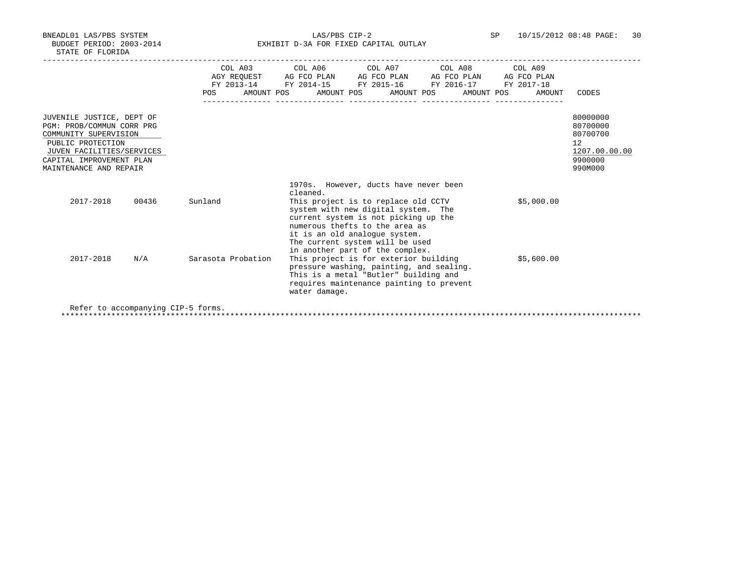BNEADL01 LAS/PBS SYSTEM — LAS/PBS CIP-2 — SP 10/15/2012 08:48
BUDGET PERIOD: 2003-2014
STATE OF FLORIDA

EXHIBIT D-3A FOR FIXED CAPITAL OUTLAY

| | COL A03 AGY REQUEST FY 2013-14 POS AMOUNT | COL A06 AG FCO PLAN FY 2014-15 POS AMOUNT | COL A07 AG FCO PLAN FY 2015-16 POS AMOUNT | COL A08 AG FCO PLAN FY 2016-17 POS AMOUNT | COL A09 AG FCO PLAN FY 2017-18 POS AMOUNT | CODES |
|---|---|---|---|---|---|---|
| JUVENILE JUSTICE, DEPT OF | | | | | | 80000000 |
| PGM: PROB/COMMUN CORR PRG | | | | | | 80700000 |
| COMMUNITY SUPERVISION | | | | | | 80700700 |
| PUBLIC PROTECTION | | | | | | 12 |
| JUVEN FACILITIES/SERVICES | | | | | | 1207.00.00.00 |
| CAPITAL IMPROVEMENT PLAN | | | | | | 9900000 |
| MAINTENANCE AND REPAIR | | | | | | 990M000 |

| Year | Facility No. | Facility | Description | Amount |
|---|---|---|---|---|
| | | | 1970s. However, ducts have never been cleaned. | |
| 2017-2018 | 00436 | Sunland | This project is to replace old CCTV system with new digital system. The current system is not picking up the numerous thefts to the area as it is an old analogue system. The current system will be used in another part of the complex. | $5,000.00 |
| 2017-2018 | N/A | Sarasota Probation | This project is for exterior building pressure washing, painting, and sealing. This is a metal "Butler" building and requires maintenance painting to prevent water damage. | $5,600.00 |

Refer to accompanying CIP-5 forms.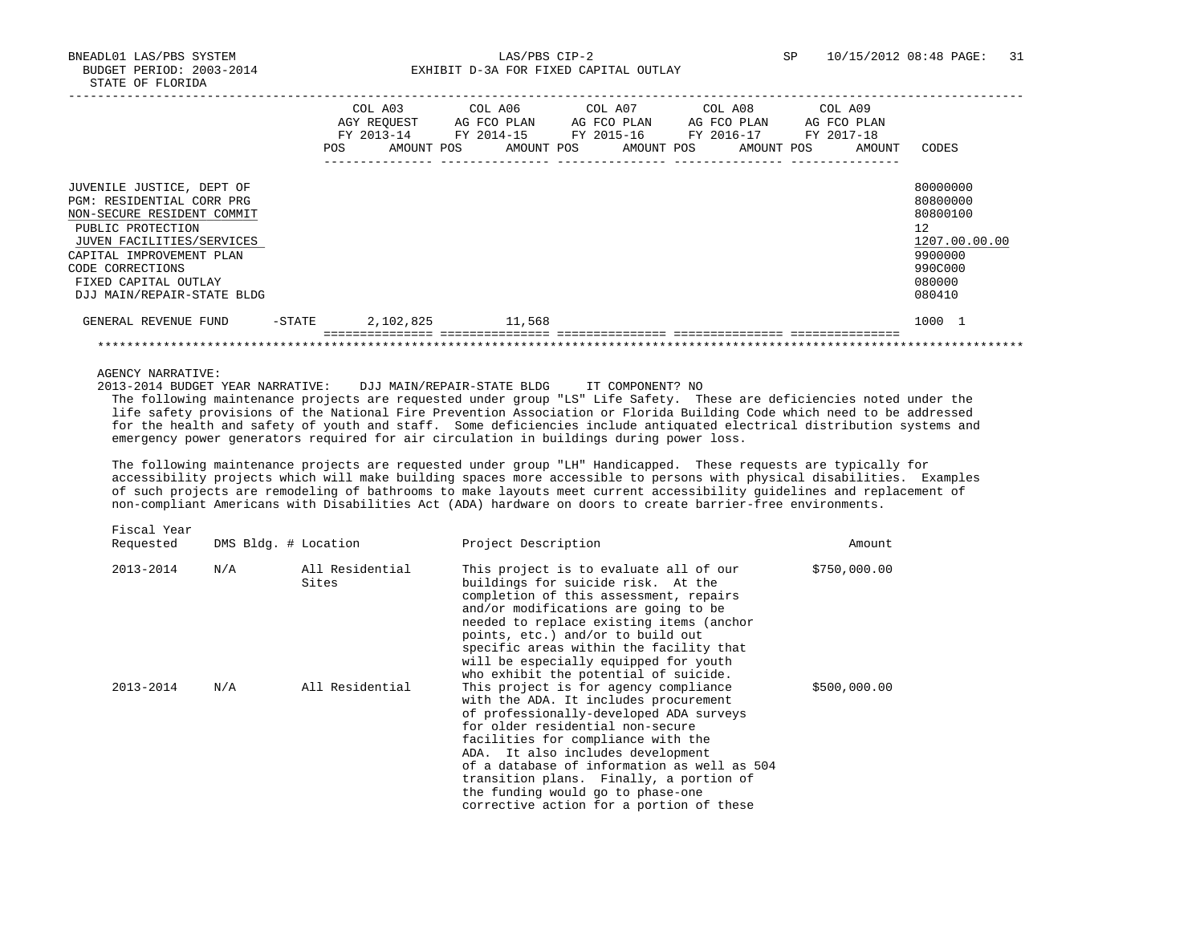BNEADL01 LAS/PBS SYSTEM | LAS/PBS CIP-2 | SP 10/15/2012 08:48
BUDGET PERIOD: 2003-2014 | EXHIBIT D-3A FOR FIXED CAPITAL OUTLAY
STATE OF FLORIDA

| | COL A03 AGY REQUEST FY 2013-14 POS AMOUNT | COL A06 AG FCO PLAN FY 2014-15 POS AMOUNT | COL A07 AG FCO PLAN FY 2015-16 POS AMOUNT | COL A08 AG FCO PLAN FY 2016-17 POS AMOUNT | COL A09 AG FCO PLAN FY 2017-18 POS AMOUNT | CODES |
|---|---|---|---|---|---|---|
| JUVENILE JUSTICE, DEPT OF | | | | | | 80000000 |
| PGM: RESIDENTIAL CORR PRG | | | | | | 80800000 |
| NON-SECURE RESIDENT COMMIT | | | | | | 80800100 |
| PUBLIC PROTECTION | | | | | | 12 |
| JUVEN FACILITIES/SERVICES | | | | | | 1207.00.00.00 |
| CAPITAL IMPROVEMENT PLAN | | | | | | 9900000 |
| CODE CORRECTIONS | | | | | | 990C000 |
| FIXED CAPITAL OUTLAY | | | | | | 080000 |
| DJJ MAIN/REPAIR-STATE BLDG | | | | | | 080410 |
| GENERAL REVENUE FUND -STATE | 2,102,825 | 11,568 | | | | 1000 1 |

AGENCY NARRATIVE:

2013-2014 BUDGET YEAR NARRATIVE: DJJ MAIN/REPAIR-STATE BLDG IT COMPONENT? NO

The following maintenance projects are requested under group "LS" Life Safety. These are deficiencies noted under the life safety provisions of the National Fire Prevention Association or Florida Building Code which need to be addressed for the health and safety of youth and staff. Some deficiencies include antiquated electrical distribution systems and emergency power generators required for air circulation in buildings during power loss.

The following maintenance projects are requested under group "LH" Handicapped. These requests are typically for accessibility projects which will make building spaces more accessible to persons with physical disabilities. Examples of such projects are remodeling of bathrooms to make layouts meet current accessibility guidelines and replacement of non-compliant Americans with Disabilities Act (ADA) hardware on doors to create barrier-free environments.

| Fiscal Year Requested | DMS Bldg. # | Location | Project Description | Amount |
|---|---|---|---|---|
| 2013-2014 | N/A | All Residential Sites | This project is to evaluate all of our buildings for suicide risk. At the completion of this assessment, repairs and/or modifications are going to be needed to replace existing items (anchor points, etc.) and/or to build out specific areas within the facility that will be especially equipped for youth who exhibit the potential of suicide. | $750,000.00 |
| 2013-2014 | N/A | All Residential | This project is for agency compliance with the ADA. It includes procurement of professionally-developed ADA surveys for older residential non-secure facilities for compliance with the ADA. It also includes development of a database of information as well as 504 transition plans. Finally, a portion of the funding would go to phase-one corrective action for a portion of these | $500,000.00 |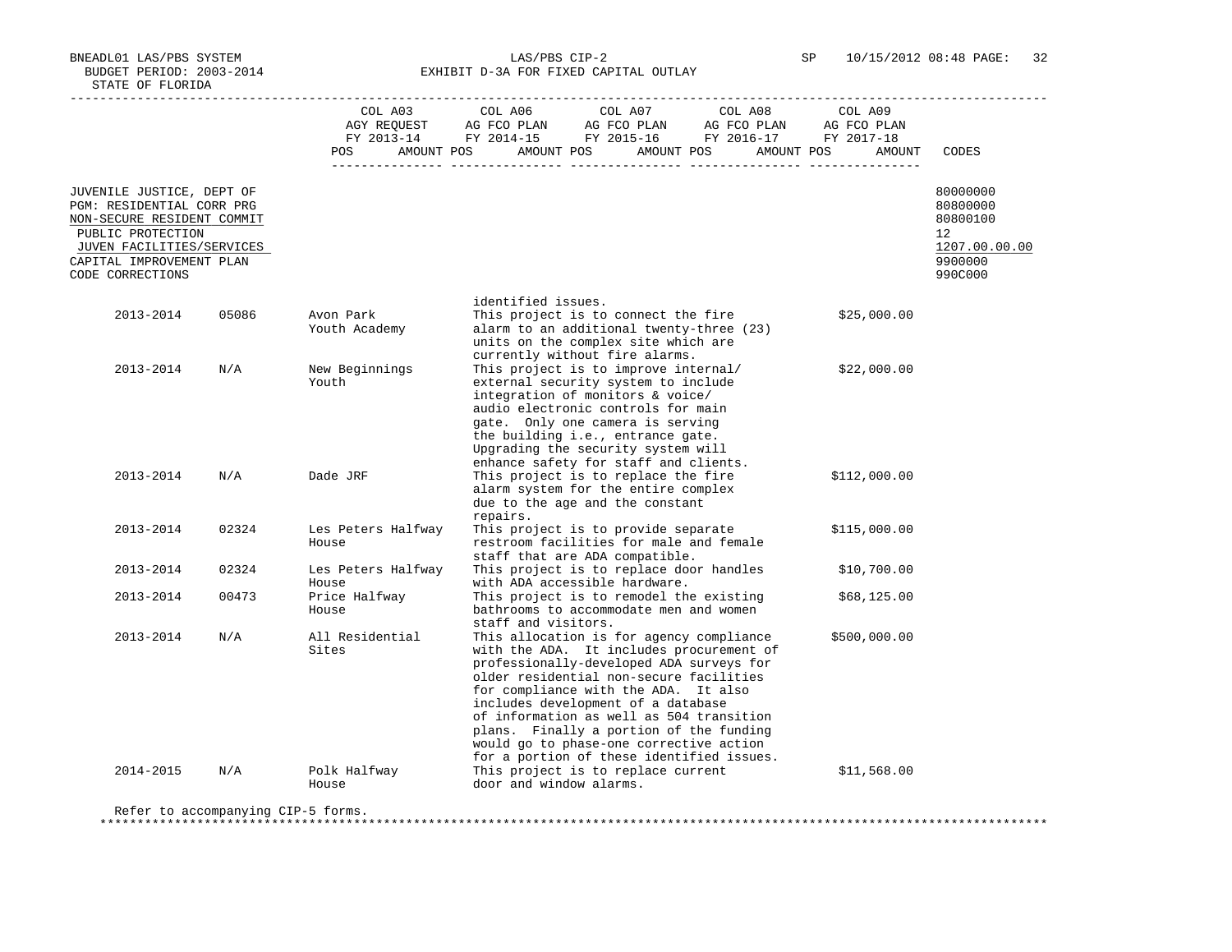BNEADL01 LAS/PBS SYSTEM
BUDGET PERIOD: 2003-2014
STATE OF FLORIDA

LAS/PBS CIP-2
EXHIBIT D-3A FOR FIXED CAPITAL OUTLAY

SP 10/15/2012 08:48

| | COL A03 AGY REQUEST FY 2013-14 POS AMOUNT | COL A06 AG FCO PLAN FY 2014-15 POS AMOUNT | COL A07 AG FCO PLAN FY 2015-16 POS AMOUNT | COL A08 AG FCO PLAN FY 2016-17 POS AMOUNT | COL A09 AG FCO PLAN FY 2017-18 POS AMOUNT | CODES |
|---|---|---|---|---|---|---|
| JUVENILE JUSTICE, DEPT OF | | | | | | 80000000 |
| PGM: RESIDENTIAL CORR PRG | | | | | | 80800000 |
| NON-SECURE RESIDENT COMMIT | | | | | | 80800100 |
| PUBLIC PROTECTION | | | | | | 12 |
| JUVEN FACILITIES/SERVICES | | | | | | 1207.00.00.00 |
| CAPITAL IMPROVEMENT PLAN | | | | | | 9900000 |
| CODE CORRECTIONS | | | | | | 990C000 |

identified issues.

| Year | Code | Facility | Description | Amount |
|---|---|---|---|---|
| 2013-2014 | 05086 | Avon Park Youth Academy | This project is to connect the fire alarm to an additional twenty-three (23) units on the complex site which are currently without fire alarms. | $25,000.00 |
| 2013-2014 | N/A | New Beginnings Youth | This project is to improve internal/ external security system to include integration of monitors & voice/ audio electronic controls for main gate. Only one camera is serving the building i.e., entrance gate. Upgrading the security system will enhance safety for staff and clients. | $22,000.00 |
| 2013-2014 | N/A | Dade JRF | This project is to replace the fire alarm system for the entire complex due to the age and the constant repairs. | $112,000.00 |
| 2013-2014 | 02324 | Les Peters Halfway House | This project is to provide separate restroom facilities for male and female staff that are ADA compatible. | $115,000.00 |
| 2013-2014 | 02324 | Les Peters Halfway House | This project is to replace door handles with ADA accessible hardware. | $10,700.00 |
| 2013-2014 | 00473 | Price Halfway House | This project is to remodel the existing bathrooms to accommodate men and women staff and visitors. | $68,125.00 |
| 2013-2014 | N/A | All Residential Sites | This allocation is for agency compliance with the ADA. It includes procurement of professionally-developed ADA surveys for older residential non-secure facilities for compliance with the ADA. It also includes development of a database of information as well as 504 transition plans. Finally a portion of the funding would go to phase-one corrective action for a portion of these identified issues. | $500,000.00 |
| 2014-2015 | N/A | Polk Halfway House | This project is to replace current door and window alarms. | $11,568.00 |

Refer to accompanying CIP-5 forms.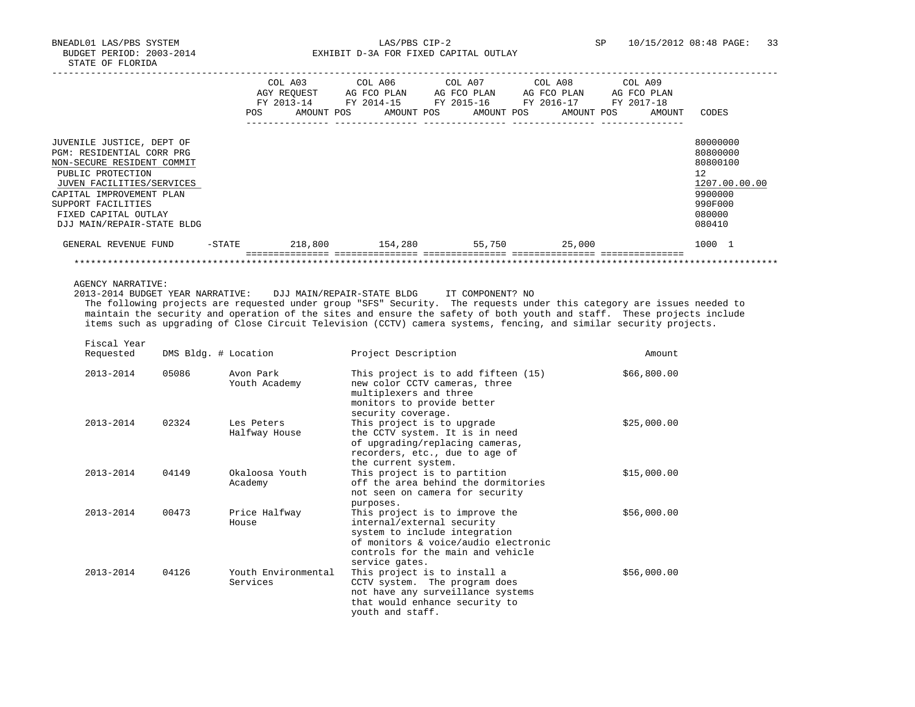BNEADL01 LAS/PBS SYSTEM
BUDGET PERIOD: 2003-2014
STATE OF FLORIDA

LAS/PBS CIP-2
EXHIBIT D-3A FOR FIXED CAPITAL OUTLAY

SP 10/15/2012 08:48

| | COL A03 AGY REQUEST FY 2013-14 POS AMOUNT | COL A06 AG FCO PLAN FY 2014-15 POS AMOUNT | COL A07 AG FCO PLAN FY 2015-16 POS AMOUNT | COL A08 AG FCO PLAN FY 2016-17 POS AMOUNT | COL A09 AG FCO PLAN FY 2017-18 POS AMOUNT | CODES |
|---|---|---|---|---|---|---|
| JUVENILE JUSTICE, DEPT OF | | | | | | 80000000 |
| PGM: RESIDENTIAL CORR PRG | | | | | | 80800000 |
| NON-SECURE RESIDENT COMMIT | | | | | | 80800100 |
| PUBLIC PROTECTION | | | | | | 12 |
| JUVEN FACILITIES/SERVICES | | | | | | 1207.00.00.00 |
| CAPITAL IMPROVEMENT PLAN | | | | | | 9900000 |
| SUPPORT FACILITIES | | | | | | 990F000 |
| FIXED CAPITAL OUTLAY | | | | | | 080000 |
| DJJ MAIN/REPAIR-STATE BLDG | | | | | | 080410 |
| GENERAL REVENUE FUND -STATE | 218,800 | 154,280 | 55,750 | 25,000 | | 1000 1 |

AGENCY NARRATIVE:
2013-2014 BUDGET YEAR NARRATIVE: DJJ MAIN/REPAIR-STATE BLDG IT COMPONENT? NO

The following projects are requested under group "SFS" Security. The requests under this category are issues needed to maintain the security and operation of the sites and ensure the safety of both youth and staff. These projects include items such as upgrading of Close Circuit Television (CCTV) camera systems, fencing, and similar security projects.

| Fiscal Year Requested | DMS Bldg. # | Location | Project Description | Amount |
|---|---|---|---|---|
| 2013-2014 | 05086 | Avon Park Youth Academy | This project is to add fifteen (15) new color CCTV cameras, three multiplexers and three monitors to provide better security coverage. | $66,800.00 |
| 2013-2014 | 02324 | Les Peters Halfway House | This project is to upgrade the CCTV system. It is in need of upgrading/replacing cameras, recorders, etc., due to age of the current system. | $25,000.00 |
| 2013-2014 | 04149 | Okaloosa Youth Academy | This project is to partition off the area behind the dormitories not seen on camera for security purposes. | $15,000.00 |
| 2013-2014 | 00473 | Price Halfway House | This project is to improve the internal/external security system to include integration of monitors & voice/audio electronic controls for the main and vehicle service gates. | $56,000.00 |
| 2013-2014 | 04126 | Youth Environmental Services | This project is to install a CCTV system. The program does not have any surveillance systems that would enhance security to youth and staff. | $56,000.00 |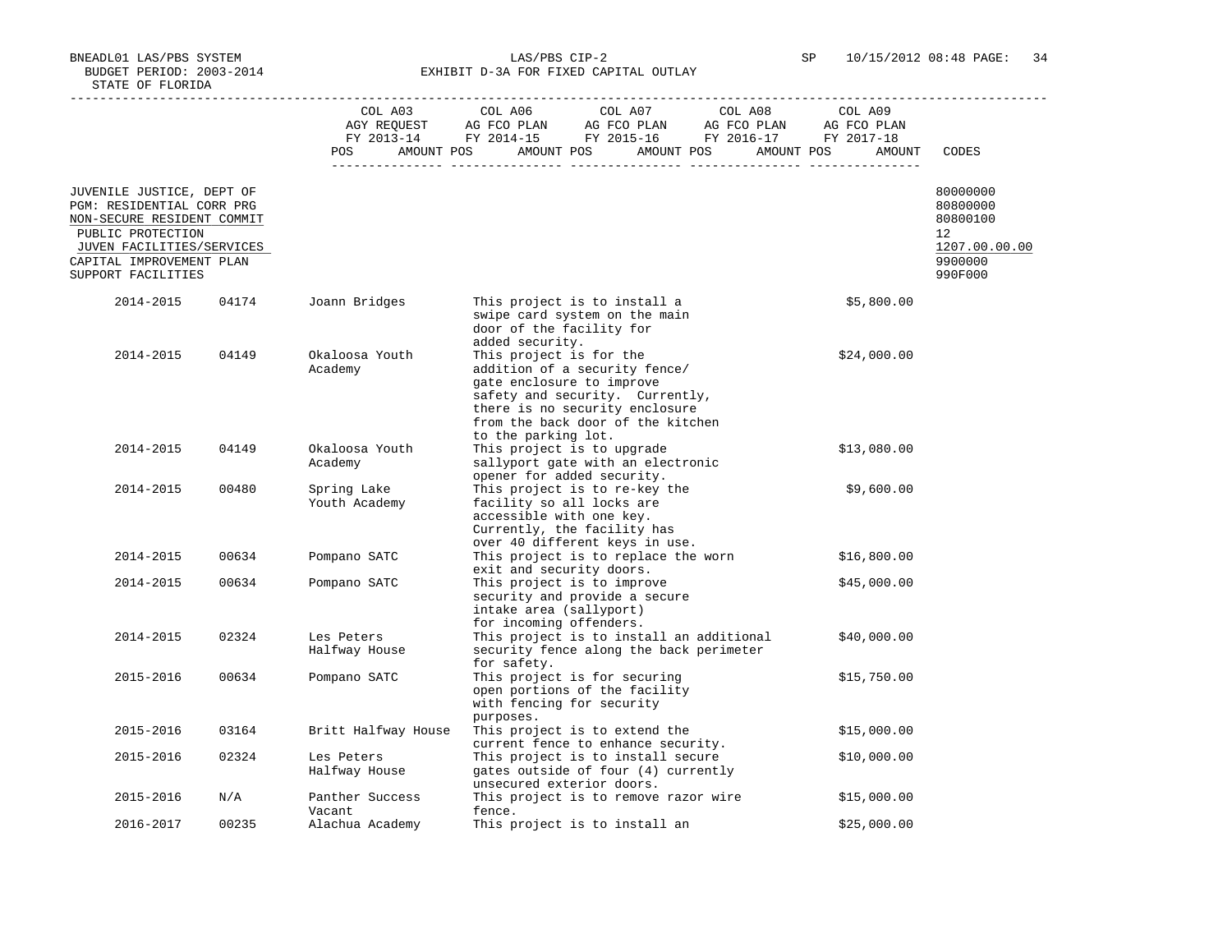BNEADL01 LAS/PBS SYSTEM | LAS/PBS CIP-2 | SP 10/15/2012 08:48 PAGE: 34

BUDGET PERIOD: 2003-2014

STATE OF FLORIDA

EXHIBIT D-3A FOR FIXED CAPITAL OUTLAY

| | COL A03 AGY REQUEST FY 2013-14 POS AMOUNT | COL A06 AG FCO PLAN FY 2014-15 POS AMOUNT | COL A07 AG FCO PLAN FY 2015-16 POS AMOUNT | COL A08 AG FCO PLAN FY 2016-17 POS AMOUNT | COL A09 AG FCO PLAN FY 2017-18 POS AMOUNT | CODES |
|---|---|---|---|---|---|---|
| JUVENILE JUSTICE, DEPT OF | | | | | | 80000000 |
| PGM: RESIDENTIAL CORR PRG | | | | | | 80800000 |
| NON-SECURE RESIDENT COMMIT | | | | | | 80800100 |
| PUBLIC PROTECTION | | | | | | 12 |
| JUVEN FACILITIES/SERVICES | | | | | | 1207.00.00.00 |
| CAPITAL IMPROVEMENT PLAN | | | | | | 9900000 |
| SUPPORT FACILITIES | | | | | | 990F000 |

| Year | Facility ID | Facility | Description | Amount |
|---|---|---|---|---|
| 2014-2015 | 04174 | Joann Bridges | This project is to install a swipe card system on the main door of the facility for added security. | $5,800.00 |
| 2014-2015 | 04149 | Okaloosa Youth Academy | This project is for the addition of a security fence/ gate enclosure to improve safety and security. Currently, there is no security enclosure from the back door of the kitchen to the parking lot. | $24,000.00 |
| 2014-2015 | 04149 | Okaloosa Youth Academy | This project is to upgrade sallyport gate with an electronic opener for added security. | $13,080.00 |
| 2014-2015 | 00480 | Spring Lake Youth Academy | This project is to re-key the facility so all locks are accessible with one key. Currently, the facility has over 40 different keys in use. | $9,600.00 |
| 2014-2015 | 00634 | Pompano SATC | This project is to replace the worn exit and security doors. | $16,800.00 |
| 2014-2015 | 00634 | Pompano SATC | This project is to improve security and provide a secure intake area (sallyport) for incoming offenders. | $45,000.00 |
| 2014-2015 | 02324 | Les Peters Halfway House | This project is to install an additional security fence along the back perimeter for safety. | $40,000.00 |
| 2015-2016 | 00634 | Pompano SATC | This project is for securing open portions of the facility with fencing for security purposes. | $15,750.00 |
| 2015-2016 | 03164 | Britt Halfway House | This project is to extend the current fence to enhance security. | $15,000.00 |
| 2015-2016 | 02324 | Les Peters Halfway House | This project is to install secure gates outside of four (4) currently unsecured exterior doors. | $10,000.00 |
| 2015-2016 | N/A | Panther Success Vacant | This project is to remove razor wire fence. | $15,000.00 |
| 2016-2017 | 00235 | Alachua Academy | This project is to install an | $25,000.00 |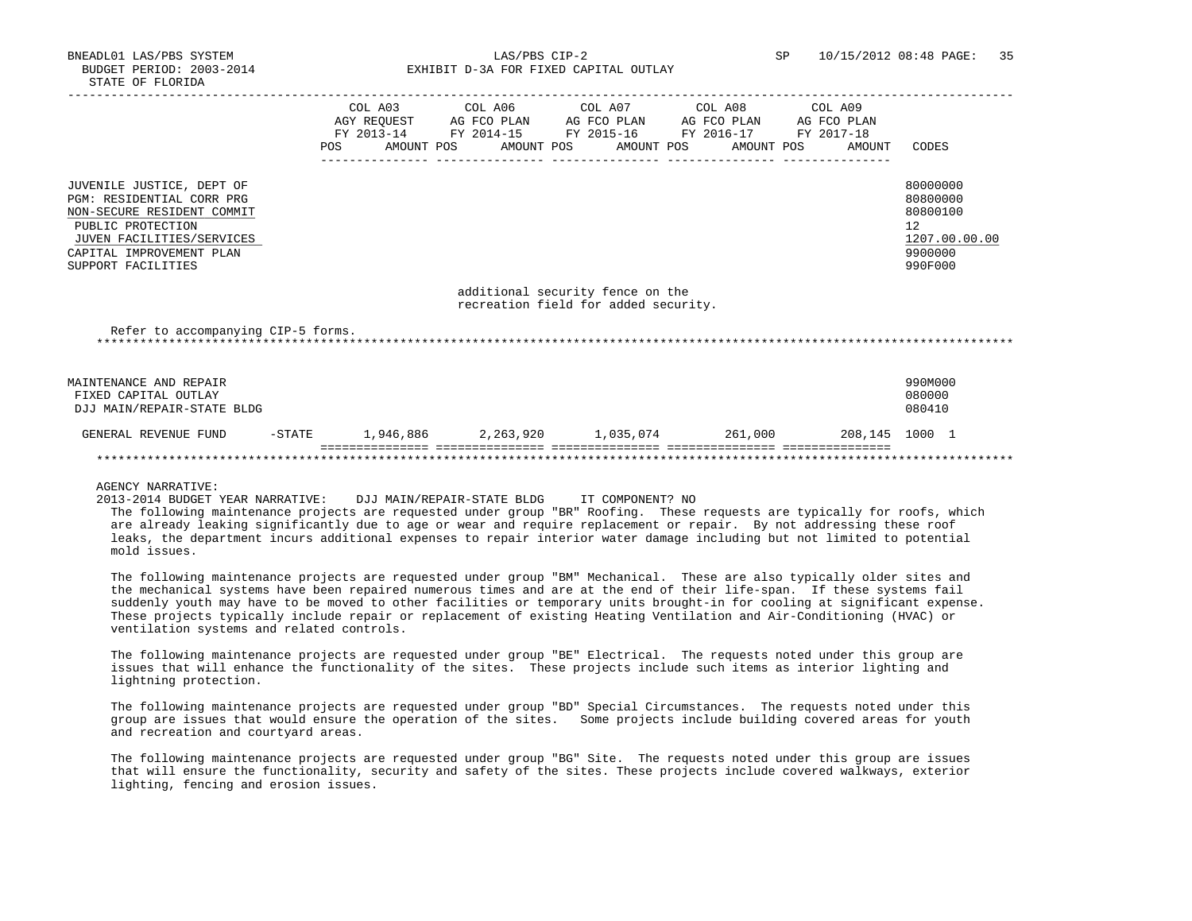| | COL A03 AGY REQUEST FY 2013-14 POS AMOUNT | COL A06 AG FCO PLAN FY 2014-15 POS AMOUNT | COL A07 AG FCO PLAN FY 2015-16 POS AMOUNT | COL A08 AG FCO PLAN FY 2016-17 POS AMOUNT | COL A09 AG FCO PLAN FY 2017-18 POS AMOUNT | CODES |
|---|---|---|---|---|---|---|
| JUVENILE JUSTICE, DEPT OF | | | | | | 80000000 |
| PGM: RESIDENTIAL CORR PRG | | | | | | 80800000 |
| NON-SECURE RESIDENT COMMIT | | | | | | 80800100 |
| PUBLIC PROTECTION | | | | | | 12 |
| JUVEN FACILITIES/SERVICES | | | | | | 1207.00.00.00 |
| CAPITAL IMPROVEMENT PLAN | | | | | | 9900000 |
| SUPPORT FACILITIES | | | | | | 990F000 |

additional security fence on the recreation field for added security.

Refer to accompanying CIP-5 forms.

| | COL A03 | COL A06 | COL A07 | COL A08 | COL A09 | CODES |
|---|---|---|---|---|---|---|
| MAINTENANCE AND REPAIR | | | | | | 990M000 |
| FIXED CAPITAL OUTLAY | | | | | | 080000 |
| DJJ MAIN/REPAIR-STATE BLDG | | | | | | 080410 |
| GENERAL REVENUE FUND -STATE | 1,946,886 | 2,263,920 | 1,035,074 | 261,000 | 208,145 | 1000 1 |

AGENCY NARRATIVE:

2013-2014 BUDGET YEAR NARRATIVE: DJJ MAIN/REPAIR-STATE BLDG IT COMPONENT? NO

The following maintenance projects are requested under group "BR" Roofing. These requests are typically for roofs, which are already leaking significantly due to age or wear and require replacement or repair. By not addressing these roof leaks, the department incurs additional expenses to repair interior water damage including but not limited to potential mold issues.

The following maintenance projects are requested under group "BM" Mechanical. These are also typically older sites and the mechanical systems have been repaired numerous times and are at the end of their life-span. If these systems fail suddenly youth may have to be moved to other facilities or temporary units brought-in for cooling at significant expense. These projects typically include repair or replacement of existing Heating Ventilation and Air-Conditioning (HVAC) or ventilation systems and related controls.

The following maintenance projects are requested under group "BE" Electrical. The requests noted under this group are issues that will enhance the functionality of the sites. These projects include such items as interior lighting and lightning protection.

The following maintenance projects are requested under group "BD" Special Circumstances. The requests noted under this group are issues that would ensure the operation of the sites. Some projects include building covered areas for youth and recreation and courtyard areas.

The following maintenance projects are requested under group "BG" Site. The requests noted under this group are issues that will ensure the functionality, security and safety of the sites. These projects include covered walkways, exterior lighting, fencing and erosion issues.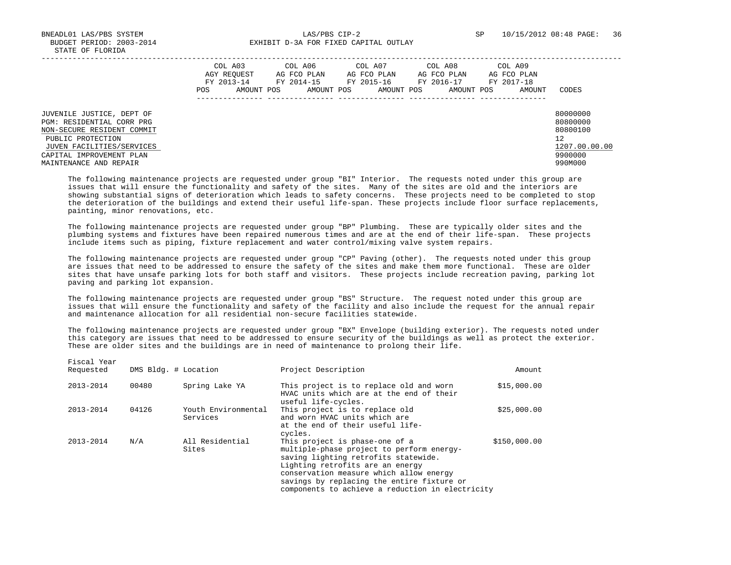BNEADL01 LAS/PBS SYSTEM | LAS/PBS CIP-2 | SP 10/15/2012 08:48
BUDGET PERIOD: 2003-2014 | EXHIBIT D-3A FOR FIXED CAPITAL OUTLAY
STATE OF FLORIDA

| | COL A03 AGY REQUEST FY 2013-14 | COL A06 AG FCO PLAN FY 2014-15 | COL A07 AG FCO PLAN FY 2015-16 | COL A08 AG FCO PLAN FY 2016-17 | COL A09 AG FCO PLAN FY 2017-18 | |
|---|---|---|---|---|---|---|
| | POS AMOUNT | POS AMOUNT | POS AMOUNT | POS AMOUNT | POS AMOUNT | CODES |
| JUVENILE JUSTICE, DEPT OF | | | | | | 80000000 |
| PGM: RESIDENTIAL CORR PRG | | | | | | 80800000 |
| NON-SECURE RESIDENT COMMIT | | | | | | 80800100 |
| PUBLIC PROTECTION | | | | | | 12 |
| JUVEN FACILITIES/SERVICES | | | | | | 1207.00.00.00 |
| CAPITAL IMPROVEMENT PLAN | | | | | | 9900000 |
| MAINTENANCE AND REPAIR | | | | | | 990M000 |

The following maintenance projects are requested under group "BI" Interior. The requests noted under this group are issues that will ensure the functionality and safety of the sites. Many of the sites are old and the interiors are showing substantial signs of deterioration which leads to safety concerns. These projects need to be completed to stop the deterioration of the buildings and extend their useful life-span. These projects include floor surface replacements, painting, minor renovations, etc.

The following maintenance projects are requested under group "BP" Plumbing. These are typically older sites and the plumbing systems and fixtures have been repaired numerous times and are at the end of their life-span. These projects include items such as piping, fixture replacement and water control/mixing valve system repairs.

The following maintenance projects are requested under group "CP" Paving (other). The requests noted under this group are issues that need to be addressed to ensure the safety of the sites and make them more functional. These are older sites that have unsafe parking lots for both staff and visitors. These projects include recreation paving, parking lot paving and parking lot expansion.

The following maintenance projects are requested under group "BS" Structure. The request noted under this group are issues that will ensure the functionality and safety of the facility and also include the request for the annual repair and maintenance allocation for all residential non-secure facilities statewide.

The following maintenance projects are requested under group "BX" Envelope (building exterior). The requests noted under this category are issues that need to be addressed to ensure security of the buildings as well as protect the exterior. These are older sites and the buildings are in need of maintenance to prolong their life.

| Fiscal Year Requested | DMS Bldg. # | Location | Project Description | Amount |
|---|---|---|---|---|
| 2013-2014 | 00480 | Spring Lake YA | This project is to replace old and worn HVAC units which are at the end of their useful life-cycles. | $15,000.00 |
| 2013-2014 | 04126 | Youth Environmental Services | This project is to replace old and worn HVAC units which are at the end of their useful life-cycles. | $25,000.00 |
| 2013-2014 | N/A | All Residential Sites | This project is phase-one of a multiple-phase project to perform energy-saving lighting retrofits statewide. Lighting retrofits are an energy conservation measure which allow energy savings by replacing the entire fixture or components to achieve a reduction in electricity | $150,000.00 |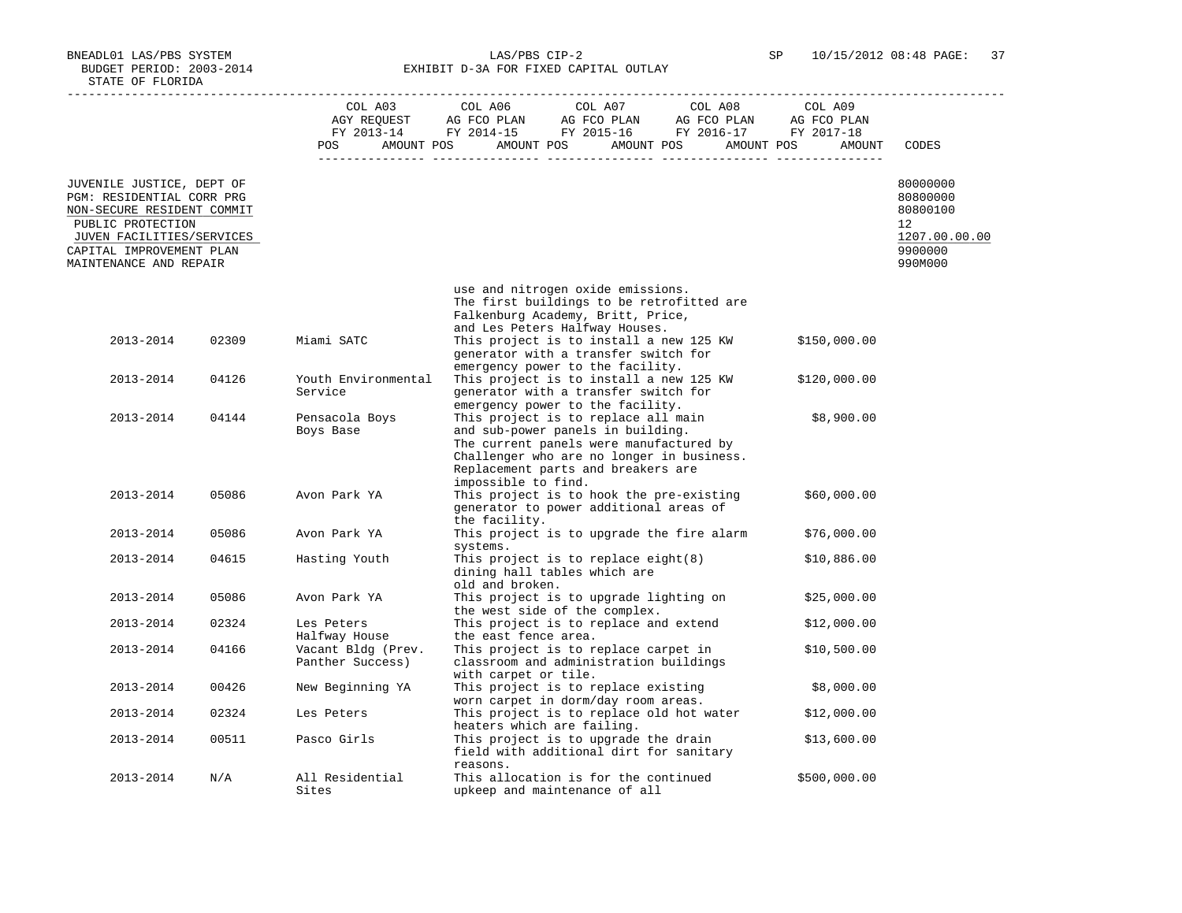BUDGET PERIOD: 2003-2014 — EXHIBIT D-3A FOR FIXED CAPITAL OUTLAY
STATE OF FLORIDA

| | COL A03 AGY REQUEST FY 2013-14 POS AMOUNT | COL A06 AG FCO PLAN FY 2014-15 POS AMOUNT | COL A07 AG FCO PLAN FY 2015-16 POS AMOUNT | COL A08 AG FCO PLAN FY 2016-17 POS AMOUNT | COL A09 AG FCO PLAN FY 2017-18 POS AMOUNT | CODES |
|---|---|---|---|---|---|---|
| JUVENILE JUSTICE, DEPT OF | | | | | | 80000000 |
| PGM: RESIDENTIAL CORR PRG | | | | | | 80800000 |
| NON-SECURE RESIDENT COMMIT | | | | | | 80800100 |
| PUBLIC PROTECTION | | | | | | 12 |
| JUVEN FACILITIES/SERVICES | | | | | | 1207.00.00.00 |
| CAPITAL IMPROVEMENT PLAN | | | | | | 9900000 |
| MAINTENANCE AND REPAIR | | | | | | 990M000 |

| Year | Facility ID | Facility | Description | Amount |
|---|---|---|---|---|
| | | | use and nitrogen oxide emissions. The first buildings to be retrofitted are Falkenburg Academy, Britt, Price, and Les Peters Halfway Houses. | |
| 2013-2014 | 02309 | Miami SATC | This project is to install a new 125 KW generator with a transfer switch for emergency power to the facility. | $150,000.00 |
| 2013-2014 | 04126 | Youth Environmental Service | This project is to install a new 125 KW generator with a transfer switch for emergency power to the facility. | $120,000.00 |
| 2013-2014 | 04144 | Pensacola Boys Boys Base | This project is to replace all main and sub-power panels in building. The current panels were manufactured by Challenger who are no longer in business. Replacement parts and breakers are impossible to find. | $8,900.00 |
| 2013-2014 | 05086 | Avon Park YA | This project is to hook the pre-existing generator to power additional areas of the facility. | $60,000.00 |
| 2013-2014 | 05086 | Avon Park YA | This project is to upgrade the fire alarm systems. | $76,000.00 |
| 2013-2014 | 04615 | Hasting Youth | This project is to replace eight(8) dining hall tables which are old and broken. | $10,886.00 |
| 2013-2014 | 05086 | Avon Park YA | This project is to upgrade lighting on the west side of the complex. | $25,000.00 |
| 2013-2014 | 02324 | Les Peters Halfway House | This project is to replace and extend the east fence area. | $12,000.00 |
| 2013-2014 | 04166 | Vacant Bldg (Prev. Panther Success) | This project is to replace carpet in classroom and administration buildings with carpet or tile. | $10,500.00 |
| 2013-2014 | 00426 | New Beginning YA | This project is to replace existing worn carpet in dorm/day room areas. | $8,000.00 |
| 2013-2014 | 02324 | Les Peters | This project is to replace old hot water heaters which are failing. | $12,000.00 |
| 2013-2014 | 00511 | Pasco Girls | This project is to upgrade the drain field with additional dirt for sanitary reasons. | $13,600.00 |
| 2013-2014 | N/A | All Residential Sites | This allocation is for the continued upkeep and maintenance of all | $500,000.00 |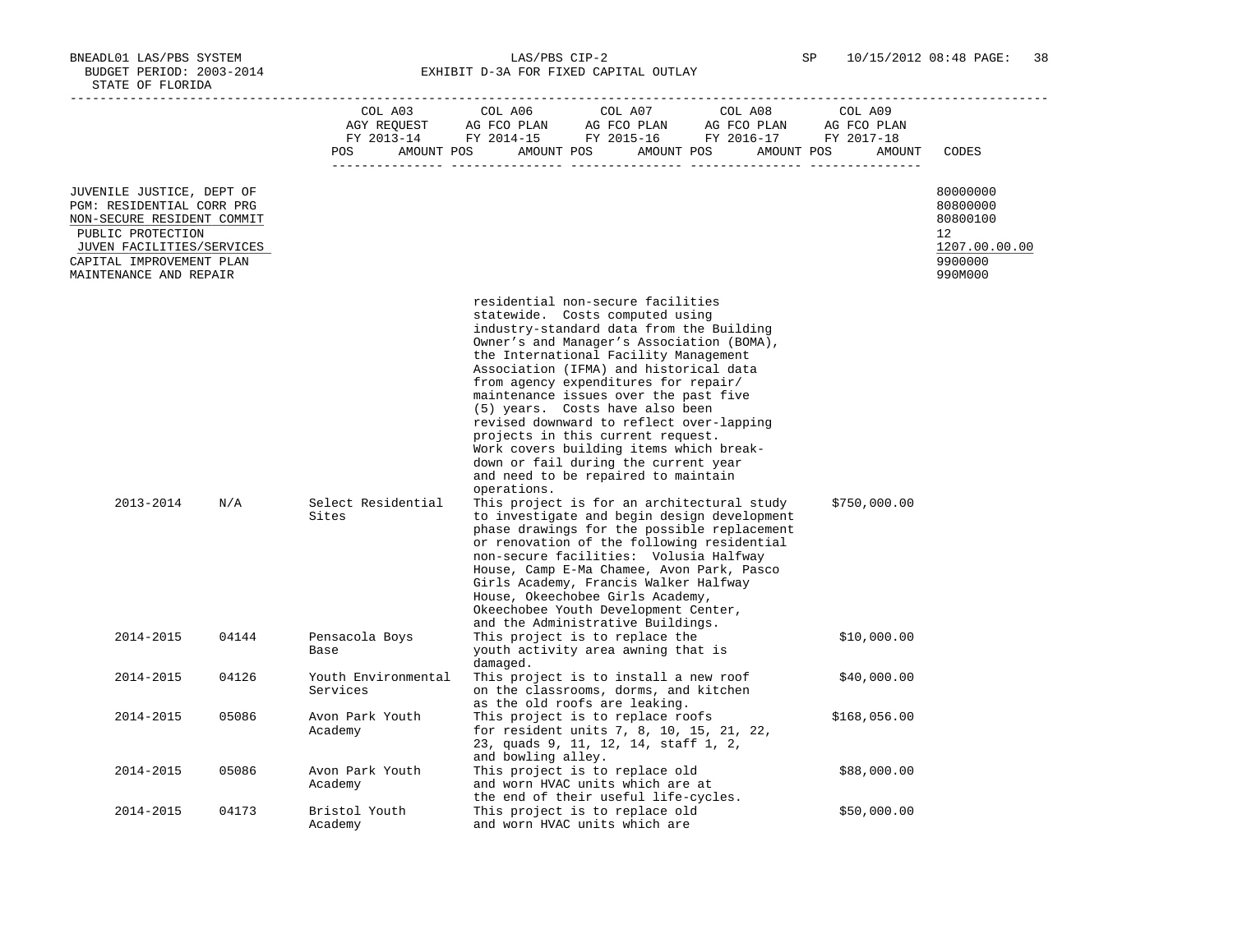BNEADL01 LAS/PBS SYSTEM
BUDGET PERIOD: 2003-2014
STATE OF FLORIDA

LAS/PBS CIP-2
EXHIBIT D-3A FOR FIXED CAPITAL OUTLAY

SP 10/15/2012 08:48

| | COL A03 AGY REQUEST FY 2013-14 POS AMOUNT | COL A06 AG FCO PLAN FY 2014-15 POS AMOUNT | COL A07 AG FCO PLAN FY 2015-16 POS AMOUNT | COL A08 AG FCO PLAN FY 2016-17 POS AMOUNT | COL A09 AG FCO PLAN FY 2017-18 POS AMOUNT | CODES |
|---|---|---|---|---|---|---|
| JUVENILE JUSTICE, DEPT OF | | | | | | 80000000 |
| PGM: RESIDENTIAL CORR PRG | | | | | | 80800000 |
| NON-SECURE RESIDENT COMMIT | | | | | | 80800100 |
| PUBLIC PROTECTION | | | | | | 12 |
| JUVEN FACILITIES/SERVICES | | | | | | 1207.00.00.00 |
| CAPITAL IMPROVEMENT PLAN | | | | | | 9900000 |
| MAINTENANCE AND REPAIR | | | | | | 990M000 |

| | | | | |
|---|---|---|---|---|
| | | | residential non-secure facilities statewide. Costs computed using industry-standard data from the Building Owner's and Manager's Association (BOMA), the International Facility Management Association (IFMA) and historical data from agency expenditures for repair/ maintenance issues over the past five (5) years. Costs have also been revised downward to reflect over-lapping projects in this current request. Work covers building items which break-down or fail during the current year and need to be repaired to maintain operations. | |
| 2013-2014 | N/A | Select Residential Sites | This project is for an architectural study to investigate and begin design development phase drawings for the possible replacement or renovation of the following residential non-secure facilities: Volusia Halfway House, Camp E-Ma Chamee, Avon Park, Pasco Girls Academy, Francis Walker Halfway House, Okeechobee Girls Academy, Okeechobee Youth Development Center, and the Administrative Buildings. | $750,000.00 |
| 2014-2015 | 04144 | Pensacola Boys Base | This project is to replace the youth activity area awning that is damaged. | $10,000.00 |
| 2014-2015 | 04126 | Youth Environmental Services | This project is to install a new roof on the classrooms, dorms, and kitchen as the old roofs are leaking. | $40,000.00 |
| 2014-2015 | 05086 | Avon Park Youth Academy | This project is to replace roofs for resident units 7, 8, 10, 15, 21, 22, 23, quads 9, 11, 12, 14, staff 1, 2, and bowling alley. | $168,056.00 |
| 2014-2015 | 05086 | Avon Park Youth Academy | This project is to replace old and worn HVAC units which are at the end of their useful life-cycles. | $88,000.00 |
| 2014-2015 | 04173 | Bristol Youth Academy | This project is to replace old and worn HVAC units which are | $50,000.00 |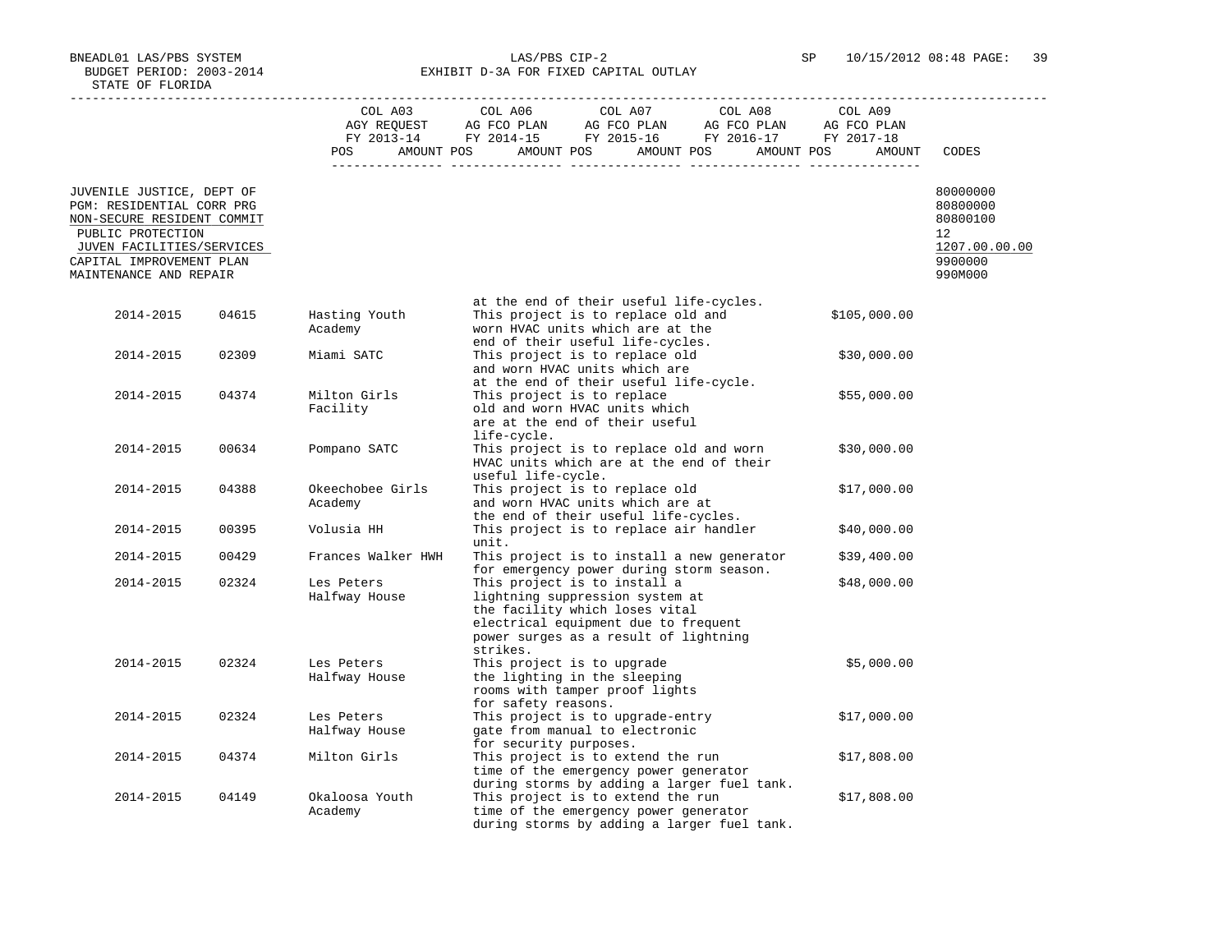BNEADL01 LAS/PBS SYSTEM
BUDGET PERIOD: 2003-2014
STATE OF FLORIDA

LAS/PBS CIP-2
EXHIBIT D-3A FOR FIXED CAPITAL OUTLAY

SP 10/15/2012 08:48

| | COL A03 AGY REQUEST FY 2013-14 POS AMOUNT | COL A06 AG FCO PLAN FY 2014-15 POS AMOUNT | COL A07 AG FCO PLAN FY 2015-16 POS AMOUNT | COL A08 AG FCO PLAN FY 2016-17 POS AMOUNT | COL A09 AG FCO PLAN FY 2017-18 POS AMOUNT | CODES |
|---|---|---|---|---|---|---|
| JUVENILE JUSTICE, DEPT OF | | | | | | 80000000 |
| PGM: RESIDENTIAL CORR PRG | | | | | | 80800000 |
| NON-SECURE RESIDENT COMMIT | | | | | | 80800100 |
| PUBLIC PROTECTION | | | | | | 12 |
| JUVEN FACILITIES/SERVICES | | | | | | 1207.00.00.00 |
| CAPITAL IMPROVEMENT PLAN | | | | | | 9900000 |
| MAINTENANCE AND REPAIR | | | | | | 990M000 |

| Year | Facility No. | Facility | Description | Amount |
|---|---|---|---|---|
| | | | at the end of their useful life-cycles. | |
| 2014-2015 | 04615 | Hasting Youth Academy | This project is to replace old and worn HVAC units which are at the end of their useful life-cycles. | $105,000.00 |
| 2014-2015 | 02309 | Miami SATC | This project is to replace old and worn HVAC units which are at the end of their useful life-cycle. | $30,000.00 |
| 2014-2015 | 04374 | Milton Girls Facility | This project is to replace old and worn HVAC units which are at the end of their useful life-cycle. | $55,000.00 |
| 2014-2015 | 00634 | Pompano SATC | This project is to replace old and worn HVAC units which are at the end of their useful life-cycle. | $30,000.00 |
| 2014-2015 | 04388 | Okeechobee Girls Academy | This project is to replace old and worn HVAC units which are at the end of their useful life-cycles. | $17,000.00 |
| 2014-2015 | 00395 | Volusia HH | This project is to replace air handler unit. | $40,000.00 |
| 2014-2015 | 00429 | Frances Walker HWH | This project is to install a new generator for emergency power during storm season. | $39,400.00 |
| 2014-2015 | 02324 | Les Peters Halfway House | This project is to install a lightning suppression system at the facility which loses vital electrical equipment due to frequent power surges as a result of lightning strikes. | $48,000.00 |
| 2014-2015 | 02324 | Les Peters Halfway House | This project is to upgrade the lighting in the sleeping rooms with tamper proof lights for safety reasons. | $5,000.00 |
| 2014-2015 | 02324 | Les Peters Halfway House | This project is to upgrade-entry gate from manual to electronic for security purposes. | $17,000.00 |
| 2014-2015 | 04374 | Milton Girls | This project is to extend the run time of the emergency power generator during storms by adding a larger fuel tank. | $17,808.00 |
| 2014-2015 | 04149 | Okaloosa Youth Academy | This project is to extend the run time of the emergency power generator during storms by adding a larger fuel tank. | $17,808.00 |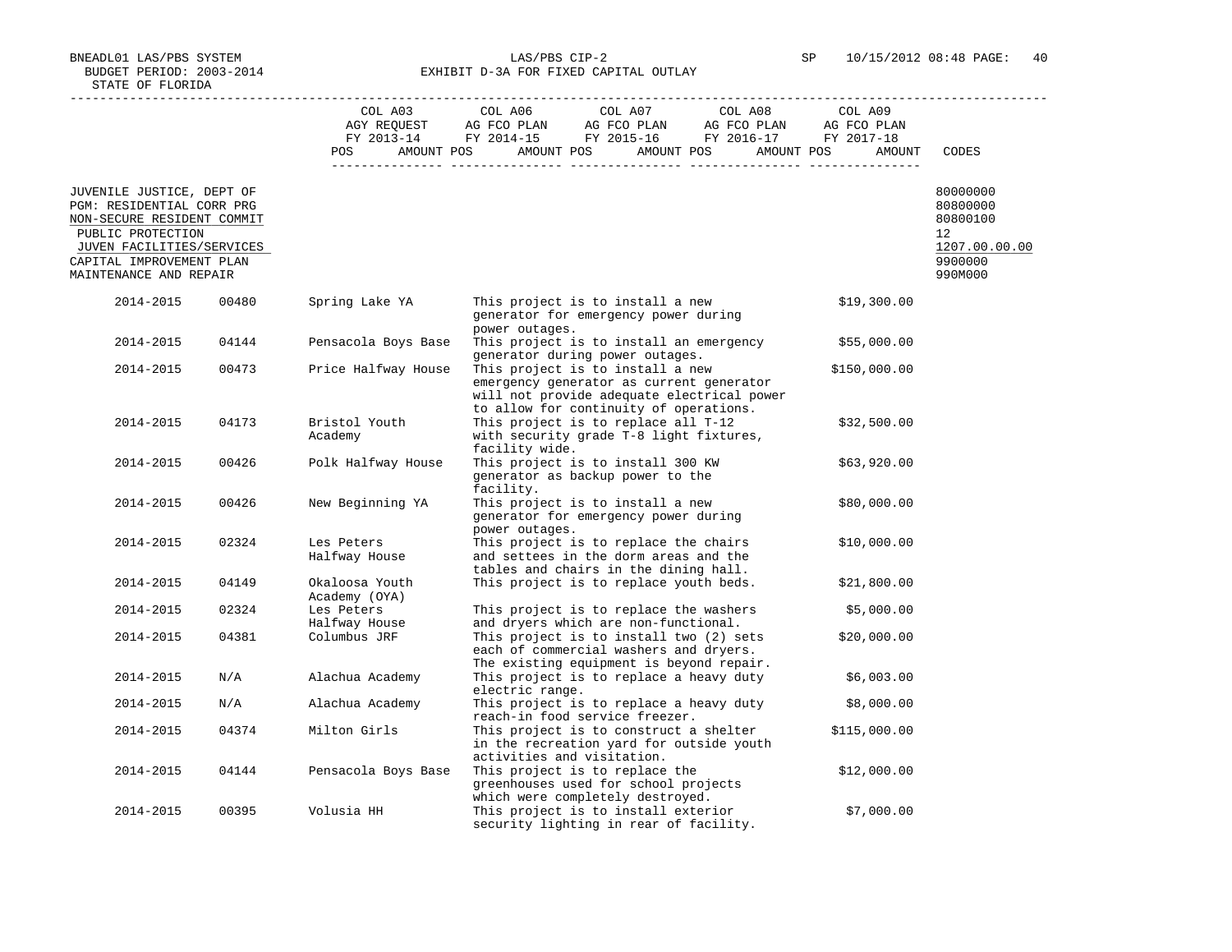BNEADL01 LAS/PBS SYSTEM
BUDGET PERIOD: 2003-2014
STATE OF FLORIDA

LAS/PBS CIP-2
EXHIBIT D-3A FOR FIXED CAPITAL OUTLAY

SP 10/15/2012 08:48

| | COL A03 AGY REQUEST FY 2013-14 POS AMOUNT | COL A06 AG FCO PLAN FY 2014-15 POS AMOUNT | COL A07 AG FCO PLAN FY 2015-16 POS AMOUNT | COL A08 AG FCO PLAN FY 2016-17 POS AMOUNT | COL A09 AG FCO PLAN FY 2017-18 POS AMOUNT | CODES |
|---|---|---|---|---|---|---|
| JUVENILE JUSTICE, DEPT OF | | | | | | 80000000 |
| PGM: RESIDENTIAL CORR PRG | | | | | | 80800000 |
| NON-SECURE RESIDENT COMMIT | | | | | | 80800100 |
| PUBLIC PROTECTION | | | | | | 12 |
| JUVEN FACILITIES/SERVICES | | | | | | 1207.00.00.00 |
| CAPITAL IMPROVEMENT PLAN | | | | | | 9900000 |
| MAINTENANCE AND REPAIR | | | | | | 990M000 |

| Year | Code | Facility | Description | Amount |
|---|---|---|---|---|
| 2014-2015 | 00480 | Spring Lake YA | This project is to install a new generator for emergency power during power outages. | $19,300.00 |
| 2014-2015 | 04144 | Pensacola Boys Base | This project is to install an emergency generator during power outages. | $55,000.00 |
| 2014-2015 | 00473 | Price Halfway House | This project is to install a new emergency generator as current generator will not provide adequate electrical power to allow for continuity of operations. | $150,000.00 |
| 2014-2015 | 04173 | Bristol Youth Academy | This project is to replace all T-12 with security grade T-8 light fixtures, facility wide. | $32,500.00 |
| 2014-2015 | 00426 | Polk Halfway House | This project is to install 300 KW generator as backup power to the facility. | $63,920.00 |
| 2014-2015 | 00426 | New Beginning YA | This project is to install a new generator for emergency power during power outages. | $80,000.00 |
| 2014-2015 | 02324 | Les Peters Halfway House | This project is to replace the chairs and settees in the dorm areas and the tables and chairs in the dining hall. | $10,000.00 |
| 2014-2015 | 04149 | Okaloosa Youth Academy (OYA) | This project is to replace youth beds. | $21,800.00 |
| 2014-2015 | 02324 | Les Peters Halfway House | This project is to replace the washers and dryers which are non-functional. | $5,000.00 |
| 2014-2015 | 04381 | Columbus JRF | This project is to install two (2) sets each of commercial washers and dryers. The existing equipment is beyond repair. | $20,000.00 |
| 2014-2015 | N/A | Alachua Academy | This project is to replace a heavy duty electric range. | $6,003.00 |
| 2014-2015 | N/A | Alachua Academy | This project is to replace a heavy duty reach-in food service freezer. | $8,000.00 |
| 2014-2015 | 04374 | Milton Girls | This project is to construct a shelter in the recreation yard for outside youth activities and visitation. | $115,000.00 |
| 2014-2015 | 04144 | Pensacola Boys Base | This project is to replace the greenhouses used for school projects which were completely destroyed. | $12,000.00 |
| 2014-2015 | 00395 | Volusia HH | This project is to install exterior security lighting in rear of facility. | $7,000.00 |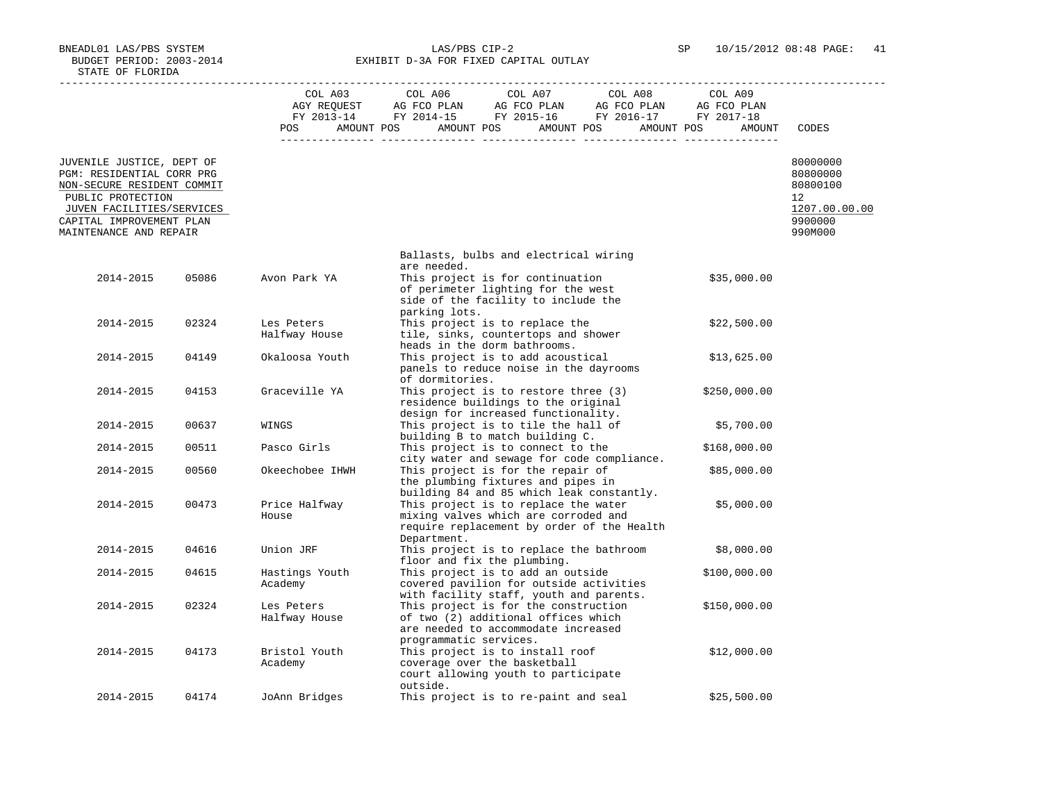BNEADL01 LAS/PBS SYSTEM — LAS/PBS CIP-2 — SP 10/15/2012 08:48

BUDGET PERIOD: 2003-2014 — EXHIBIT D-3A FOR FIXED CAPITAL OUTLAY

STATE OF FLORIDA

| | COL A03 AGY REQUEST FY 2013-14 POS AMOUNT | COL A06 AG FCO PLAN FY 2014-15 POS AMOUNT | COL A07 AG FCO PLAN FY 2015-16 POS AMOUNT | COL A08 AG FCO PLAN FY 2016-17 POS AMOUNT | COL A09 AG FCO PLAN FY 2017-18 POS AMOUNT | CODES |
|---|---|---|---|---|---|---|
| JUVENILE JUSTICE, DEPT OF | | | | | | 80000000 |
| PGM: RESIDENTIAL CORR PRG | | | | | | 80800000 |
| NON-SECURE RESIDENT COMMIT | | | | | | 80800100 |
| PUBLIC PROTECTION | | | | | | 12 |
| JUVEN FACILITIES/SERVICES | | | | | | 1207.00.00.00 |
| CAPITAL IMPROVEMENT PLAN | | | | | | 9900000 |
| MAINTENANCE AND REPAIR | | | | | | 990M000 |

| Year | Number | Facility | Description | Amount |
|---|---|---|---|---|
| | | | Ballasts, bulbs and electrical wiring are needed. | |
| 2014-2015 | 05086 | Avon Park YA | This project is for continuation of perimeter lighting for the west side of the facility to include the parking lots. | $35,000.00 |
| 2014-2015 | 02324 | Les Peters Halfway House | This project is to replace the tile, sinks, countertops and shower heads in the dorm bathrooms. | $22,500.00 |
| 2014-2015 | 04149 | Okaloosa Youth | This project is to add acoustical panels to reduce noise in the dayrooms of dormitories. | $13,625.00 |
| 2014-2015 | 04153 | Graceville YA | This project is to restore three (3) residence buildings to the original design for increased functionality. | $250,000.00 |
| 2014-2015 | 00637 | WINGS | This project is to tile the hall of building B to match building C. | $5,700.00 |
| 2014-2015 | 00511 | Pasco Girls | This project is to connect to the city water and sewage for code compliance. | $168,000.00 |
| 2014-2015 | 00560 | Okeechobee IHWH | This project is for the repair of the plumbing fixtures and pipes in building 84 and 85 which leak constantly. | $85,000.00 |
| 2014-2015 | 00473 | Price Halfway House | This project is to replace the water mixing valves which are corroded and require replacement by order of the Health Department. | $5,000.00 |
| 2014-2015 | 04616 | Union JRF | This project is to replace the bathroom floor and fix the plumbing. | $8,000.00 |
| 2014-2015 | 04615 | Hastings Youth Academy | This project is to add an outside covered pavilion for outside activities with facility staff, youth and parents. | $100,000.00 |
| 2014-2015 | 02324 | Les Peters Halfway House | This project is for the construction of two (2) additional offices which are needed to accommodate increased programmatic services. | $150,000.00 |
| 2014-2015 | 04173 | Bristol Youth Academy | This project is to install roof coverage over the basketball court allowing youth to participate outside. | $12,000.00 |
| 2014-2015 | 04174 | JoAnn Bridges | This project is to re-paint and seal | $25,500.00 |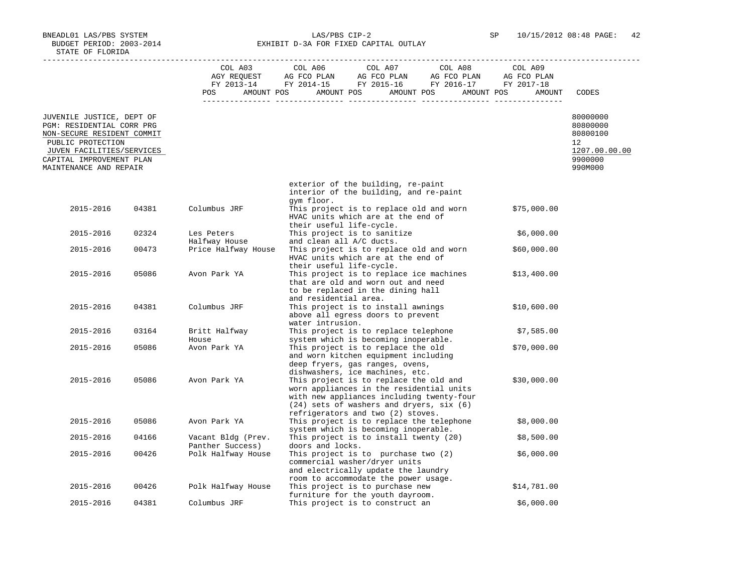BNEADL01 LAS/PBS SYSTEM
BUDGET PERIOD: 2003-2014
STATE OF FLORIDA

LAS/PBS CIP-2
EXHIBIT D-3A FOR FIXED CAPITAL OUTLAY

SP 10/15/2012 08:48

| | COL A03 AGY REQUEST FY 2013-14 POS AMOUNT | COL A06 AG FCO PLAN FY 2014-15 POS AMOUNT | COL A07 AG FCO PLAN FY 2015-16 POS AMOUNT | COL A08 AG FCO PLAN FY 2016-17 POS AMOUNT | COL A09 AG FCO PLAN FY 2017-18 POS AMOUNT | CODES |
|---|---|---|---|---|---|---|
| JUVENILE JUSTICE, DEPT OF | | | | | | 80000000 |
| PGM: RESIDENTIAL CORR PRG | | | | | | 80800000 |
| NON-SECURE RESIDENT COMMIT | | | | | | 80800100 |
| PUBLIC PROTECTION | | | | | | 12 |
| JUVEN FACILITIES/SERVICES | | | | | | 1207.00.00.00 |
| CAPITAL IMPROVEMENT PLAN | | | | | | 9900000 |
| MAINTENANCE AND REPAIR | | | | | | 990M000 |

| Year | Code | Facility | Description | Amount |
|---|---|---|---|---|
| | | | exterior of the building, re-paint interior of the building, and re-paint gym floor. | |
| 2015-2016 | 04381 | Columbus JRF | This project is to replace old and worn HVAC units which are at the end of their useful life-cycle. | $75,000.00 |
| 2015-2016 | 02324 | Les Peters Halfway House | This project is to sanitize and clean all A/C ducts. | $6,000.00 |
| 2015-2016 | 00473 | Price Halfway House | This project is to replace old and worn HVAC units which are at the end of their useful life-cycle. | $60,000.00 |
| 2015-2016 | 05086 | Avon Park YA | This project is to replace ice machines that are old and worn out and need to be replaced in the dining hall and residential area. | $13,400.00 |
| 2015-2016 | 04381 | Columbus JRF | This project is to install awnings above all egress doors to prevent water intrusion. | $10,600.00 |
| 2015-2016 | 03164 | Britt Halfway House | This project is to replace telephone system which is becoming inoperable. | $7,585.00 |
| 2015-2016 | 05086 | Avon Park YA | This project is to replace the old and worn kitchen equipment including deep fryers, gas ranges, ovens, dishwashers, ice machines, etc. | $70,000.00 |
| 2015-2016 | 05086 | Avon Park YA | This project is to replace the old and worn appliances in the residential units with new appliances including twenty-four (24) sets of washers and dryers, six (6) refrigerators and two (2) stoves. | $30,000.00 |
| 2015-2016 | 05086 | Avon Park YA | This project is to replace the telephone system which is becoming inoperable. | $8,000.00 |
| 2015-2016 | 04166 | Vacant Bldg (Prev. Panther Success) | This project is to install twenty (20) doors and locks. | $8,500.00 |
| 2015-2016 | 00426 | Polk Halfway House | This project is to purchase two (2) commercial washer/dryer units and electrically update the laundry room to accommodate the power usage. | $6,000.00 |
| 2015-2016 | 00426 | Polk Halfway House | This project is to purchase new furniture for the youth dayroom. | $14,781.00 |
| 2015-2016 | 04381 | Columbus JRF | This project is to construct an | $6,000.00 |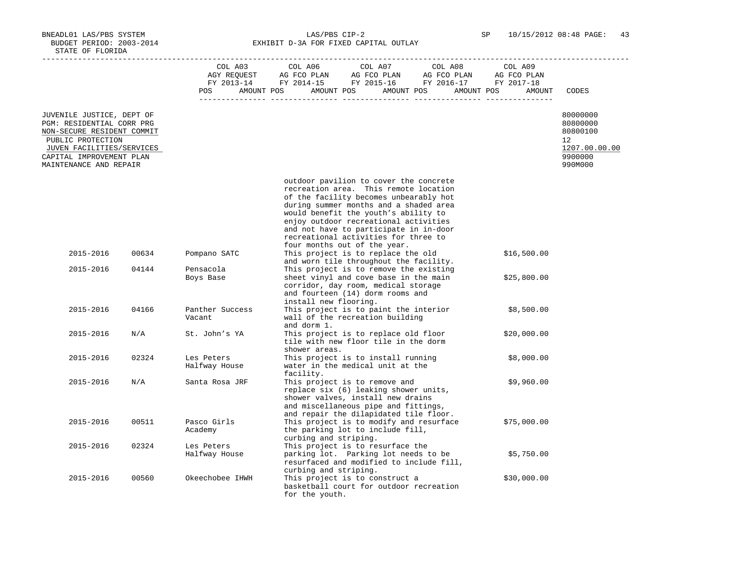BNEADL01 LAS/PBS SYSTEM
BUDGET PERIOD: 2003-2014
STATE OF FLORIDA

LAS/PBS CIP-2
EXHIBIT D-3A FOR FIXED CAPITAL OUTLAY

SP 10/15/2012 08:48

| | COL A03 AGY REQUEST FY 2013-14 POS AMOUNT | COL A06 AG FCO PLAN FY 2014-15 POS AMOUNT | COL A07 AG FCO PLAN FY 2015-16 POS AMOUNT | COL A08 AG FCO PLAN FY 2016-17 POS AMOUNT | COL A09 AG FCO PLAN FY 2017-18 POS AMOUNT | CODES |
|---|---|---|---|---|---|---|
| JUVENILE JUSTICE, DEPT OF | | | | | | 80000000 |
| PGM: RESIDENTIAL CORR PRG | | | | | | 80800000 |
| NON-SECURE RESIDENT COMMIT | | | | | | 80800100 |
| PUBLIC PROTECTION | | | | | | 12 |
| JUVEN FACILITIES/SERVICES | | | | | | 1207.00.00.00 |
| CAPITAL IMPROVEMENT PLAN | | | | | | 9900000 |
| MAINTENANCE AND REPAIR | | | | | | 990M000 |

| Year | Facility No. | Facility | Description | Amount |
|---|---|---|---|---|
| | | | outdoor pavilion to cover the concrete recreation area. This remote location of the facility becomes unbearably hot during summer months and a shaded area would benefit the youth's ability to enjoy outdoor recreational activities and not have to participate in in-door recreational activities for three to four months out of the year. | |
| 2015-2016 | 00634 | Pompano SATC | This project is to replace the old and worn tile throughout the facility. | $16,500.00 |
| 2015-2016 | 04144 | Pensacola Boys Base | This project is to remove the existing sheet vinyl and cove base in the main corridor, day room, medical storage and fourteen (14) dorm rooms and install new flooring. | $25,800.00 |
| 2015-2016 | 04166 | Panther Success Vacant | This project is to paint the interior wall of the recreation building and dorm 1. | $8,500.00 |
| 2015-2016 | N/A | St. John's YA | This project is to replace old floor tile with new floor tile in the dorm shower areas. | $20,000.00 |
| 2015-2016 | 02324 | Les Peters Halfway House | This project is to install running water in the medical unit at the facility. | $8,000.00 |
| 2015-2016 | N/A | Santa Rosa JRF | This project is to remove and replace six (6) leaking shower units, shower valves, install new drains and miscellaneous pipe and fittings, and repair the dilapidated tile floor. | $9,960.00 |
| 2015-2016 | 00511 | Pasco Girls Academy | This project is to modify and resurface the parking lot to include fill, curbing and striping. | $75,000.00 |
| 2015-2016 | 02324 | Les Peters Halfway House | This project is to resurface the parking lot. Parking lot needs to be resurfaced and modified to include fill, curbing and striping. | $5,750.00 |
| 2015-2016 | 00560 | Okeechobee IHWH | This project is to construct a basketball court for outdoor recreation for the youth. | $30,000.00 |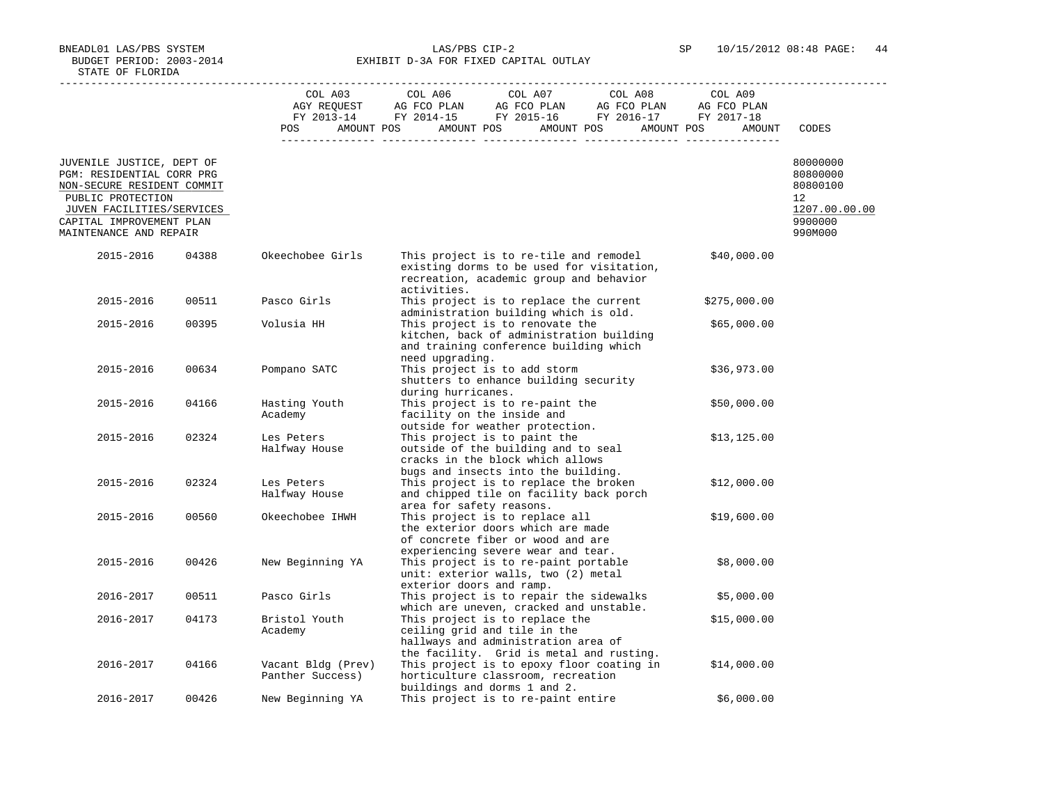BNEADL01 LAS/PBS SYSTEM LAS/PBS CIP-2 SP 10/15/2012 08:48 PAGE: 44
BUDGET PERIOD: 2003-2014 EXHIBIT D-3A FOR FIXED CAPITAL OUTLAY
STATE OF FLORIDA

| | COL A03 AGY REQUEST FY 2013-14 POS AMOUNT | COL A06 AG FCO PLAN FY 2014-15 POS AMOUNT | COL A07 AG FCO PLAN FY 2015-16 POS AMOUNT | COL A08 AG FCO PLAN FY 2016-17 POS AMOUNT | COL A09 AG FCO PLAN FY 2017-18 POS AMOUNT | CODES |
|---|---|---|---|---|---|---|
| JUVENILE JUSTICE, DEPT OF | | | | | | 80000000 |
| PGM: RESIDENTIAL CORR PRG | | | | | | 80800000 |
| NON-SECURE RESIDENT COMMIT | | | | | | 80800100 |
| PUBLIC PROTECTION | | | | | | 12 |
| JUVEN FACILITIES/SERVICES | | | | | | 1207.00.00.00 |
| CAPITAL IMPROVEMENT PLAN | | | | | | 9900000 |
| MAINTENANCE AND REPAIR | | | | | | 990M000 |

| Year | Code | Facility | Description | Amount |
|---|---|---|---|---|
| 2015-2016 | 04388 | Okeechobee Girls | This project is to re-tile and remodel existing dorms to be used for visitation, recreation, academic group and behavior activities. | $40,000.00 |
| 2015-2016 | 00511 | Pasco Girls | This project is to replace the current administration building which is old. | $275,000.00 |
| 2015-2016 | 00395 | Volusia HH | This project is to renovate the kitchen, back of administration building and training conference building which need upgrading. | $65,000.00 |
| 2015-2016 | 00634 | Pompano SATC | This project is to add storm shutters to enhance building security during hurricanes. | $36,973.00 |
| 2015-2016 | 04166 | Hasting Youth Academy | This project is to re-paint the facility on the inside and outside for weather protection. | $50,000.00 |
| 2015-2016 | 02324 | Les Peters Halfway House | This project is to paint the outside of the building and to seal cracks in the block which allows bugs and insects into the building. | $13,125.00 |
| 2015-2016 | 02324 | Les Peters Halfway House | This project is to replace the broken and chipped tile on facility back porch area for safety reasons. | $12,000.00 |
| 2015-2016 | 00560 | Okeechobee IHWH | This project is to replace all the exterior doors which are made of concrete fiber or wood and are experiencing severe wear and tear. | $19,600.00 |
| 2015-2016 | 00426 | New Beginning YA | This project is to re-paint portable unit: exterior walls, two (2) metal exterior doors and ramp. | $8,000.00 |
| 2016-2017 | 00511 | Pasco Girls | This project is to repair the sidewalks which are uneven, cracked and unstable. | $5,000.00 |
| 2016-2017 | 04173 | Bristol Youth Academy | This project is to replace the ceiling grid and tile in the hallways and administration area of the facility. Grid is metal and rusting. | $15,000.00 |
| 2016-2017 | 04166 | Vacant Bldg (Prev) Panther Success) | This project is to epoxy floor coating in horticulture classroom, recreation buildings and dorms 1 and 2. | $14,000.00 |
| 2016-2017 | 00426 | New Beginning YA | This project is to re-paint entire | $6,000.00 |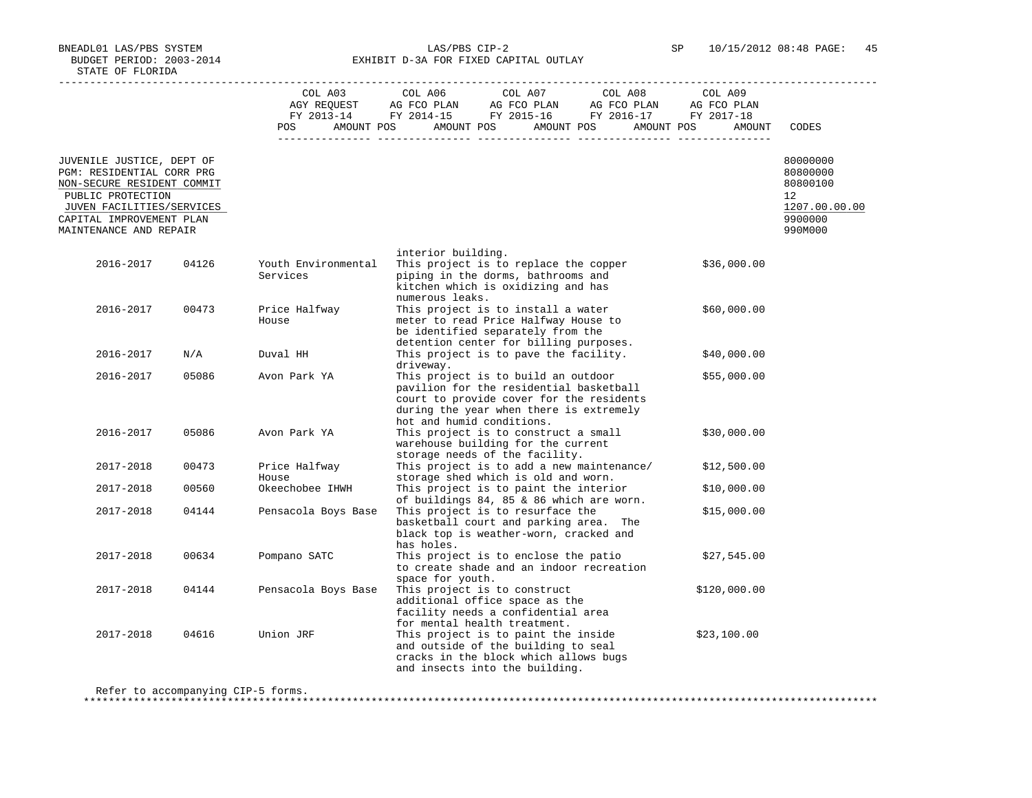BNEADL01 LAS/PBS SYSTEM
BUDGET PERIOD: 2003-2014
STATE OF FLORIDA

LAS/PBS CIP-2
EXHIBIT D-3A FOR FIXED CAPITAL OUTLAY

SP 10/15/2012 08:48

| | COL A03 AGY REQUEST FY 2013-14 POS AMOUNT | COL A06 AG FCO PLAN FY 2014-15 POS AMOUNT | COL A07 AG FCO PLAN FY 2015-16 POS AMOUNT | COL A08 AG FCO PLAN FY 2016-17 POS AMOUNT | COL A09 AG FCO PLAN FY 2017-18 POS AMOUNT | CODES |
|---|---|---|---|---|---|---|
| JUVENILE JUSTICE, DEPT OF | | | | | | 80000000 |
| PGM: RESIDENTIAL CORR PRG | | | | | | 80800000 |
| NON-SECURE RESIDENT COMMIT | | | | | | 80800100 |
| PUBLIC PROTECTION | | | | | | 12 |
| JUVEN FACILITIES/SERVICES | | | | | | 1207.00.00.00 |
| CAPITAL IMPROVEMENT PLAN | | | | | | 9900000 |
| MAINTENANCE AND REPAIR | | | | | | 990M000 |

| Year | Facility No. | Facility | Description | Amount |
|---|---|---|---|---|
| | | | interior building. | |
| 2016-2017 | 04126 | Youth Environmental Services | This project is to replace the copper piping in the dorms, bathrooms and kitchen which is oxidizing and has numerous leaks. | $36,000.00 |
| 2016-2017 | 00473 | Price Halfway House | This project is to install a water meter to read Price Halfway House to be identified separately from the detention center for billing purposes. | $60,000.00 |
| 2016-2017 | N/A | Duval HH | This project is to pave the facility. driveway. | $40,000.00 |
| 2016-2017 | 05086 | Avon Park YA | This project is to build an outdoor pavilion for the residential basketball court to provide cover for the residents during the year when there is extremely hot and humid conditions. | $55,000.00 |
| 2016-2017 | 05086 | Avon Park YA | This project is to construct a small warehouse building for the current storage needs of the facility. | $30,000.00 |
| 2017-2018 | 00473 | Price Halfway House | This project is to add a new maintenance/ storage shed which is old and worn. | $12,500.00 |
| 2017-2018 | 00560 | Okeechobee IHWH | This project is to paint the interior of buildings 84, 85 & 86 which are worn. | $10,000.00 |
| 2017-2018 | 04144 | Pensacola Boys Base | This project is to resurface the basketball court and parking area. The black top is weather-worn, cracked and has holes. | $15,000.00 |
| 2017-2018 | 00634 | Pompano SATC | This project is to enclose the patio to create shade and an indoor recreation space for youth. | $27,545.00 |
| 2017-2018 | 04144 | Pensacola Boys Base | This project is to construct additional office space as the facility needs a confidential area for mental health treatment. | $120,000.00 |
| 2017-2018 | 04616 | Union JRF | This project is to paint the inside and outside of the building to seal cracks in the block which allows bugs and insects into the building. | $23,100.00 |

Refer to accompanying CIP-5 forms.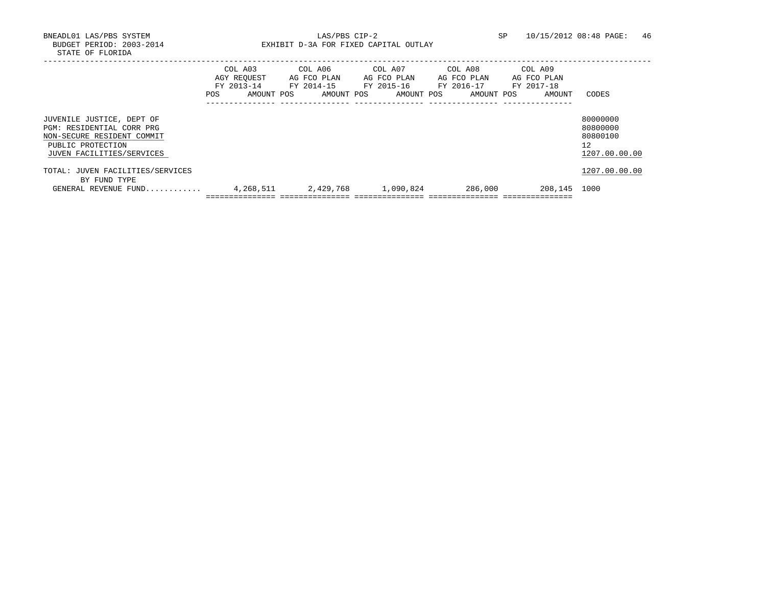BNEADL01 LAS/PBS SYSTEM LAS/PBS CIP-2 SP 10/15/2012 08:48

BUDGET PERIOD: 2003-2014 EXHIBIT D-3A FOR FIXED CAPITAL OUTLAY

STATE OF FLORIDA

| | COL A03 AGY REQUEST FY 2013-14 POS AMOUNT | COL A06 AG FCO PLAN FY 2014-15 POS AMOUNT | COL A07 AG FCO PLAN FY 2015-16 POS AMOUNT | COL A08 AG FCO PLAN FY 2016-17 POS AMOUNT | COL A09 AG FCO PLAN FY 2017-18 POS AMOUNT | CODES |
|---|---|---|---|---|---|---|
| JUVENILE JUSTICE, DEPT OF | | | | | | 80000000 |
| PGM: RESIDENTIAL CORR PRG | | | | | | 80800000 |
| NON-SECURE RESIDENT COMMIT | | | | | | 80800100 |
| PUBLIC PROTECTION | | | | | | 12 |
| JUVEN FACILITIES/SERVICES | | | | | | 1207.00.00.00 |
| TOTAL: JUVEN FACILITIES/SERVICES | | | | | | 1207.00.00.00 |
| BY FUND TYPE | | | | | | |
| GENERAL REVENUE FUND............ | 4,268,511 | 2,429,768 | 1,090,824 | 286,000 | 208,145 | 1000 |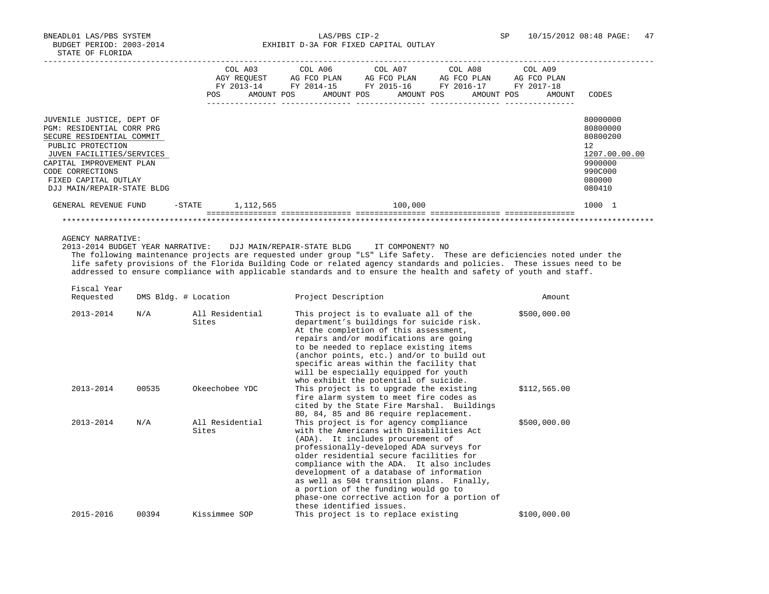BNEADL01 LAS/PBS SYSTEM
BUDGET PERIOD: 2003-2014
STATE OF FLORIDA

LAS/PBS CIP-2
EXHIBIT D-3A FOR FIXED CAPITAL OUTLAY

SP 10/15/2012 08:48

| | COL A03 AGY REQUEST FY 2013-14 POS AMOUNT | COL A06 AG FCO PLAN FY 2014-15 POS AMOUNT | COL A07 AG FCO PLAN FY 2015-16 POS AMOUNT | COL A08 AG FCO PLAN FY 2016-17 POS AMOUNT | COL A09 AG FCO PLAN FY 2017-18 POS AMOUNT | CODES |
|---|---|---|---|---|---|---|
| JUVENILE JUSTICE, DEPT OF | | | | | | 80000000 |
| PGM: RESIDENTIAL CORR PRG | | | | | | 80800000 |
| SECURE RESIDENTIAL COMMIT | | | | | | 80800200 |
| PUBLIC PROTECTION | | | | | | 12 |
| JUVEN FACILITIES/SERVICES | | | | | | 1207.00.00.00 |
| CAPITAL IMPROVEMENT PLAN | | | | | | 9900000 |
| CODE CORRECTIONS | | | | | | 990C000 |
| FIXED CAPITAL OUTLAY | | | | | | 080000 |
| DJJ MAIN/REPAIR-STATE BLDG | | | | | | 080410 |
| GENERAL REVENUE FUND -STATE | 1,112,565 | | 100,000 | | | 1000 1 |

AGENCY NARRATIVE:

2013-2014 BUDGET YEAR NARRATIVE: DJJ MAIN/REPAIR-STATE BLDG IT COMPONENT? NO

The following maintenance projects are requested under group "LS" Life Safety. These are deficiencies noted under the life safety provisions of the Florida Building Code or related agency standards and policies. These issues need to be addressed to ensure compliance with applicable standards and to ensure the health and safety of youth and staff.

| Fiscal Year Requested | DMS Bldg. # | Location | Project Description | Amount |
|---|---|---|---|---|
| 2013-2014 | N/A | All Residential Sites | This project is to evaluate all of the department's buildings for suicide risk. At the completion of this assessment, repairs and/or modifications are going to be needed to replace existing items (anchor points, etc.) and/or to build out specific areas within the facility that will be especially equipped for youth who exhibit the potential of suicide. | $500,000.00 |
| 2013-2014 | 00535 | Okeechobee YDC | This project is to upgrade the existing fire alarm system to meet fire codes as cited by the State Fire Marshal. Buildings 80, 84, 85 and 86 require replacement. | $112,565.00 |
| 2013-2014 | N/A | All Residential Sites | This project is for agency compliance with the Americans with Disabilities Act (ADA). It includes procurement of professionally-developed ADA surveys for older residential secure facilities for compliance with the ADA. It also includes development of a database of information as well as 504 transition plans. Finally, a portion of the funding would go to phase-one corrective action for a portion of these identified issues. | $500,000.00 |
| 2015-2016 | 00394 | Kissimmee SOP | This project is to replace existing | $100,000.00 |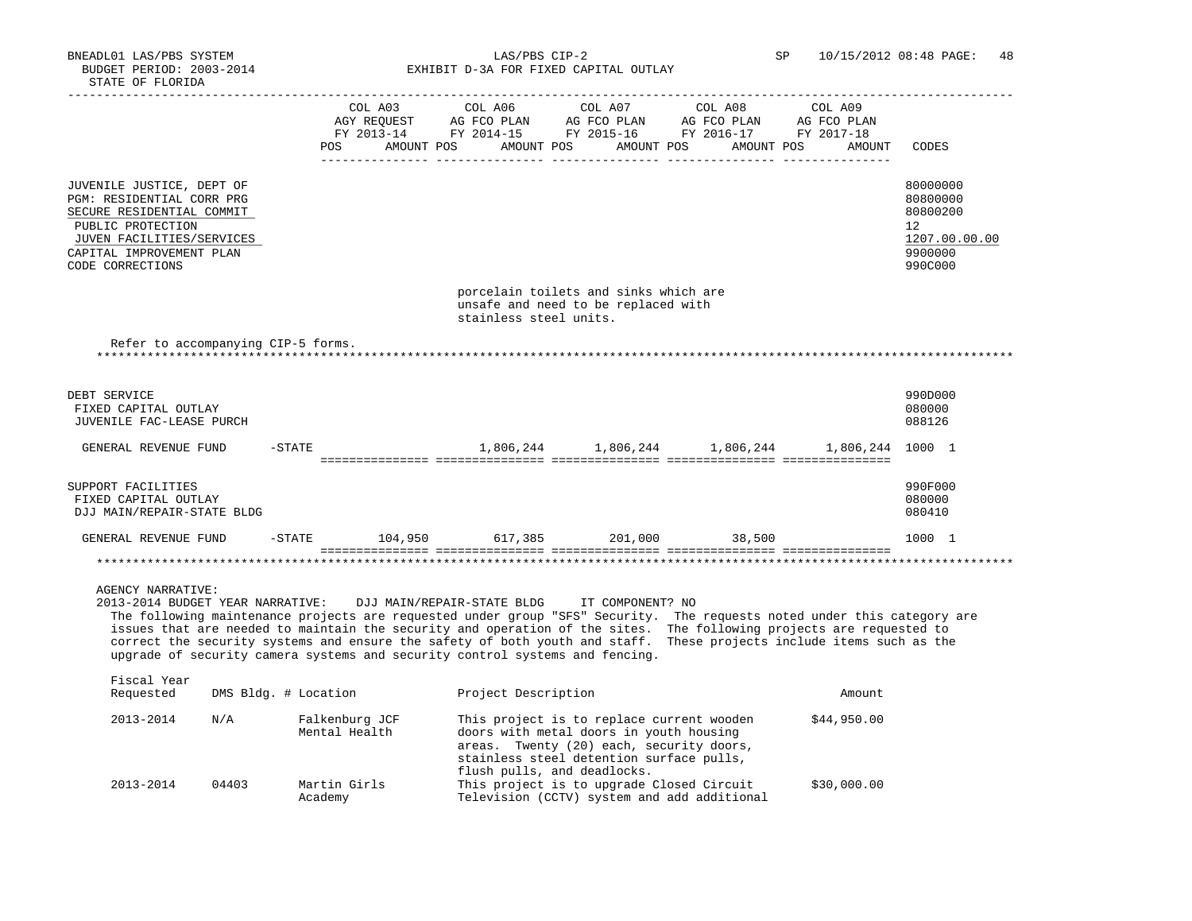| | COL A03 AGY REQUEST FY 2013-14 POS AMOUNT | COL A06 AG FCO PLAN FY 2014-15 POS AMOUNT | COL A07 AG FCO PLAN FY 2015-16 POS AMOUNT | COL A08 AG FCO PLAN FY 2016-17 POS AMOUNT | COL A09 AG FCO PLAN FY 2017-18 POS AMOUNT | CODES |
|---|---|---|---|---|---|---|
| JUVENILE JUSTICE, DEPT OF | | | | | | 80000000 |
| PGM: RESIDENTIAL CORR PRG | | | | | | 80800000 |
| SECURE RESIDENTIAL COMMIT | | | | | | 80800200 |
| PUBLIC PROTECTION | | | | | | 12 |
| JUVEN FACILITIES/SERVICES | | | | | | 1207.00.00.00 |
| CAPITAL IMPROVEMENT PLAN | | | | | | 9900000 |
| CODE CORRECTIONS | | | | | | 990C000 |

porcelain toilets and sinks which are unsafe and need to be replaced with stainless steel units.

Refer to accompanying CIP-5 forms.

| | COL A03 | COL A06 | COL A07 | COL A08 | COL A09 | CODES |
|---|---|---|---|---|---|---|
| DEBT SERVICE | | | | | | 990D000 |
| FIXED CAPITAL OUTLAY | | | | | | 080000 |
| JUVENILE FAC-LEASE PURCH | | | | | | 088126 |
| GENERAL REVENUE FUND -STATE | | 1,806,244 | 1,806,244 | 1,806,244 | 1,806,244 | 1000 1 |
| SUPPORT FACILITIES | | | | | | 990F000 |
| FIXED CAPITAL OUTLAY | | | | | | 080000 |
| DJJ MAIN/REPAIR-STATE BLDG | | | | | | 080410 |
| GENERAL REVENUE FUND -STATE | 104,950 | 617,385 | 201,000 | 38,500 | | 1000 1 |

AGENCY NARRATIVE:

2013-2014 BUDGET YEAR NARRATIVE: DJJ MAIN/REPAIR-STATE BLDG IT COMPONENT? NO

The following maintenance projects are requested under group "SFS" Security. The requests noted under this category are issues that are needed to maintain the security and operation of the sites. The following projects are requested to correct the security systems and ensure the safety of both youth and staff. These projects include items such as the upgrade of security camera systems and security control systems and fencing.

| Fiscal Year Requested | DMS Bldg. # | Location | Project Description | Amount |
|---|---|---|---|---|
| 2013-2014 | N/A | Falkenburg JCF Mental Health | This project is to replace current wooden doors with metal doors in youth housing areas. Twenty (20) each, security doors, stainless steel detention surface pulls, flush pulls, and deadlocks. | $44,950.00 |
| 2013-2014 | 04403 | Martin Girls Academy | This project is to upgrade Closed Circuit Television (CCTV) system and add additional | $30,000.00 |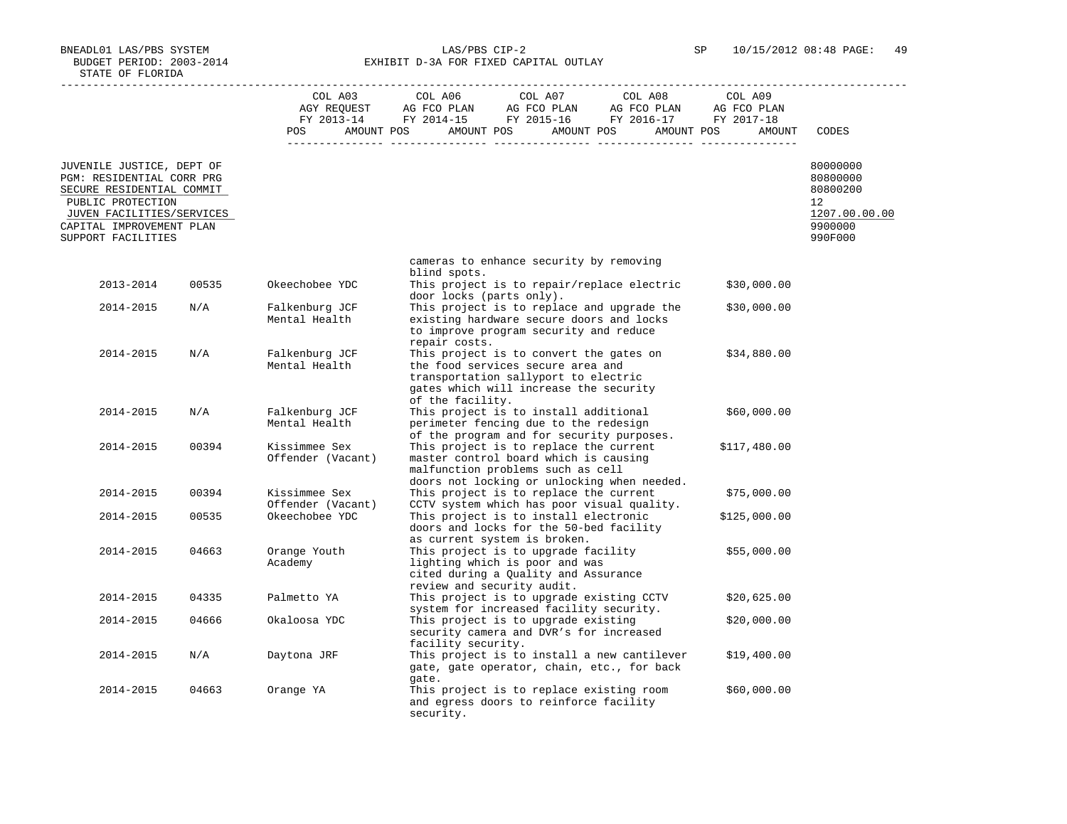BNEADL01 LAS/PBS SYSTEM
BUDGET PERIOD: 2003-2014
STATE OF FLORIDA

LAS/PBS CIP-2
EXHIBIT D-3A FOR FIXED CAPITAL OUTLAY

SP 10/15/2012 08:48

| | COL A03 AGY REQUEST FY 2013-14 POS AMOUNT | COL A06 AG FCO PLAN FY 2014-15 POS AMOUNT | COL A07 AG FCO PLAN FY 2015-16 POS AMOUNT | COL A08 AG FCO PLAN FY 2016-17 POS AMOUNT | COL A09 AG FCO PLAN FY 2017-18 POS AMOUNT | CODES |
|---|---|---|---|---|---|---|
| JUVENILE JUSTICE, DEPT OF | | | | | | 80000000 |
| PGM: RESIDENTIAL CORR PRG | | | | | | 80800000 |
| SECURE RESIDENTIAL COMMIT | | | | | | 80800200 |
| PUBLIC PROTECTION | | | | | | 12 |
| JUVEN FACILITIES/SERVICES | | | | | | 1207.00.00.00 |
| CAPITAL IMPROVEMENT PLAN | | | | | | 9900000 |
| SUPPORT FACILITIES | | | | | | 990F000 |

| Year | Code | Facility | Description | Amount |
|---|---|---|---|---|
| | | | cameras to enhance security by removing blind spots. | |
| 2013-2014 | 00535 | Okeechobee YDC | This project is to repair/replace electric door locks (parts only). | $30,000.00 |
| 2014-2015 | N/A | Falkenburg JCF Mental Health | This project is to replace and upgrade the existing hardware secure doors and locks to improve program security and reduce repair costs. | $30,000.00 |
| 2014-2015 | N/A | Falkenburg JCF Mental Health | This project is to convert the gates on the food services secure area and transportation sallyport to electric gates which will increase the security of the facility. | $34,880.00 |
| 2014-2015 | N/A | Falkenburg JCF Mental Health | This project is to install additional perimeter fencing due to the redesign of the program and for security purposes. | $60,000.00 |
| 2014-2015 | 00394 | Kissimmee Sex Offender (Vacant) | This project is to replace the current master control board which is causing malfunction problems such as cell doors not locking or unlocking when needed. | $117,480.00 |
| 2014-2015 | 00394 | Kissimmee Sex Offender (Vacant) | This project is to replace the current CCTV system which has poor visual quality. | $75,000.00 |
| 2014-2015 | 00535 | Okeechobee YDC | This project is to install electronic doors and locks for the 50-bed facility as current system is broken. | $125,000.00 |
| 2014-2015 | 04663 | Orange Youth Academy | This project is to upgrade facility lighting which is poor and was cited during a Quality and Assurance review and security audit. | $55,000.00 |
| 2014-2015 | 04335 | Palmetto YA | This project is to upgrade existing CCTV system for increased facility security. | $20,625.00 |
| 2014-2015 | 04666 | Okaloosa YDC | This project is to upgrade existing security camera and DVR's for increased facility security. | $20,000.00 |
| 2014-2015 | N/A | Daytona JRF | This project is to install a new cantilever gate, gate operator, chain, etc., for back gate. | $19,400.00 |
| 2014-2015 | 04663 | Orange YA | This project is to replace existing room and egress doors to reinforce facility security. | $60,000.00 |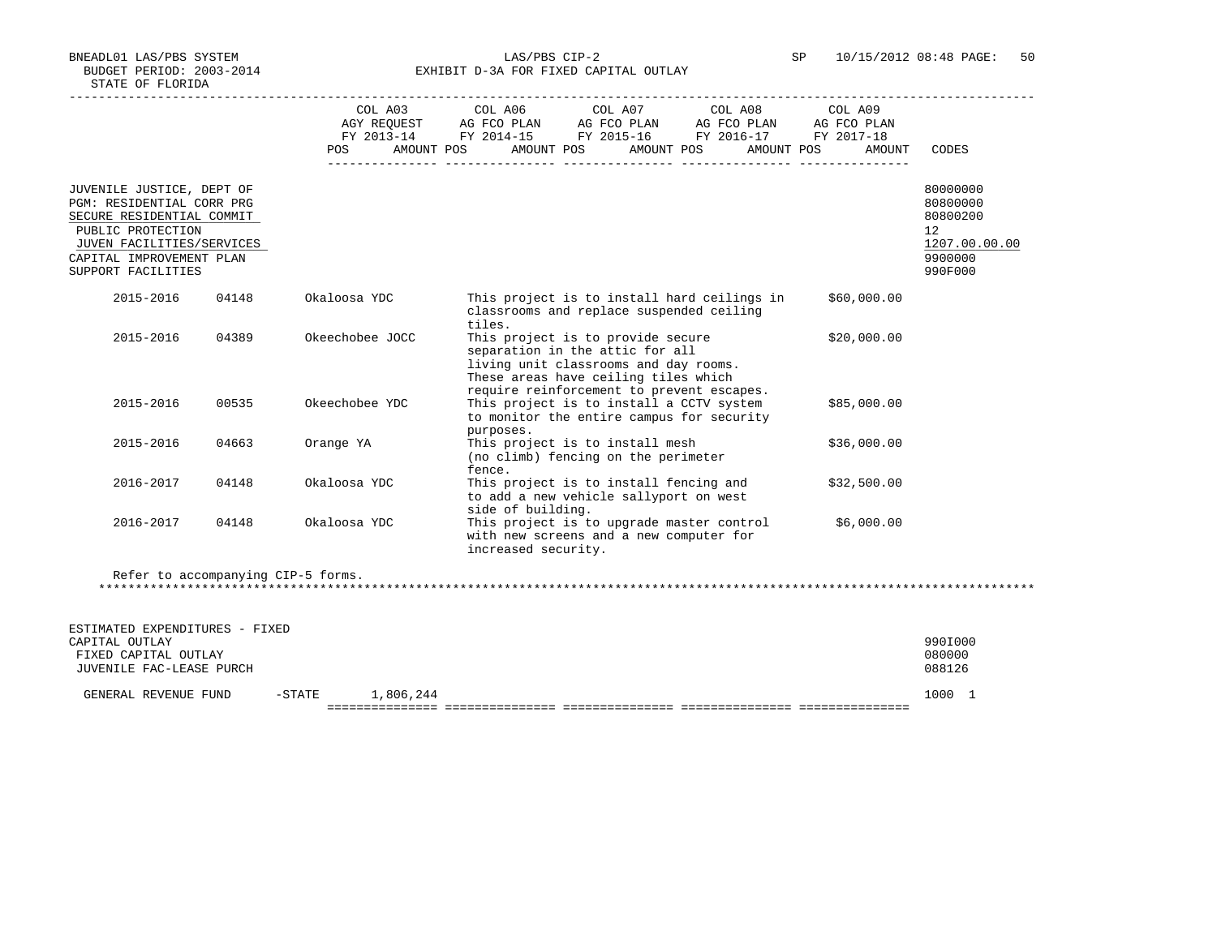BNEADL01 LAS/PBS SYSTEM — LAS/PBS CIP-2 — EXHIBIT D-3A FOR FIXED CAPITAL OUTLAY

BUDGET PERIOD: 2003-2014

STATE OF FLORIDA

| | COL A03 AGY REQUEST FY 2013-14 POS AMOUNT | COL A06 AG FCO PLAN FY 2014-15 POS AMOUNT | COL A07 AG FCO PLAN FY 2015-16 POS AMOUNT | COL A08 AG FCO PLAN FY 2016-17 POS AMOUNT | COL A09 AG FCO PLAN FY 2017-18 POS AMOUNT | CODES |
|---|---|---|---|---|---|---|
| JUVENILE JUSTICE, DEPT OF | | | | | | 80000000 |
| PGM: RESIDENTIAL CORR PRG | | | | | | 80800000 |
| SECURE RESIDENTIAL COMMIT | | | | | | 80800200 |
| PUBLIC PROTECTION | | | | | | 12 |
| JUVEN FACILITIES/SERVICES | | | | | | 1207.00.00.00 |
| CAPITAL IMPROVEMENT PLAN | | | | | | 9900000 |
| SUPPORT FACILITIES | | | | | | 990F000 |

| Year | Code | Facility | Description | Amount |
|---|---|---|---|---|
| 2015-2016 | 04148 | Okaloosa YDC | This project is to install hard ceilings in classrooms and replace suspended ceiling tiles. | $60,000.00 |
| 2015-2016 | 04389 | Okeechobee JOCC | This project is to provide secure separation in the attic for all living unit classrooms and day rooms. These areas have ceiling tiles which require reinforcement to prevent escapes. | $20,000.00 |
| 2015-2016 | 00535 | Okeechobee YDC | This project is to install a CCTV system to monitor the entire campus for security purposes. | $85,000.00 |
| 2015-2016 | 04663 | Orange YA | This project is to install mesh (no climb) fencing on the perimeter fence. | $36,000.00 |
| 2016-2017 | 04148 | Okaloosa YDC | This project is to install fencing and to add a new vehicle sallyport on west side of building. | $32,500.00 |
| 2016-2017 | 04148 | Okaloosa YDC | This project is to upgrade master control with new screens and a new computer for increased security. | $6,000.00 |

Refer to accompanying CIP-5 forms.

************************************************************************************************************************************

| | COL A03 | COL A06 | COL A07 | COL A08 | COL A09 | CODES |
|---|---|---|---|---|---|---|
| ESTIMATED EXPENDITURES - FIXED CAPITAL OUTLAY | | | | | | 990I000 |
| FIXED CAPITAL OUTLAY | | | | | | 080000 |
| JUVENILE FAC-LEASE PURCH | | | | | | 088126 |
| GENERAL REVENUE FUND -STATE | 1,806,244 | | | | | 1000 1 |
| | =============== | =============== | =============== | =============== | =============== | |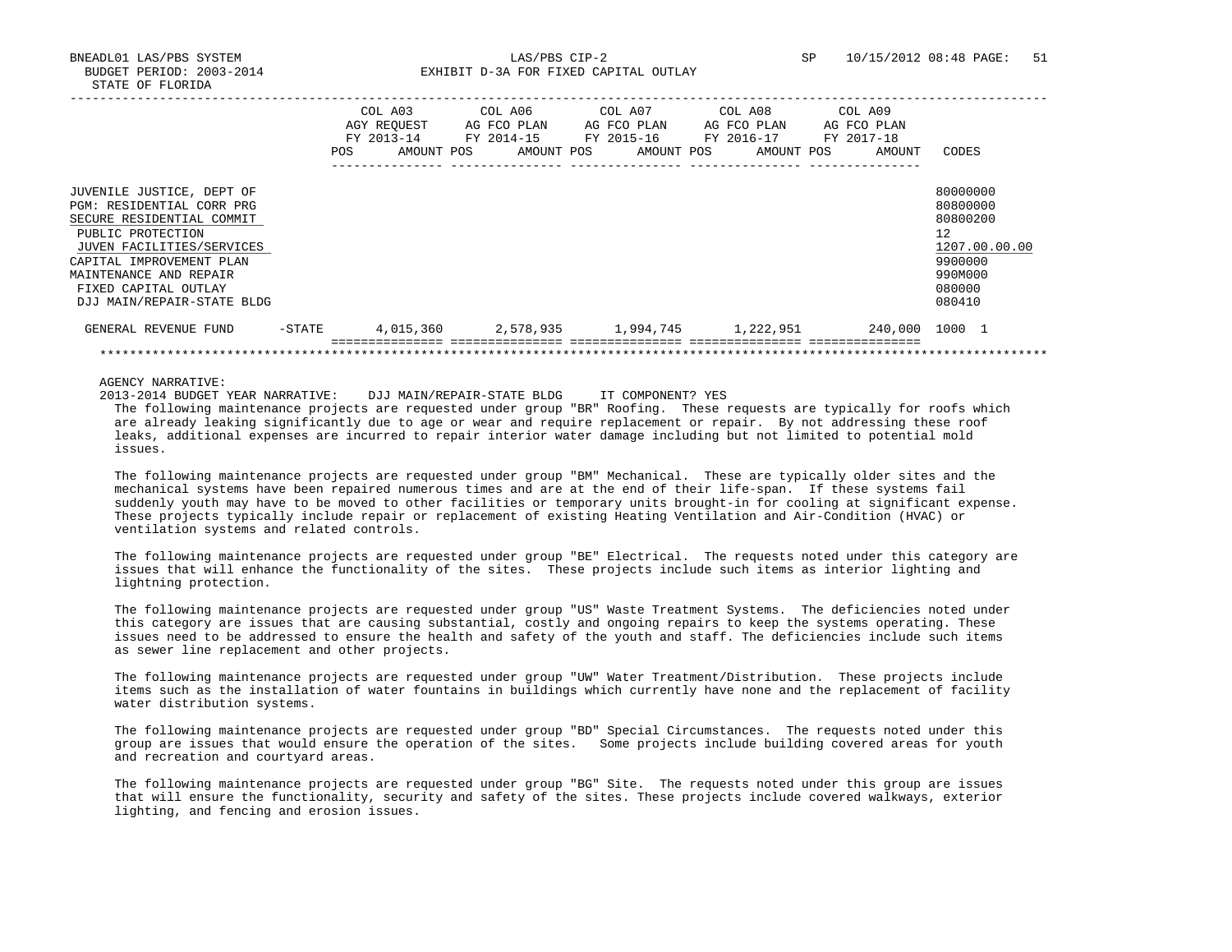BNEADL01 LAS/PBS SYSTEM LAS/PBS CIP-2 SP 10/15/2012 08:48
BUDGET PERIOD: 2003-2014 EXHIBIT D-3A FOR FIXED CAPITAL OUTLAY
STATE OF FLORIDA

| | | COL A03 AGY REQUEST FY 2013-14 POS AMOUNT | COL A06 AG FCO PLAN FY 2014-15 POS AMOUNT | COL A07 AG FCO PLAN FY 2015-16 POS AMOUNT | COL A08 AG FCO PLAN FY 2016-17 POS AMOUNT | COL A09 AG FCO PLAN FY 2017-18 POS AMOUNT | CODES |
|---|---|---|---|---|---|---|---|
| JUVENILE JUSTICE, DEPT OF | | | | | | | 80000000 |
| PGM: RESIDENTIAL CORR PRG | | | | | | | 80800000 |
| SECURE RESIDENTIAL COMMIT | | | | | | | 80800200 |
| PUBLIC PROTECTION | | | | | | | 12 |
| JUVEN FACILITIES/SERVICES | | | | | | | 1207.00.00.00 |
| CAPITAL IMPROVEMENT PLAN | | | | | | | 9900000 |
| MAINTENANCE AND REPAIR | | | | | | | 990M000 |
| FIXED CAPITAL OUTLAY | | | | | | | 080000 |
| DJJ MAIN/REPAIR-STATE BLDG | | | | | | | 080410 |
| GENERAL REVENUE FUND | -STATE | 4,015,360 | 2,578,935 | 1,994,745 | 1,222,951 | 240,000 | 1000 1 |

AGENCY NARRATIVE:
2013-2014 BUDGET YEAR NARRATIVE: DJJ MAIN/REPAIR-STATE BLDG IT COMPONENT? YES

The following maintenance projects are requested under group "BR" Roofing. These requests are typically for roofs which are already leaking significantly due to age or wear and require replacement or repair. By not addressing these roof leaks, additional expenses are incurred to repair interior water damage including but not limited to potential mold issues.

The following maintenance projects are requested under group "BM" Mechanical. These are typically older sites and the mechanical systems have been repaired numerous times and are at the end of their life-span. If these systems fail suddenly youth may have to be moved to other facilities or temporary units brought-in for cooling at significant expense. These projects typically include repair or replacement of existing Heating Ventilation and Air-Condition (HVAC) or ventilation systems and related controls.

The following maintenance projects are requested under group "BE" Electrical. The requests noted under this category are issues that will enhance the functionality of the sites. These projects include such items as interior lighting and lightning protection.

The following maintenance projects are requested under group "US" Waste Treatment Systems. The deficiencies noted under this category are issues that are causing substantial, costly and ongoing repairs to keep the systems operating. These issues need to be addressed to ensure the health and safety of the youth and staff. The deficiencies include such items as sewer line replacement and other projects.

The following maintenance projects are requested under group "UW" Water Treatment/Distribution. These projects include items such as the installation of water fountains in buildings which currently have none and the replacement of facility water distribution systems.

The following maintenance projects are requested under group "BD" Special Circumstances. The requests noted under this group are issues that would ensure the operation of the sites. Some projects include building covered areas for youth and recreation and courtyard areas.

The following maintenance projects are requested under group "BG" Site. The requests noted under this group are issues that will ensure the functionality, security and safety of the sites. These projects include covered walkways, exterior lighting, and fencing and erosion issues.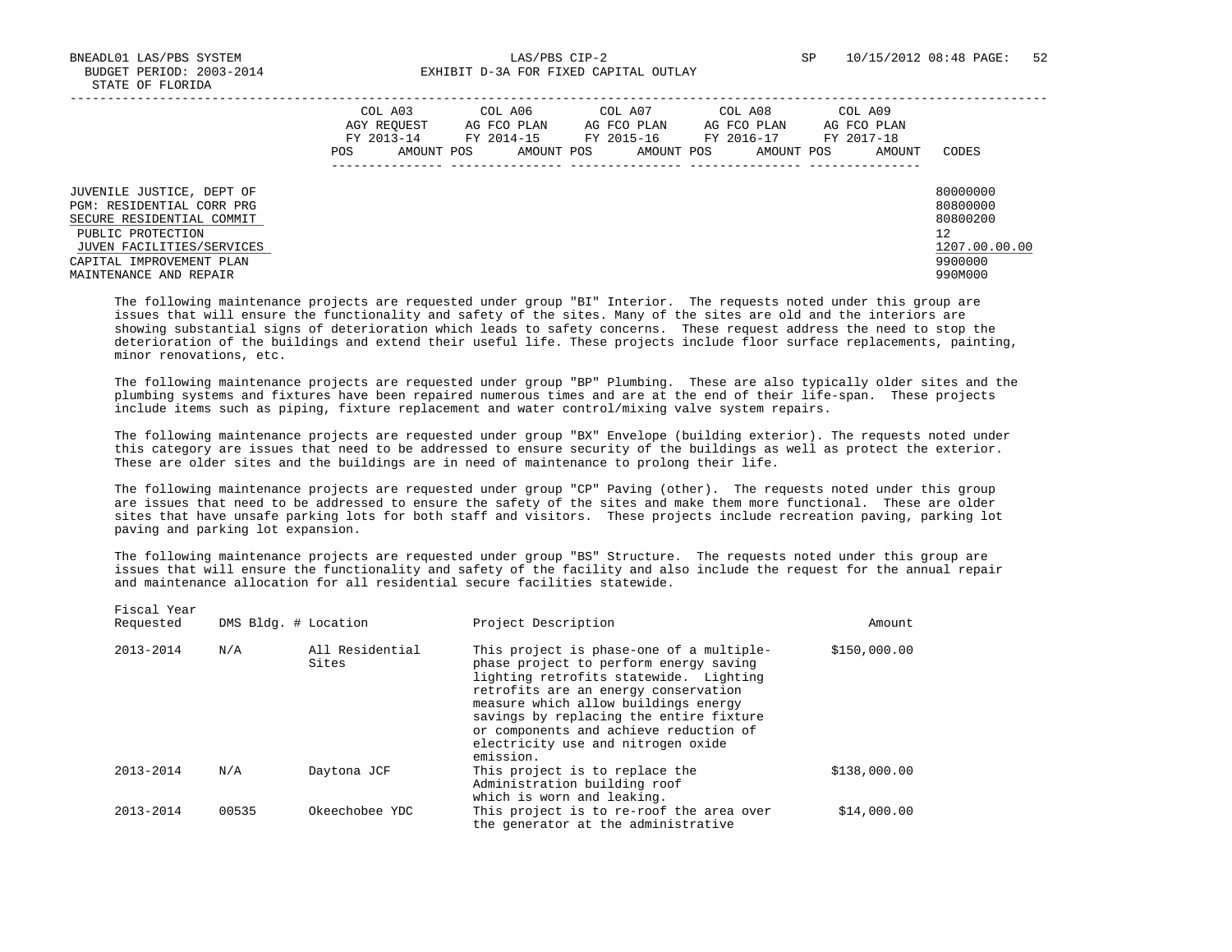| | COL A03 AGY REQUEST FY 2013-14 | | COL A06 AG FCO PLAN FY 2014-15 | | COL A07 AG FCO PLAN FY 2015-16 | | COL A08 AG FCO PLAN FY 2016-17 | | COL A09 AG FCO PLAN FY 2017-18 | | |
|---|---|---|---|---|---|---|---|---|---|---|---|
| | POS | AMOUNT | POS | AMOUNT | POS | AMOUNT | POS | AMOUNT | POS | AMOUNT | CODES |
| JUVENILE JUSTICE, DEPT OF | | | | | | | | | | | 80000000 |
| PGM: RESIDENTIAL CORR PRG | | | | | | | | | | | 80800000 |
| SECURE RESIDENTIAL COMMIT | | | | | | | | | | | 80800200 |
| PUBLIC PROTECTION | | | | | | | | | | | 12 |
| JUVEN FACILITIES/SERVICES | | | | | | | | | | | 1207.00.00.00 |
| CAPITAL IMPROVEMENT PLAN | | | | | | | | | | | 9900000 |
| MAINTENANCE AND REPAIR | | | | | | | | | | | 990M000 |

The following maintenance projects are requested under group "BI" Interior. The requests noted under this group are issues that will ensure the functionality and safety of the sites. Many of the sites are old and the interiors are showing substantial signs of deterioration which leads to safety concerns. These request address the need to stop the deterioration of the buildings and extend their useful life. These projects include floor surface replacements, painting, minor renovations, etc.

The following maintenance projects are requested under group "BP" Plumbing. These are also typically older sites and the plumbing systems and fixtures have been repaired numerous times and are at the end of their life-span. These projects include items such as piping, fixture replacement and water control/mixing valve system repairs.

The following maintenance projects are requested under group "BX" Envelope (building exterior). The requests noted under this category are issues that need to be addressed to ensure security of the buildings as well as protect the exterior. These are older sites and the buildings are in need of maintenance to prolong their life.

The following maintenance projects are requested under group "CP" Paving (other). The requests noted under this group are issues that need to be addressed to ensure the safety of the sites and make them more functional. These are older sites that have unsafe parking lots for both staff and visitors. These projects include recreation paving, parking lot paving and parking lot expansion.

The following maintenance projects are requested under group "BS" Structure. The requests noted under this group are issues that will ensure the functionality and safety of the facility and also include the request for the annual repair and maintenance allocation for all residential secure facilities statewide.

| Fiscal Year Requested | DMS Bldg. # | Location | Project Description | Amount |
|---|---|---|---|---|
| 2013-2014 | N/A | All Residential Sites | This project is phase-one of a multiple-phase project to perform energy saving lighting retrofits statewide. Lighting retrofits are an energy conservation measure which allow buildings energy savings by replacing the entire fixture or components and achieve reduction of electricity use and nitrogen oxide emission. | $150,000.00 |
| 2013-2014 | N/A | Daytona JCF | This project is to replace the Administration building roof which is worn and leaking. | $138,000.00 |
| 2013-2014 | 00535 | Okeechobee YDC | This project is to re-roof the area over the generator at the administrative | $14,000.00 |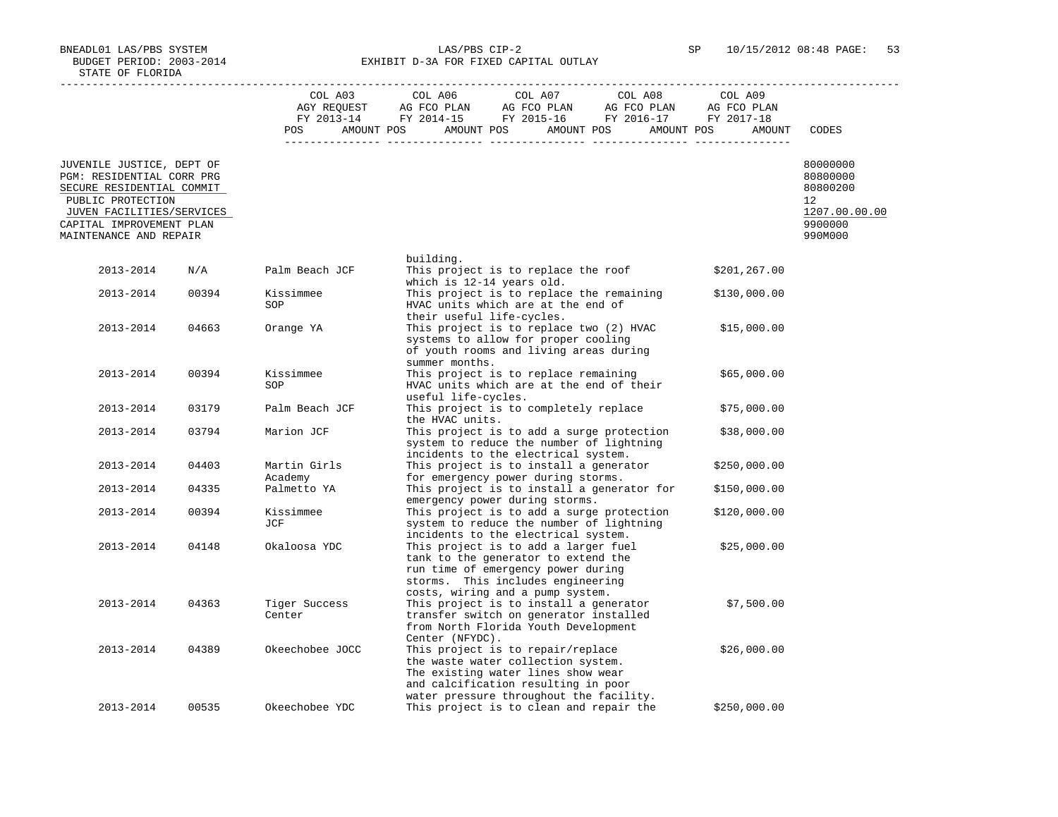BNEADL01 LAS/PBS SYSTEM
BUDGET PERIOD: 2003-2014
STATE OF FLORIDA

LAS/PBS CIP-2
EXHIBIT D-3A FOR FIXED CAPITAL OUTLAY

SP 10/15/2012 08:48 PAGE: 53

| | COL A03 AGY REQUEST FY 2013-14 POS AMOUNT | COL A06 AG FCO PLAN FY 2014-15 POS AMOUNT | COL A07 AG FCO PLAN FY 2015-16 POS AMOUNT | COL A08 AG FCO PLAN FY 2016-17 POS AMOUNT | COL A09 AG FCO PLAN FY 2017-18 POS AMOUNT | CODES |
|---|---|---|---|---|---|---|
| JUVENILE JUSTICE, DEPT OF | | | | | | 80000000 |
| PGM: RESIDENTIAL CORR PRG | | | | | | 80800000 |
| SECURE RESIDENTIAL COMMIT | | | | | | 80800200 |
| PUBLIC PROTECTION | | | | | | 12 |
| JUVEN FACILITIES/SERVICES | | | | | | 1207.00.00.00 |
| CAPITAL IMPROVEMENT PLAN | | | | | | 9900000 |
| MAINTENANCE AND REPAIR | | | | | | 990M000 |

| Year | Code | Facility | Description | Amount |
|---|---|---|---|---|
| | | | building. | |
| 2013-2014 | N/A | Palm Beach JCF | This project is to replace the roof which is 12-14 years old. | $201,267.00 |
| 2013-2014 | 00394 | Kissimmee SOP | This project is to replace the remaining HVAC units which are at the end of their useful life-cycles. | $130,000.00 |
| 2013-2014 | 04663 | Orange YA | This project is to replace two (2) HVAC systems to allow for proper cooling of youth rooms and living areas during summer months. | $15,000.00 |
| 2013-2014 | 00394 | Kissimmee SOP | This project is to replace remaining HVAC units which are at the end of their useful life-cycles. | $65,000.00 |
| 2013-2014 | 03179 | Palm Beach JCF | This project is to completely replace the HVAC units. | $75,000.00 |
| 2013-2014 | 03794 | Marion JCF | This project is to add a surge protection system to reduce the number of lightning incidents to the electrical system. | $38,000.00 |
| 2013-2014 | 04403 | Martin Girls Academy | This project is to install a generator for emergency power during storms. | $250,000.00 |
| 2013-2014 | 04335 | Palmetto YA | This project is to install a generator for emergency power during storms. | $150,000.00 |
| 2013-2014 | 00394 | Kissimmee JCF | This project is to add a surge protection system to reduce the number of lightning incidents to the electrical system. | $120,000.00 |
| 2013-2014 | 04148 | Okaloosa YDC | This project is to add a larger fuel tank to the generator to extend the run time of emergency power during storms. This includes engineering costs, wiring and a pump system. | $25,000.00 |
| 2013-2014 | 04363 | Tiger Success Center | This project is to install a generator transfer switch on generator installed from North Florida Youth Development Center (NFYDC). | $7,500.00 |
| 2013-2014 | 04389 | Okeechobee JOCC | This project is to repair/replace the waste water collection system. The existing water lines show wear and calcification resulting in poor water pressure throughout the facility. | $26,000.00 |
| 2013-2014 | 00535 | Okeechobee YDC | This project is to clean and repair the | $250,000.00 |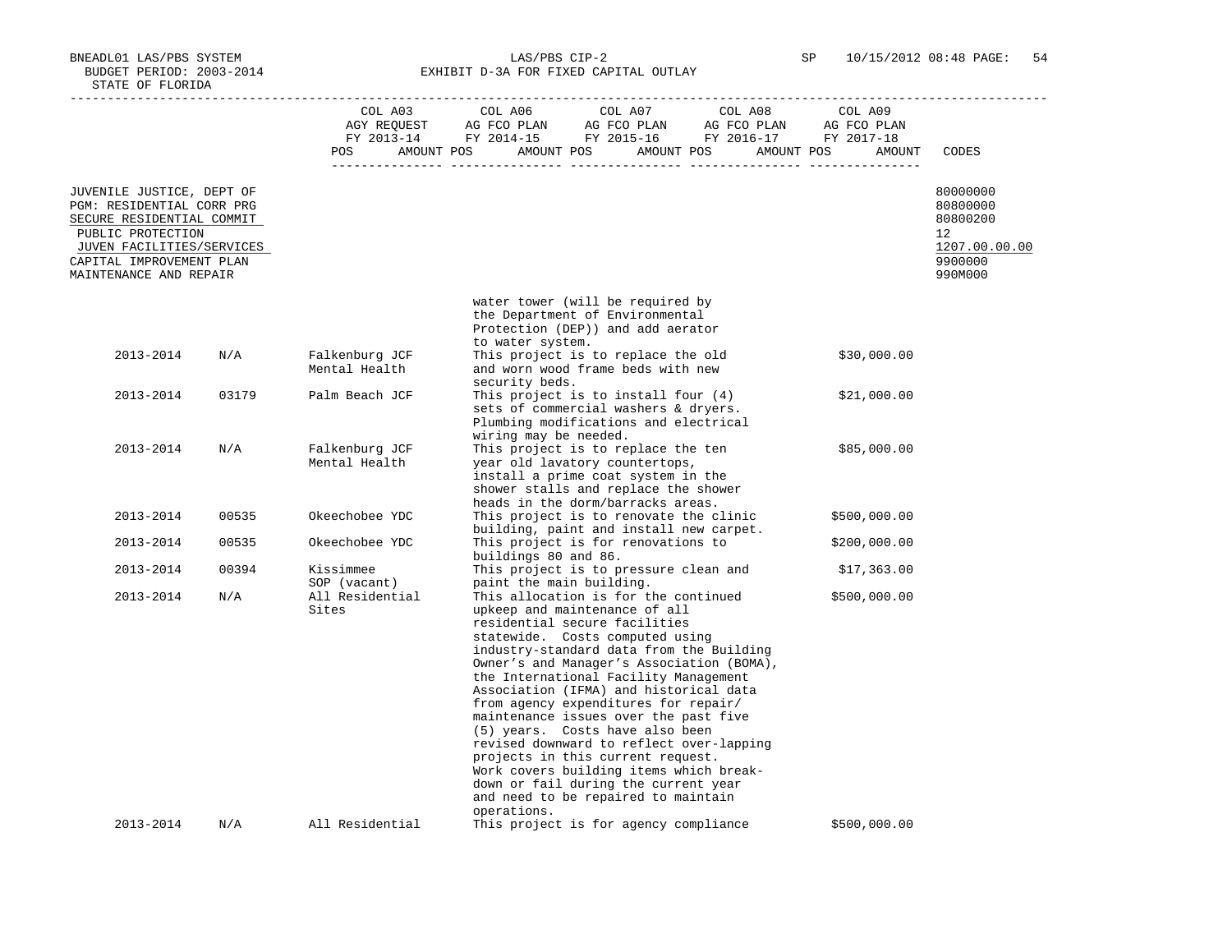BNEADL01 LAS/PBS SYSTEM
BUDGET PERIOD: 2003-2014
STATE OF FLORIDA

LAS/PBS CIP-2
EXHIBIT D-3A FOR FIXED CAPITAL OUTLAY

SP 10/15/2012 08:48

| | COL A03 AGY REQUEST FY 2013-14 POS AMOUNT | COL A06 AG FCO PLAN FY 2014-15 POS AMOUNT | COL A07 AG FCO PLAN FY 2015-16 POS AMOUNT | COL A08 AG FCO PLAN FY 2016-17 POS AMOUNT | COL A09 AG FCO PLAN FY 2017-18 POS AMOUNT | CODES |
|---|---|---|---|---|---|---|
| JUVENILE JUSTICE, DEPT OF | | | | | | 80000000 |
| PGM: RESIDENTIAL CORR PRG | | | | | | 80800000 |
| SECURE RESIDENTIAL COMMIT | | | | | | 80800200 |
| PUBLIC PROTECTION | | | | | | 12 |
| JUVEN FACILITIES/SERVICES | | | | | | 1207.00.00.00 |
| CAPITAL IMPROVEMENT PLAN | | | | | | 9900000 |
| MAINTENANCE AND REPAIR | | | | | | 990M000 |

| Year | ID | Facility | Description | Amount |
|---|---|---|---|---|
| | | | water tower (will be required by the Department of Environmental Protection (DEP)) and add aerator to water system. | |
| 2013-2014 | N/A | Falkenburg JCF Mental Health | This project is to replace the old and worn wood frame beds with new security beds. | $30,000.00 |
| 2013-2014 | 03179 | Palm Beach JCF | This project is to install four (4) sets of commercial washers & dryers. Plumbing modifications and electrical wiring may be needed. | $21,000.00 |
| 2013-2014 | N/A | Falkenburg JCF Mental Health | This project is to replace the ten year old lavatory countertops, install a prime coat system in the shower stalls and replace the shower heads in the dorm/barracks areas. | $85,000.00 |
| 2013-2014 | 00535 | Okeechobee YDC | This project is to renovate the clinic building, paint and install new carpet. | $500,000.00 |
| 2013-2014 | 00535 | Okeechobee YDC | This project is for renovations to buildings 80 and 86. | $200,000.00 |
| 2013-2014 | 00394 | Kissimmee SOP (vacant) | This project is to pressure clean and paint the main building. | $17,363.00 |
| 2013-2014 | N/A | All Residential Sites | This allocation is for the continued upkeep and maintenance of all residential secure facilities statewide. Costs computed using industry-standard data from the Building Owner's and Manager's Association (BOMA), the International Facility Management Association (IFMA) and historical data from agency expenditures for repair/ maintenance issues over the past five (5) years. Costs have also been revised downward to reflect over-lapping projects in this current request. Work covers building items which break-down or fail during the current year and need to be repaired to maintain operations. | $500,000.00 |
| 2013-2014 | N/A | All Residential | This project is for agency compliance | $500,000.00 |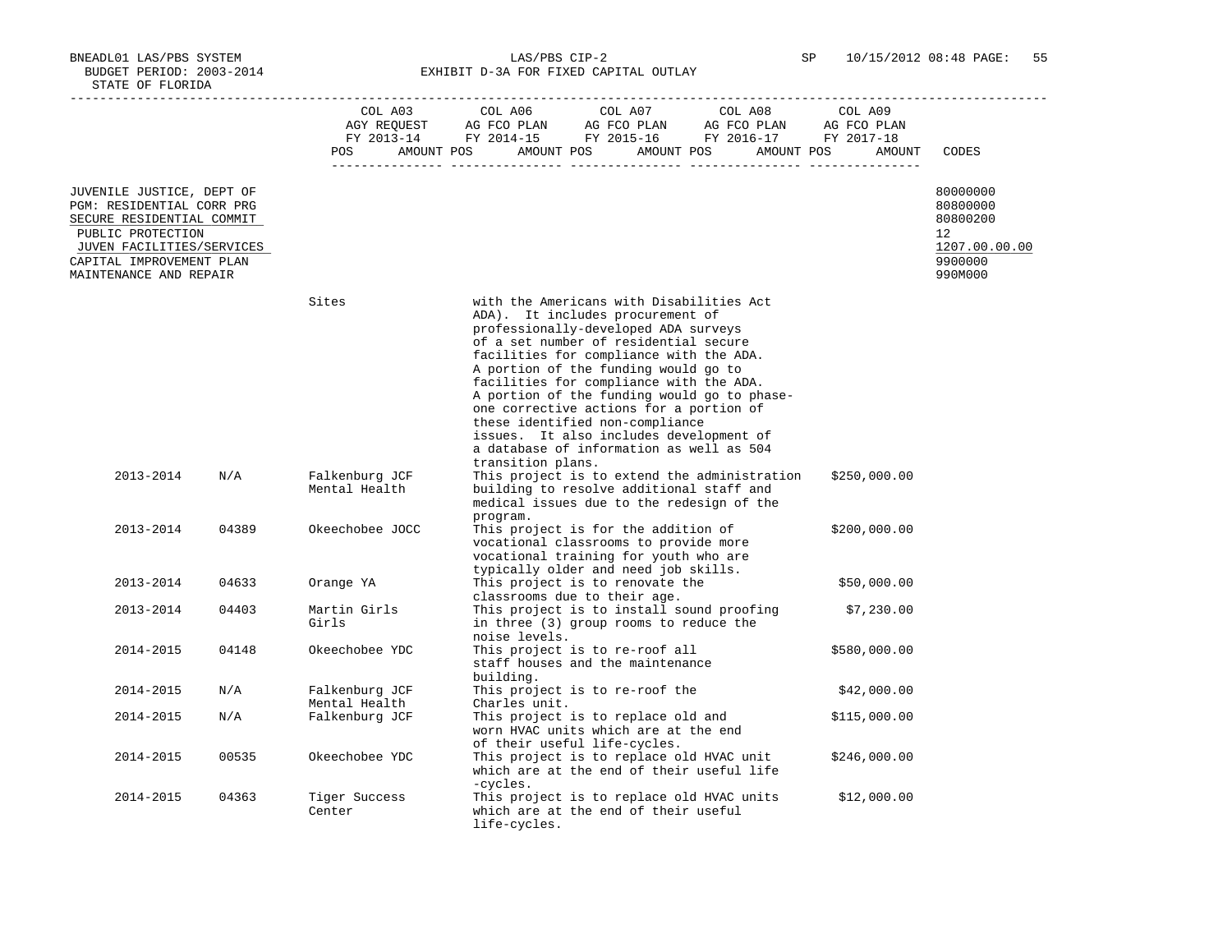EXHIBIT D-3A FOR FIXED CAPITAL OUTLAY

| | COL A03 AGY REQUEST FY 2013-14 | COL A06 AG FCO PLAN FY 2014-15 | COL A07 AG FCO PLAN FY 2015-16 | COL A08 AG FCO PLAN FY 2016-17 | COL A09 AG FCO PLAN FY 2017-18 | CODES |
|---|---|---|---|---|---|---|
| | POS AMOUNT | POS AMOUNT | POS AMOUNT | POS AMOUNT | POS AMOUNT | |

JUVENILE JUSTICE, DEPT OF — 80000000
PGM: RESIDENTIAL CORR PRG — 80800000
SECURE RESIDENTIAL COMMIT — 80800200
PUBLIC PROTECTION — 12
JUVEN FACILITIES/SERVICES — 1207.00.00.00
CAPITAL IMPROVEMENT PLAN — 9900000
MAINTENANCE AND REPAIR — 990M000

| Year | Facility No. | Facility | Description | Amount |
|---|---|---|---|---|
| | | Sites | with the Americans with Disabilities Act ADA). It includes procurement of professionally-developed ADA surveys of a set number of residential secure facilities for compliance with the ADA. A portion of the funding would go to facilities for compliance with the ADA. A portion of the funding would go to phase-one corrective actions for a portion of these identified non-compliance issues. It also includes development of a database of information as well as 504 transition plans. | |
| 2013-2014 | N/A | Falkenburg JCF Mental Health | This project is to extend the administration building to resolve additional staff and medical issues due to the redesign of the program. | $250,000.00 |
| 2013-2014 | 04389 | Okeechobee JOCC | This project is for the addition of vocational classrooms to provide more vocational training for youth who are typically older and need job skills. | $200,000.00 |
| 2013-2014 | 04633 | Orange YA | This project is to renovate the classrooms due to their age. | $50,000.00 |
| 2013-2014 | 04403 | Martin Girls Girls | This project is to install sound proofing in three (3) group rooms to reduce the noise levels. | $7,230.00 |
| 2014-2015 | 04148 | Okeechobee YDC | This project is to re-roof all staff houses and the maintenance building. | $580,000.00 |
| 2014-2015 | N/A | Falkenburg JCF Mental Health | This project is to re-roof the Charles unit. | $42,000.00 |
| 2014-2015 | N/A | Falkenburg JCF | This project is to replace old and worn HVAC units which are at the end of their useful life-cycles. | $115,000.00 |
| 2014-2015 | 00535 | Okeechobee YDC | This project is to replace old HVAC unit which are at the end of their useful life -cycles. | $246,000.00 |
| 2014-2015 | 04363 | Tiger Success Center | This project is to replace old HVAC units which are at the end of their useful life-cycles. | $12,000.00 |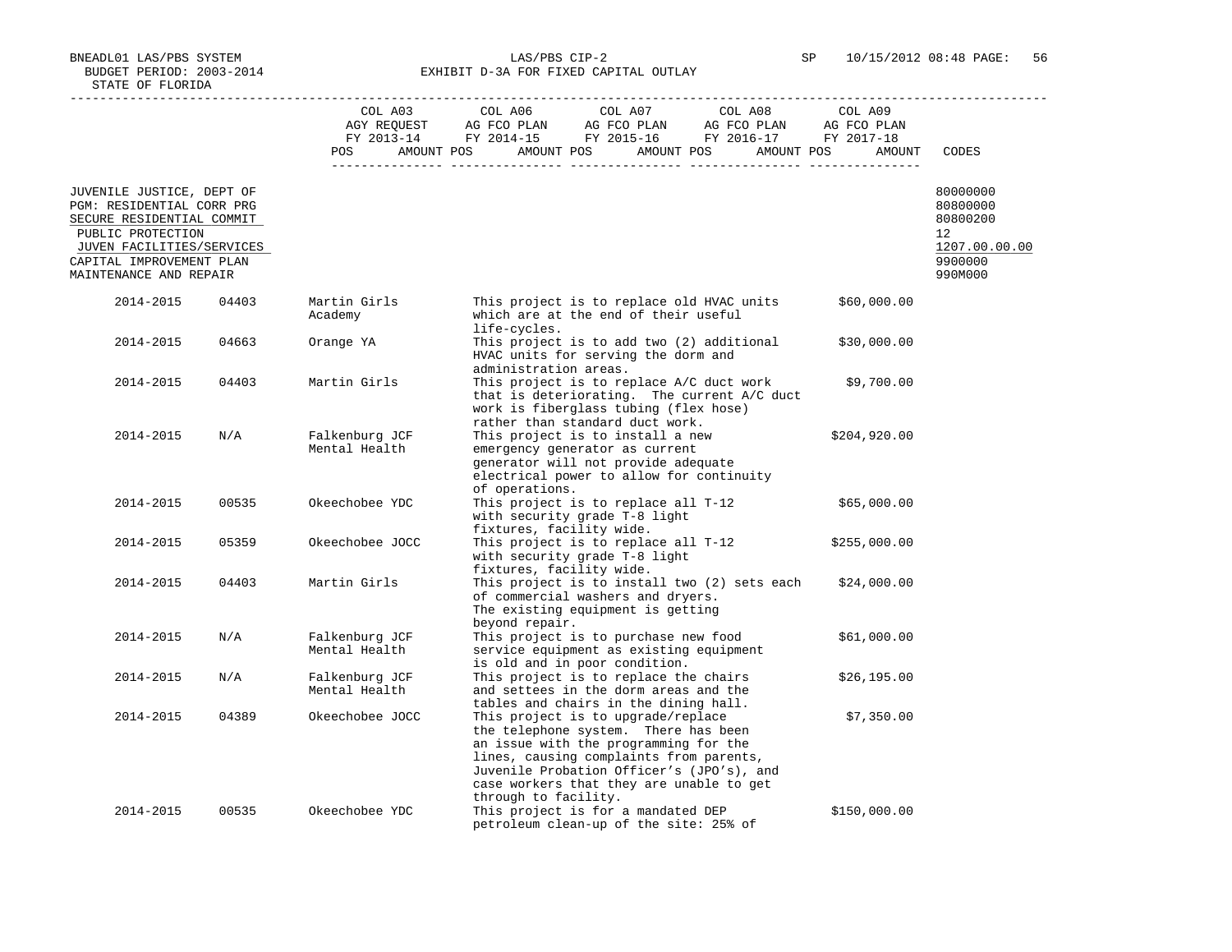BNEADL01 LAS/PBS SYSTEM
BUDGET PERIOD: 2003-2014
STATE OF FLORIDA

LAS/PBS CIP-2
EXHIBIT D-3A FOR FIXED CAPITAL OUTLAY

SP 10/15/2012 08:48

| | COL A03 AGY REQUEST FY 2013-14 POS AMOUNT | COL A06 AG FCO PLAN FY 2014-15 POS AMOUNT | COL A07 AG FCO PLAN FY 2015-16 POS AMOUNT | COL A08 AG FCO PLAN FY 2016-17 POS AMOUNT | COL A09 AG FCO PLAN FY 2017-18 POS AMOUNT | CODES |
|---|---|---|---|---|---|---|
| JUVENILE JUSTICE, DEPT OF | | | | | | 80000000 |
| PGM: RESIDENTIAL CORR PRG | | | | | | 80800000 |
| SECURE RESIDENTIAL COMMIT | | | | | | 80800200 |
| PUBLIC PROTECTION | | | | | | 12 |
| JUVEN FACILITIES/SERVICES | | | | | | 1207.00.00.00 |
| CAPITAL IMPROVEMENT PLAN | | | | | | 9900000 |
| MAINTENANCE AND REPAIR | | | | | | 990M000 |

| Year | Code | Facility | Description | Amount |
|---|---|---|---|---|
| 2014-2015 | 04403 | Martin Girls Academy | This project is to replace old HVAC units which are at the end of their useful life-cycles. | $60,000.00 |
| 2014-2015 | 04663 | Orange YA | This project is to add two (2) additional HVAC units for serving the dorm and administration areas. | $30,000.00 |
| 2014-2015 | 04403 | Martin Girls | This project is to replace A/C duct work that is deteriorating. The current A/C duct work is fiberglass tubing (flex hose) rather than standard duct work. | $9,700.00 |
| 2014-2015 | N/A | Falkenburg JCF Mental Health | This project is to install a new emergency generator as current generator will not provide adequate electrical power to allow for continuity of operations. | $204,920.00 |
| 2014-2015 | 00535 | Okeechobee YDC | This project is to replace all T-12 with security grade T-8 light fixtures, facility wide. | $65,000.00 |
| 2014-2015 | 05359 | Okeechobee JOCC | This project is to replace all T-12 with security grade T-8 light fixtures, facility wide. | $255,000.00 |
| 2014-2015 | 04403 | Martin Girls | This project is to install two (2) sets each of commercial washers and dryers. The existing equipment is getting beyond repair. | $24,000.00 |
| 2014-2015 | N/A | Falkenburg JCF Mental Health | This project is to purchase new food service equipment as existing equipment is old and in poor condition. | $61,000.00 |
| 2014-2015 | N/A | Falkenburg JCF Mental Health | This project is to replace the chairs and settees in the dorm areas and the tables and chairs in the dining hall. | $26,195.00 |
| 2014-2015 | 04389 | Okeechobee JOCC | This project is to upgrade/replace the telephone system. There has been an issue with the programming for the lines, causing complaints from parents, Juvenile Probation Officer's (JPO's), and case workers that they are unable to get through to facility. | $7,350.00 |
| 2014-2015 | 00535 | Okeechobee YDC | This project is for a mandated DEP petroleum clean-up of the site: 25% of | $150,000.00 |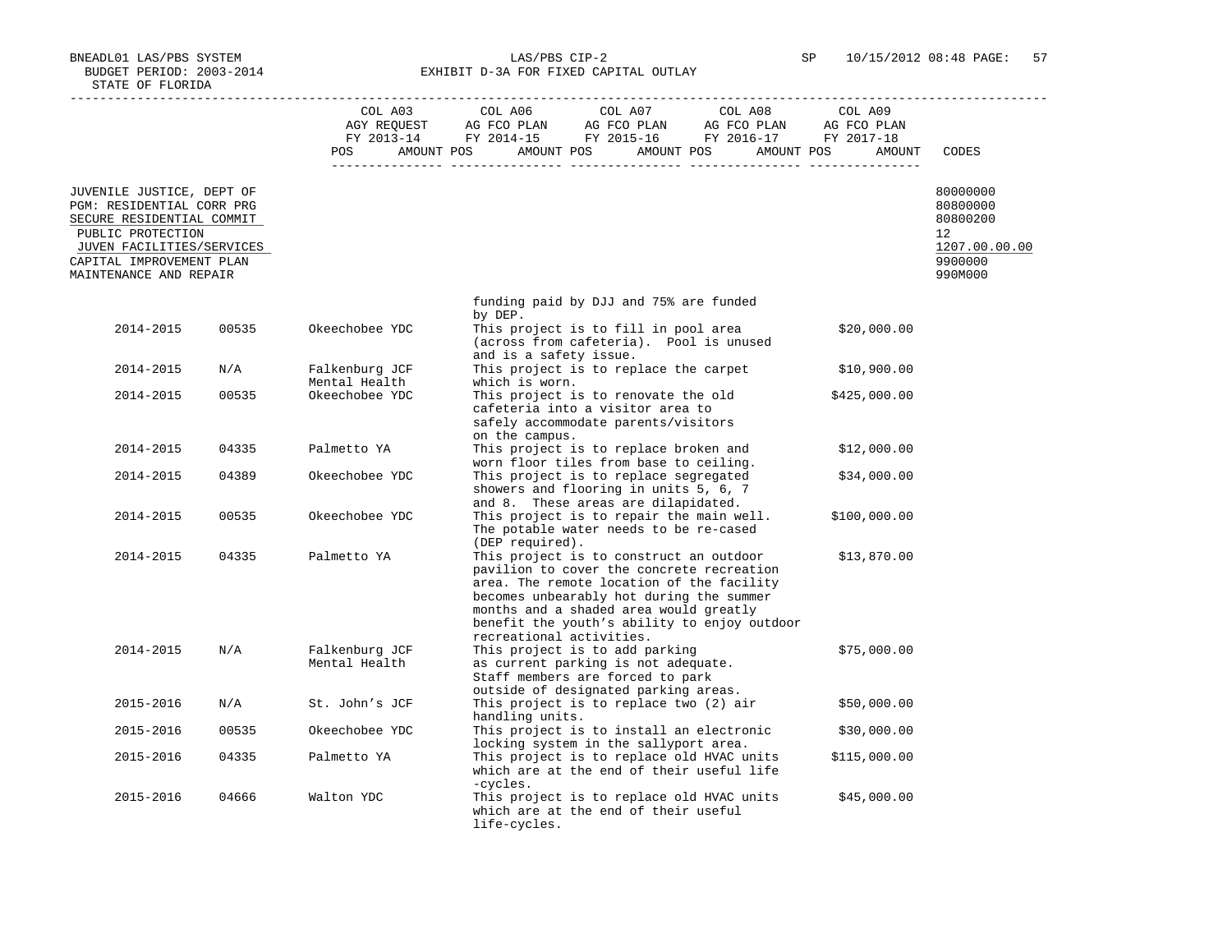BNEADL01 LAS/PBS SYSTEM
BUDGET PERIOD: 2003-2014
STATE OF FLORIDA

LAS/PBS CIP-2
EXHIBIT D-3A FOR FIXED CAPITAL OUTLAY

| | COL A03 AGY REQUEST FY 2013-14 POS AMOUNT | COL A06 AG FCO PLAN FY 2014-15 POS AMOUNT | COL A07 AG FCO PLAN FY 2015-16 POS AMOUNT | COL A08 AG FCO PLAN FY 2016-17 POS AMOUNT | COL A09 AG FCO PLAN FY 2017-18 POS AMOUNT | CODES |
|---|---|---|---|---|---|---|
| JUVENILE JUSTICE, DEPT OF | | | | | | 80000000 |
| PGM: RESIDENTIAL CORR PRG | | | | | | 80800000 |
| SECURE RESIDENTIAL COMMIT | | | | | | 80800200 |
| PUBLIC PROTECTION | | | | | | 12 |
| JUVEN FACILITIES/SERVICES | | | | | | 1207.00.00.00 |
| CAPITAL IMPROVEMENT PLAN | | | | | | 9900000 |
| MAINTENANCE AND REPAIR | | | | | | 990M000 |

| | | | | |
|---|---|---|---|---|
| | | | funding paid by DJJ and 75% are funded by DEP. | |
| 2014-2015 | 00535 | Okeechobee YDC | This project is to fill in pool area (across from cafeteria). Pool is unused and is a safety issue. | $20,000.00 |
| 2014-2015 | N/A | Falkenburg JCF Mental Health | This project is to replace the carpet which is worn. | $10,900.00 |
| 2014-2015 | 00535 | Okeechobee YDC | This project is to renovate the old cafeteria into a visitor area to safely accommodate parents/visitors on the campus. | $425,000.00 |
| 2014-2015 | 04335 | Palmetto YA | This project is to replace broken and worn floor tiles from base to ceiling. | $12,000.00 |
| 2014-2015 | 04389 | Okeechobee YDC | This project is to replace segregated showers and flooring in units 5, 6, 7 and 8. These areas are dilapidated. | $34,000.00 |
| 2014-2015 | 00535 | Okeechobee YDC | This project is to repair the main well. The potable water needs to be re-cased (DEP required). | $100,000.00 |
| 2014-2015 | 04335 | Palmetto YA | This project is to construct an outdoor pavilion to cover the concrete recreation area. The remote location of the facility becomes unbearably hot during the summer months and a shaded area would greatly benefit the youth's ability to enjoy outdoor recreational activities. | $13,870.00 |
| 2014-2015 | N/A | Falkenburg JCF Mental Health | This project is to add parking as current parking is not adequate. Staff members are forced to park outside of designated parking areas. | $75,000.00 |
| 2015-2016 | N/A | St. John's JCF | This project is to replace two (2) air handling units. | $50,000.00 |
| 2015-2016 | 00535 | Okeechobee YDC | This project is to install an electronic locking system in the sallyport area. | $30,000.00 |
| 2015-2016 | 04335 | Palmetto YA | This project is to replace old HVAC units which are at the end of their useful life -cycles. | $115,000.00 |
| 2015-2016 | 04666 | Walton YDC | This project is to replace old HVAC units which are at the end of their useful life-cycles. | $45,000.00 |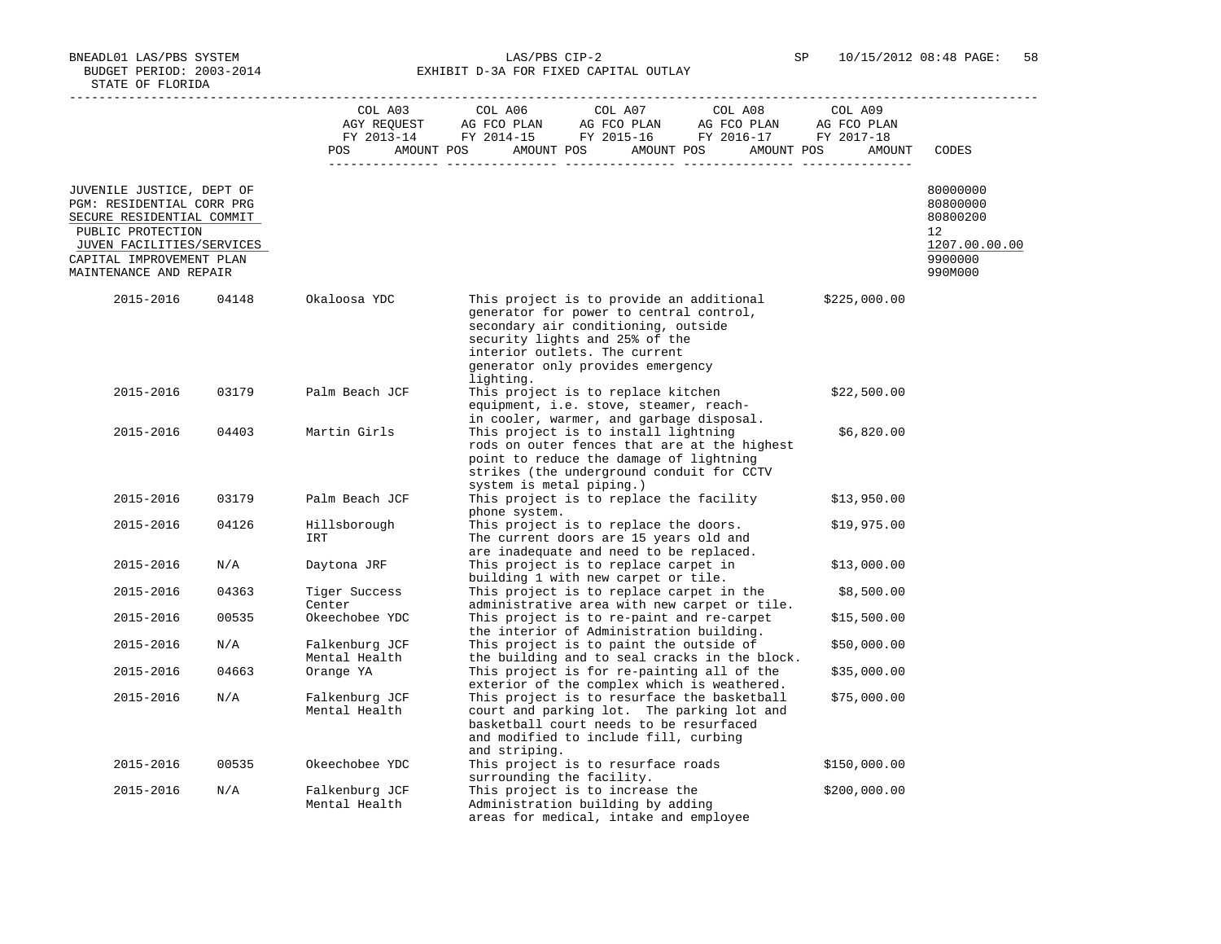BNEADL01 LAS/PBS SYSTEM
BUDGET PERIOD: 2003-2014
STATE OF FLORIDA

LAS/PBS CIP-2
EXHIBIT D-3A FOR FIXED CAPITAL OUTLAY

SP 10/15/2012 08:48 PAGE: 58

| | COL A03 AGY REQUEST FY 2013-14 POS AMOUNT | COL A06 AG FCO PLAN FY 2014-15 POS AMOUNT | COL A07 AG FCO PLAN FY 2015-16 POS AMOUNT | COL A08 AG FCO PLAN FY 2016-17 POS AMOUNT | COL A09 AG FCO PLAN FY 2017-18 POS AMOUNT | CODES |
|---|---|---|---|---|---|---|
| JUVENILE JUSTICE, DEPT OF | | | | | | 80000000 |
| PGM: RESIDENTIAL CORR PRG | | | | | | 80800000 |
| SECURE RESIDENTIAL COMMIT | | | | | | 80800200 |
| PUBLIC PROTECTION | | | | | | 12 |
| JUVEN FACILITIES/SERVICES | | | | | | 1207.00.00.00 |
| CAPITAL IMPROVEMENT PLAN | | | | | | 9900000 |
| MAINTENANCE AND REPAIR | | | | | | 990M000 |

| Year | Facility No. | Facility | Description | Amount |
|---|---|---|---|---|
| 2015-2016 | 04148 | Okaloosa YDC | This project is to provide an additional generator for power to central control, secondary air conditioning, outside security lights and 25% of the interior outlets. The current generator only provides emergency lighting. | $225,000.00 |
| 2015-2016 | 03179 | Palm Beach JCF | This project is to replace kitchen equipment, i.e. stove, steamer, reach-in cooler, warmer, and garbage disposal. | $22,500.00 |
| 2015-2016 | 04403 | Martin Girls | This project is to install lightning rods on outer fences that are at the highest point to reduce the damage of lightning strikes (the underground conduit for CCTV system is metal piping.) | $6,820.00 |
| 2015-2016 | 03179 | Palm Beach JCF | This project is to replace the facility phone system. | $13,950.00 |
| 2015-2016 | 04126 | Hillsborough IRT | This project is to replace the doors. The current doors are 15 years old and are inadequate and need to be replaced. | $19,975.00 |
| 2015-2016 | N/A | Daytona JRF | This project is to replace carpet in building 1 with new carpet or tile. | $13,000.00 |
| 2015-2016 | 04363 | Tiger Success Center | This project is to replace carpet in the administrative area with new carpet or tile. | $8,500.00 |
| 2015-2016 | 00535 | Okeechobee YDC | This project is to re-paint and re-carpet the interior of Administration building. | $15,500.00 |
| 2015-2016 | N/A | Falkenburg JCF Mental Health | This project is to paint the outside of the building and to seal cracks in the block. | $50,000.00 |
| 2015-2016 | 04663 | Orange YA | This project is for re-painting all of the exterior of the complex which is weathered. | $35,000.00 |
| 2015-2016 | N/A | Falkenburg JCF Mental Health | This project is to resurface the basketball court and parking lot. The parking lot and basketball court needs to be resurfaced and modified to include fill, curbing and striping. | $75,000.00 |
| 2015-2016 | 00535 | Okeechobee YDC | This project is to resurface roads surrounding the facility. | $150,000.00 |
| 2015-2016 | N/A | Falkenburg JCF Mental Health | This project is to increase the Administration building by adding areas for medical, intake and employee | $200,000.00 |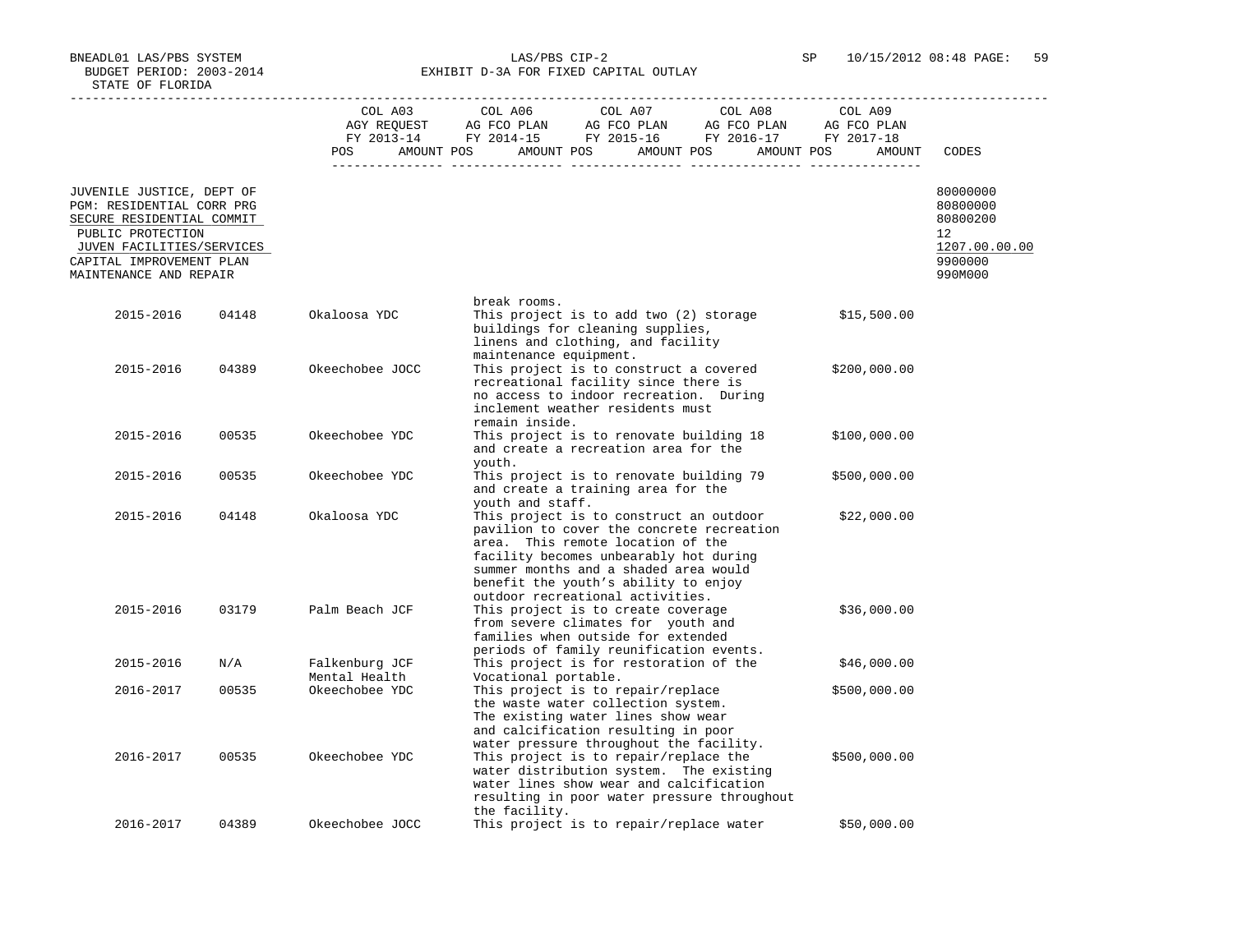BNEADL01 LAS/PBS SYSTEM
BUDGET PERIOD: 2003-2014
STATE OF FLORIDA

LAS/PBS CIP-2
EXHIBIT D-3A FOR FIXED CAPITAL OUTLAY

SP 10/15/2012 08:48

| | COL A03 AGY REQUEST FY 2013-14 POS AMOUNT | COL A06 AG FCO PLAN FY 2014-15 POS AMOUNT | COL A07 AG FCO PLAN FY 2015-16 POS AMOUNT | COL A08 AG FCO PLAN FY 2016-17 POS AMOUNT | COL A09 AG FCO PLAN FY 2017-18 POS AMOUNT | CODES |
|---|---|---|---|---|---|---|
| JUVENILE JUSTICE, DEPT OF | | | | | | 80000000 |
| PGM: RESIDENTIAL CORR PRG | | | | | | 80800000 |
| SECURE RESIDENTIAL COMMIT | | | | | | 80800200 |
| PUBLIC PROTECTION | | | | | | 12 |
| JUVEN FACILITIES/SERVICES | | | | | | 1207.00.00.00 |
| CAPITAL IMPROVEMENT PLAN | | | | | | 9900000 |
| MAINTENANCE AND REPAIR | | | | | | 990M000 |

| Year | Code | Facility | Description | Amount |
|---|---|---|---|---|
| | | | break rooms. | |
| 2015-2016 | 04148 | Okaloosa YDC | This project is to add two (2) storage buildings for cleaning supplies, linens and clothing, and facility maintenance equipment. | $15,500.00 |
| 2015-2016 | 04389 | Okeechobee JOCC | This project is to construct a covered recreational facility since there is no access to indoor recreation. During inclement weather residents must remain inside. | $200,000.00 |
| 2015-2016 | 00535 | Okeechobee YDC | This project is to renovate building 18 and create a recreation area for the youth. | $100,000.00 |
| 2015-2016 | 00535 | Okeechobee YDC | This project is to renovate building 79 and create a training area for the youth and staff. | $500,000.00 |
| 2015-2016 | 04148 | Okaloosa YDC | This project is to construct an outdoor pavilion to cover the concrete recreation area. This remote location of the facility becomes unbearably hot during summer months and a shaded area would benefit the youth's ability to enjoy outdoor recreational activities. | $22,000.00 |
| 2015-2016 | 03179 | Palm Beach JCF | This project is to create coverage from severe climates for youth and families when outside for extended periods of family reunification events. | $36,000.00 |
| 2015-2016 | N/A | Falkenburg JCF Mental Health | This project is for restoration of the Vocational portable. | $46,000.00 |
| 2016-2017 | 00535 | Okeechobee YDC | This project is to repair/replace the waste water collection system. The existing water lines show wear and calcification resulting in poor water pressure throughout the facility. | $500,000.00 |
| 2016-2017 | 00535 | Okeechobee YDC | This project is to repair/replace the water distribution system. The existing water lines show wear and calcification resulting in poor water pressure throughout the facility. | $500,000.00 |
| 2016-2017 | 04389 | Okeechobee JOCC | This project is to repair/replace water | $50,000.00 |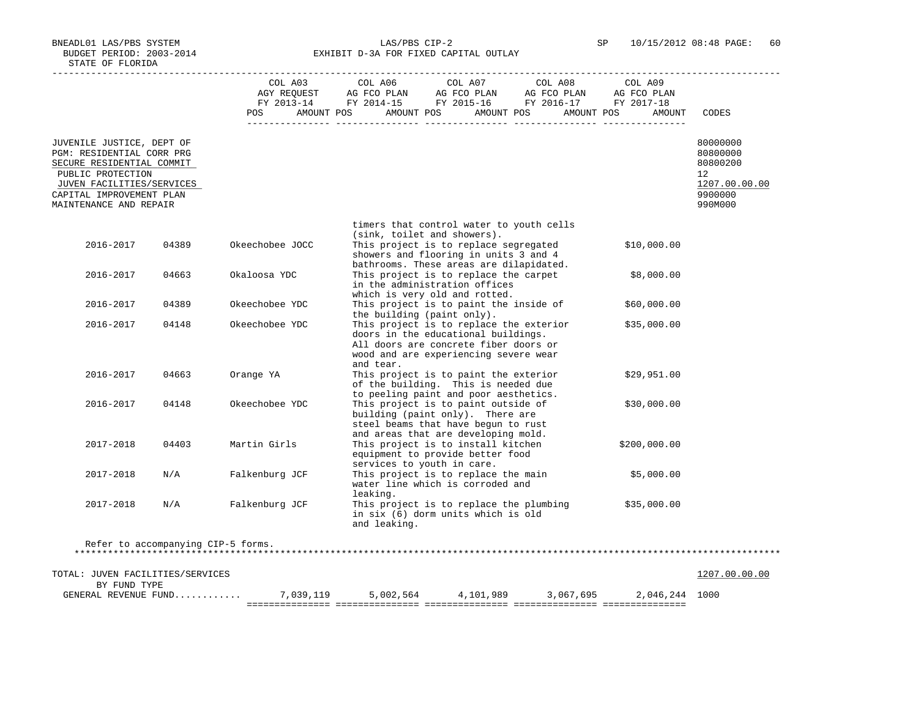BNEADL01 LAS/PBS SYSTEM
BUDGET PERIOD: 2003-2014
STATE OF FLORIDA

LAS/PBS CIP-2
EXHIBIT D-3A FOR FIXED CAPITAL OUTLAY

| | COL A03 AGY REQUEST FY 2013-14 POS AMOUNT | COL A06 AG FCO PLAN FY 2014-15 POS AMOUNT | COL A07 AG FCO PLAN FY 2015-16 POS AMOUNT | COL A08 AG FCO PLAN FY 2016-17 POS AMOUNT | COL A09 AG FCO PLAN FY 2017-18 POS AMOUNT | CODES |
|---|---|---|---|---|---|---|
| JUVENILE JUSTICE, DEPT OF | | | | | | 80000000 |
| PGM: RESIDENTIAL CORR PRG | | | | | | 80800000 |
| SECURE RESIDENTIAL COMMIT | | | | | | 80800200 |
| PUBLIC PROTECTION | | | | | | 12 |
| JUVEN FACILITIES/SERVICES | | | | | | 1207.00.00.00 |
| CAPITAL IMPROVEMENT PLAN | | | | | | 9900000 |
| MAINTENANCE AND REPAIR | | | | | | 990M000 |

| | | | | |
|---|---|---|---|---|
| | | | timers that control water to youth cells (sink, toilet and showers). | |
| 2016-2017 | 04389 | Okeechobee JOCC | This project is to replace segregated showers and flooring in units 3 and 4 bathrooms. These areas are dilapidated. | $10,000.00 |
| 2016-2017 | 04663 | Okaloosa YDC | This project is to replace the carpet in the administration offices which is very old and rotted. | $8,000.00 |
| 2016-2017 | 04389 | Okeechobee YDC | This project is to paint the inside of the building (paint only). | $60,000.00 |
| 2016-2017 | 04148 | Okeechobee YDC | This project is to replace the exterior doors in the educational buildings. All doors are concrete fiber doors or wood and are experiencing severe wear and tear. | $35,000.00 |
| 2016-2017 | 04663 | Orange YA | This project is to paint the exterior of the building. This is needed due to peeling paint and poor aesthetics. | $29,951.00 |
| 2016-2017 | 04148 | Okeechobee YDC | This project is to paint outside of building (paint only). There are steel beams that have begun to rust and areas that are developing mold. | $30,000.00 |
| 2017-2018 | 04403 | Martin Girls | This project is to install kitchen equipment to provide better food services to youth in care. | $200,000.00 |
| 2017-2018 | N/A | Falkenburg JCF | This project is to replace the main water line which is corroded and leaking. | $5,000.00 |
| 2017-2018 | N/A | Falkenburg JCF | This project is to replace the plumbing in six (6) dorm units which is old and leaking. | $35,000.00 |

Refer to accompanying CIP-5 forms.

| | COL A03 | COL A06 | COL A07 | COL A08 | COL A09 | CODES |
|---|---|---|---|---|---|---|
| TOTAL: JUVEN FACILITIES/SERVICES | | | | | | 1207.00.00.00 |
| BY FUND TYPE | | | | | | |
| GENERAL REVENUE FUND............ | 7,039,119 | 5,002,564 | 4,101,989 | 3,067,695 | 2,046,244 | 1000 |